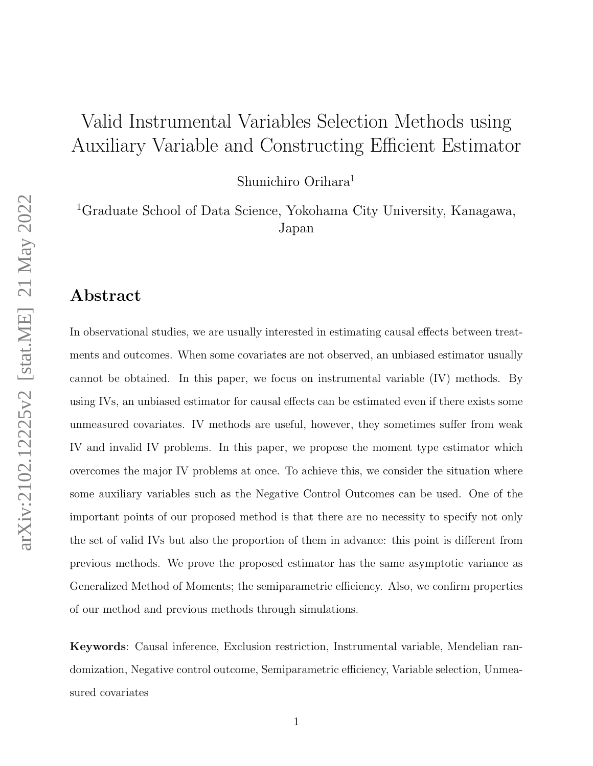# Valid Instrumental Variables Selection Methods using Auxiliary Variable and Constructing Efficient Estimator

Shunichiro Orihara[1]

[1]Graduate School of Data Science, Yokohama City University, Kanagawa, Japan

## Abstract

In observational studies, we are usually interested in estimating causal effects between treatments and outcomes. When some covariates are not observed, an unbiased estimator usually cannot be obtained. In this paper, we focus on instrumental variable (IV) methods. By using IVs, an unbiased estimator for causal effects can be estimated even if there exists some unmeasured covariates. IV methods are useful, however, they sometimes suffer from weak IV and invalid IV problems. In this paper, we propose the moment type estimator which overcomes the major IV problems at once. To achieve this, we consider the situation where some auxiliary variables such as the Negative Control Outcomes can be used. One of the important points of our proposed method is that there are no necessity to specify not only the set of valid IVs but also the proportion of them in advance: this point is different from previous methods. We prove the proposed estimator has the same asymptotic variance as Generalized Method of Moments; the semiparametric efficiency. Also, we confirm properties of our method and previous methods through simulations.

**Keywords**: Causal inference, Exclusion restriction, Instrumental variable, Mendelian randomization, Negative control outcome, Semiparametric efficiency, Variable selection, Unmeasured covariates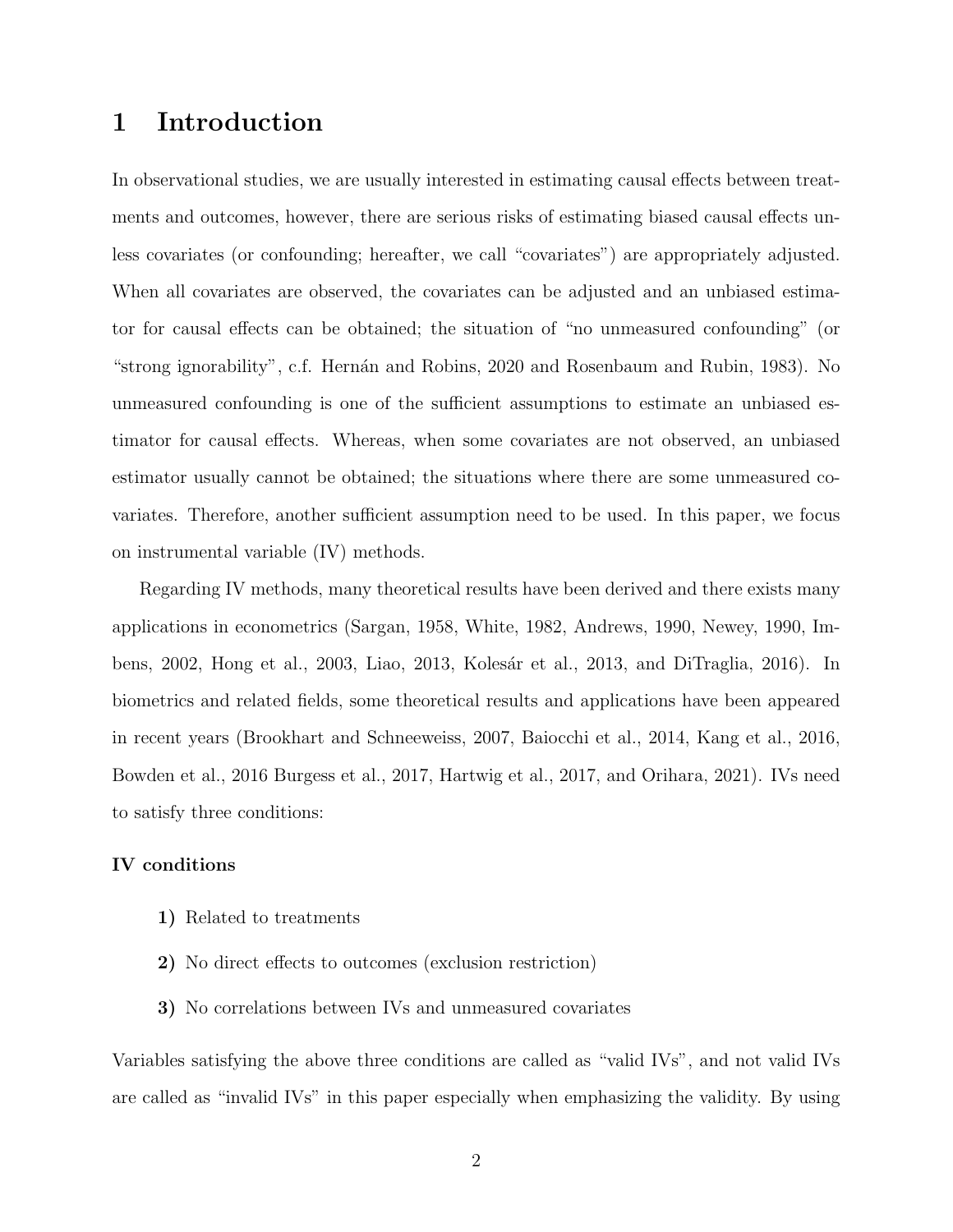# 1 Introduction

In observational studies, we are usually interested in estimating causal effects between treatments and outcomes, however, there are serious risks of estimating biased causal effects unless covariates (or confounding; hereafter, we call "covariates") are appropriately adjusted. When all covariates are observed, the covariates can be adjusted and an unbiased estimator for causal effects can be obtained; the situation of "no unmeasured confounding" (or "strong ignorability", c.f. Hernán and Robins, 2020 and Rosenbaum and Rubin, 1983). No unmeasured confounding is one of the sufficient assumptions to estimate an unbiased estimator for causal effects. Whereas, when some covariates are not observed, an unbiased estimator usually cannot be obtained; the situations where there are some unmeasured covariates. Therefore, another sufficient assumption need to be used. In this paper, we focus on instrumental variable (IV) methods.

Regarding IV methods, many theoretical results have been derived and there exists many applications in econometrics (Sargan, 1958, White, 1982, Andrews, 1990, Newey, 1990, Imbens, 2002, Hong et al., 2003, Liao, 2013, Kolesár et al., 2013, and DiTraglia, 2016). In biometrics and related fields, some theoretical results and applications have been appeared in recent years (Brookhart and Schneeweiss, 2007, Baiocchi et al., 2014, Kang et al., 2016, Bowden et al., 2016 Burgess et al., 2017, Hartwig et al., 2017, and Orihara, 2021). IVs need to satisfy three conditions:

**IV conditions**

- **1)** Related to treatments
- **2)** No direct effects to outcomes (exclusion restriction)
- **3)** No correlations between IVs and unmeasured covariates

Variables satisfying the above three conditions are called as "valid IVs", and not valid IVs are called as "invalid IVs" in this paper especially when emphasizing the validity. By using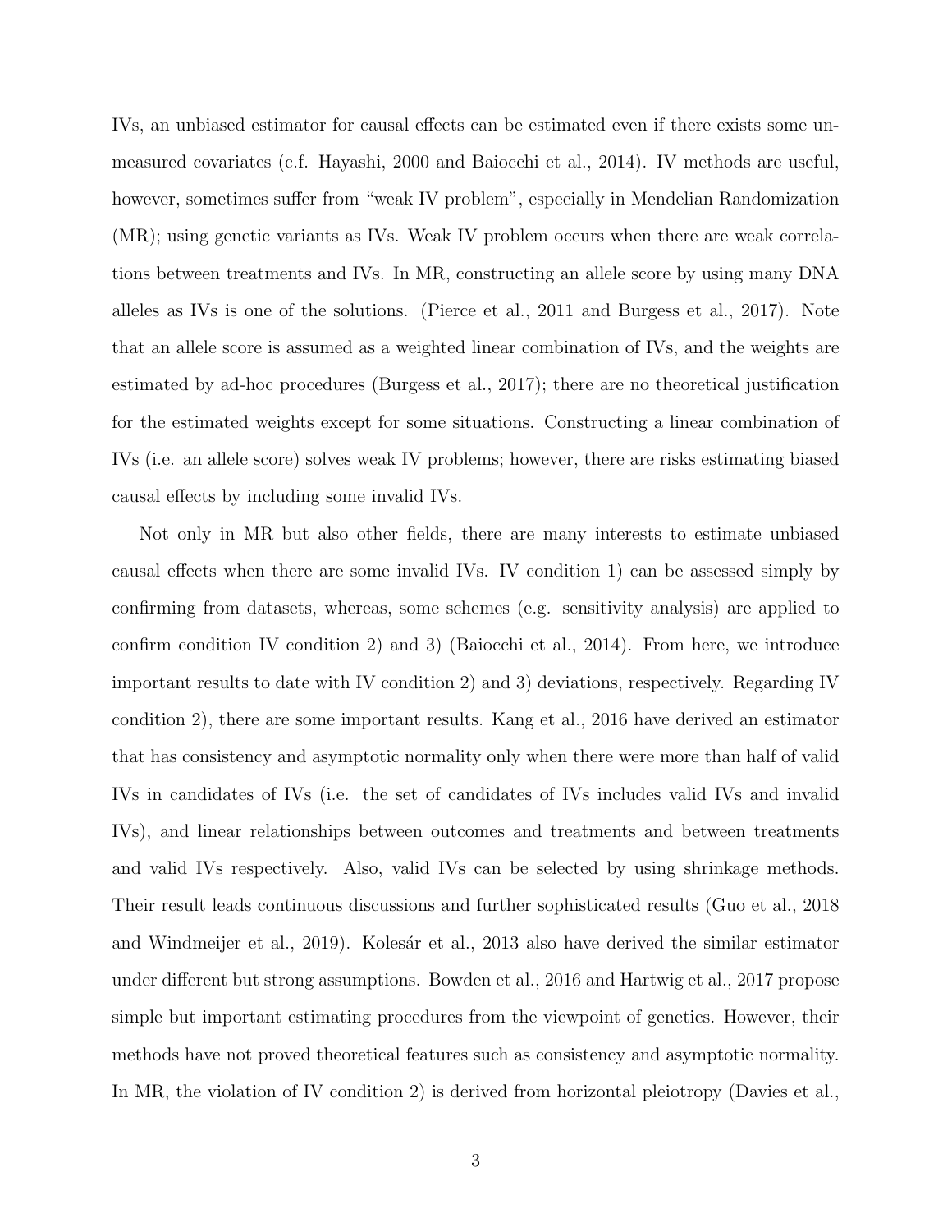IVs, an unbiased estimator for causal effects can be estimated even if there exists some unmeasured covariates (c.f. Hayashi, 2000 and Baiocchi et al., 2014). IV methods are useful, however, sometimes suffer from "weak IV problem", especially in Mendelian Randomization (MR); using genetic variants as IVs. Weak IV problem occurs when there are weak correlations between treatments and IVs. In MR, constructing an allele score by using many DNA alleles as IVs is one of the solutions. (Pierce et al., 2011 and Burgess et al., 2017). Note that an allele score is assumed as a weighted linear combination of IVs, and the weights are estimated by ad-hoc procedures (Burgess et al., 2017); there are no theoretical justification for the estimated weights except for some situations. Constructing a linear combination of IVs (i.e. an allele score) solves weak IV problems; however, there are risks estimating biased causal effects by including some invalid IVs.

Not only in MR but also other fields, there are many interests to estimate unbiased causal effects when there are some invalid IVs. IV condition 1) can be assessed simply by confirming from datasets, whereas, some schemes (e.g. sensitivity analysis) are applied to confirm condition IV condition 2) and 3) (Baiocchi et al., 2014). From here, we introduce important results to date with IV condition 2) and 3) deviations, respectively. Regarding IV condition 2), there are some important results. Kang et al., 2016 have derived an estimator that has consistency and asymptotic normality only when there were more than half of valid IVs in candidates of IVs (i.e. the set of candidates of IVs includes valid IVs and invalid IVs), and linear relationships between outcomes and treatments and between treatments and valid IVs respectively. Also, valid IVs can be selected by using shrinkage methods. Their result leads continuous discussions and further sophisticated results (Guo et al., 2018 and Windmeijer et al., 2019). Kolesár et al., 2013 also have derived the similar estimator under different but strong assumptions. Bowden et al., 2016 and Hartwig et al., 2017 propose simple but important estimating procedures from the viewpoint of genetics. However, their methods have not proved theoretical features such as consistency and asymptotic normality. In MR, the violation of IV condition 2) is derived from horizontal pleiotropy (Davies et al.,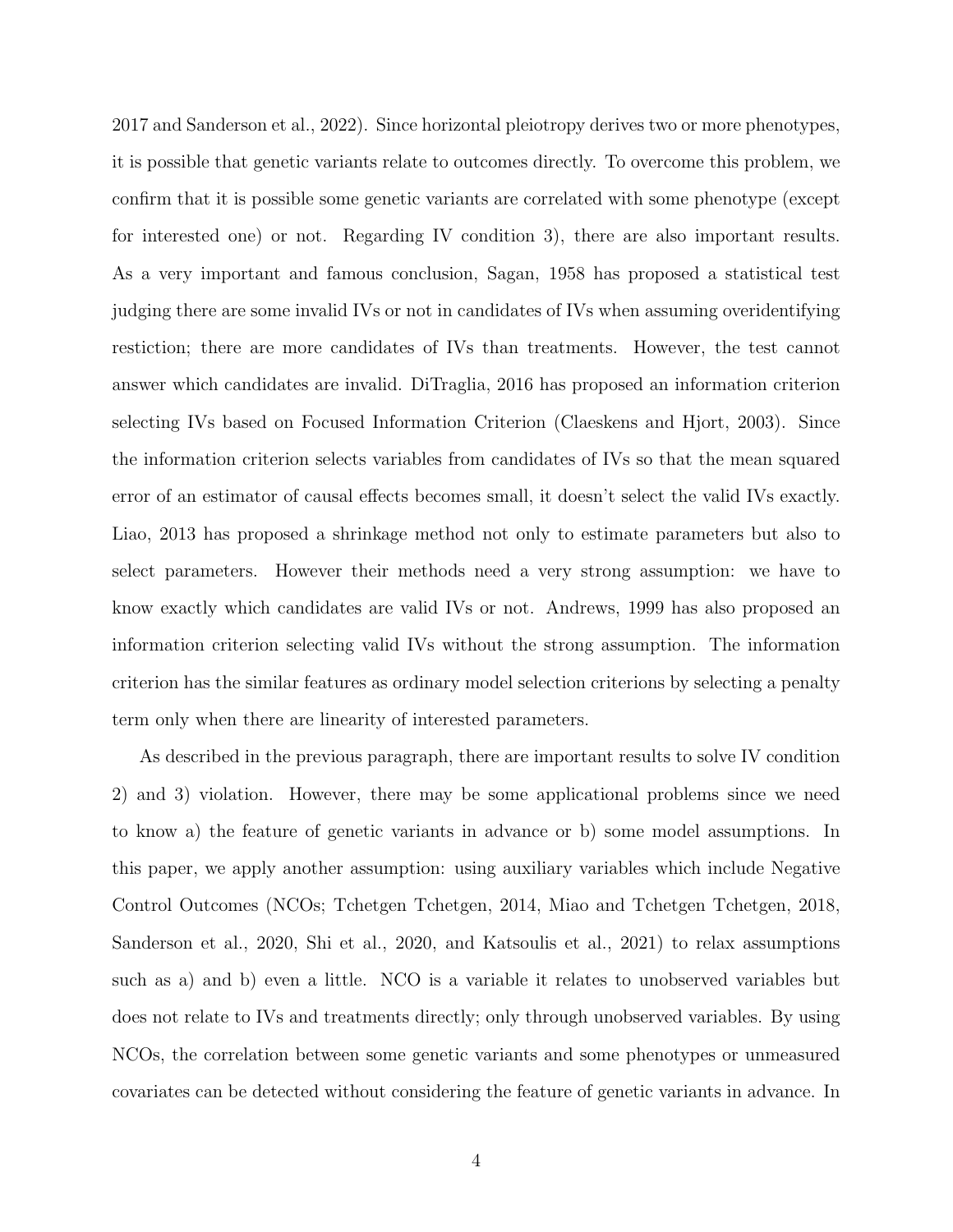2017 and Sanderson et al., 2022). Since horizontal pleiotropy derives two or more phenotypes, it is possible that genetic variants relate to outcomes directly. To overcome this problem, we confirm that it is possible some genetic variants are correlated with some phenotype (except for interested one) or not. Regarding IV condition 3), there are also important results. As a very important and famous conclusion, Sagan, 1958 has proposed a statistical test judging there are some invalid IVs or not in candidates of IVs when assuming overidentifying restiction; there are more candidates of IVs than treatments. However, the test cannot answer which candidates are invalid. DiTraglia, 2016 has proposed an information criterion selecting IVs based on Focused Information Criterion (Claeskens and Hjort, 2003). Since the information criterion selects variables from candidates of IVs so that the mean squared error of an estimator of causal effects becomes small, it doesn't select the valid IVs exactly. Liao, 2013 has proposed a shrinkage method not only to estimate parameters but also to select parameters. However their methods need a very strong assumption: we have to know exactly which candidates are valid IVs or not. Andrews, 1999 has also proposed an information criterion selecting valid IVs without the strong assumption. The information criterion has the similar features as ordinary model selection criterions by selecting a penalty term only when there are linearity of interested parameters.

As described in the previous paragraph, there are important results to solve IV condition 2) and 3) violation. However, there may be some applicational problems since we need to know a) the feature of genetic variants in advance or b) some model assumptions. In this paper, we apply another assumption: using auxiliary variables which include Negative Control Outcomes (NCOs; Tchetgen Tchetgen, 2014, Miao and Tchetgen Tchetgen, 2018, Sanderson et al., 2020, Shi et al., 2020, and Katsoulis et al., 2021) to relax assumptions such as a) and b) even a little. NCO is a variable it relates to unobserved variables but does not relate to IVs and treatments directly; only through unobserved variables. By using NCOs, the correlation between some genetic variants and some phenotypes or unmeasured covariates can be detected without considering the feature of genetic variants in advance. In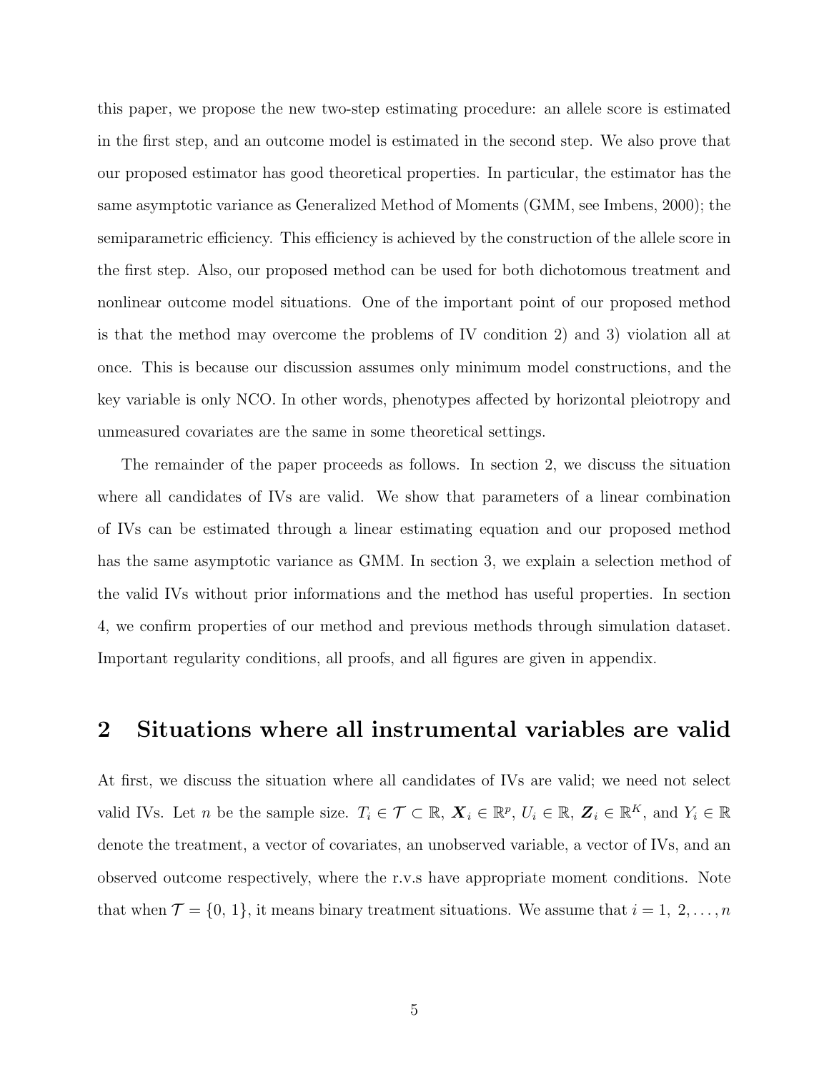this paper, we propose the new two-step estimating procedure: an allele score is estimated in the first step, and an outcome model is estimated in the second step. We also prove that our proposed estimator has good theoretical properties. In particular, the estimator has the same asymptotic variance as Generalized Method of Moments (GMM, see Imbens, 2000); the semiparametric efficiency. This efficiency is achieved by the construction of the allele score in the first step. Also, our proposed method can be used for both dichotomous treatment and nonlinear outcome model situations. One of the important point of our proposed method is that the method may overcome the problems of IV condition 2) and 3) violation all at once. This is because our discussion assumes only minimum model constructions, and the key variable is only NCO. In other words, phenotypes affected by horizontal pleiotropy and unmeasured covariates are the same in some theoretical settings.

The remainder of the paper proceeds as follows. In section 2, we discuss the situation where all candidates of IVs are valid. We show that parameters of a linear combination of IVs can be estimated through a linear estimating equation and our proposed method has the same asymptotic variance as GMM. In section 3, we explain a selection method of the valid IVs without prior informations and the method has useful properties. In section 4, we confirm properties of our method and previous methods through simulation dataset. Important regularity conditions, all proofs, and all figures are given in appendix.

## 2 Situations where all instrumental variables are valid

At first, we discuss the situation where all candidates of IVs are valid; we need not select valid IVs. Let $n$ be the sample size. $T_i \in \mathcal{T} \subset \mathbb{R}$, $\boldsymbol{X}_i \in \mathbb{R}^p$, $U_i \in \mathbb{R}$, $\boldsymbol{Z}_i \in \mathbb{R}^K$, and $Y_i \in \mathbb{R}$ denote the treatment, a vector of covariates, an unobserved variable, a vector of IVs, and an observed outcome respectively, where the r.v.s have appropriate moment conditions. Note that when $\mathcal{T} = \{0, 1\}$, it means binary treatment situations. We assume that $i = 1, 2, \ldots, n$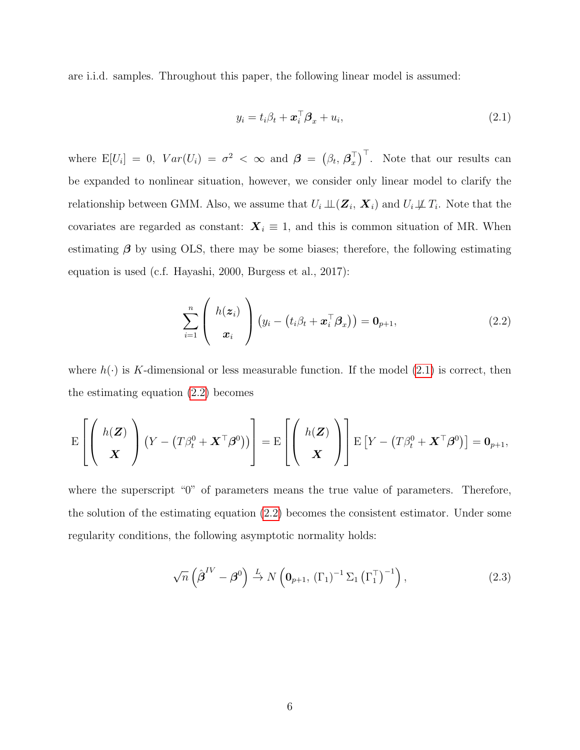are i.i.d. samples. Throughout this paper, the following linear model is assumed:

$$y_i = t_i \beta_t + \boldsymbol{x}_i^\top \boldsymbol{\beta}_x + u_i, \tag{2.1}$$

where $\mathrm{E}[U_i] = 0$, $Var(U_i) = \sigma^2 < \infty$ and $\boldsymbol{\beta} = \left(\beta_t,\, \boldsymbol{\beta}_x^\top\right)^\top$. Note that our results can be expanded to nonlinear situation, however, we consider only linear model to clarify the relationship between GMM. Also, we assume that $U_i \perp\!\!\!\perp (\boldsymbol{Z}_i,\, \boldsymbol{X}_i)$ and $U_i \not\perp\!\!\!\perp T_i$. Note that the covariates are regarded as constant: $\boldsymbol{X}_i \equiv 1$, and this is common situation of MR. When estimating $\boldsymbol{\beta}$ by using OLS, there may be some biases; therefore, the following estimating equation is used (c.f. Hayashi, 2000, Burgess et al., 2017):

$$\sum_{i=1}^{n} \begin{pmatrix} h(\boldsymbol{z}_i) \\ \boldsymbol{x}_i \end{pmatrix} \left(y_i - \left(t_i \beta_t + \boldsymbol{x}_i^\top \boldsymbol{\beta}_x\right)\right) = \boldsymbol{0}_{p+1}, \tag{2.2}$$

where $h(\cdot)$ is $K$-dimensional or less measurable function. If the model (2.1) is correct, then the estimating equation (2.2) becomes

$$\mathrm{E}\left[\begin{pmatrix} h(\boldsymbol{Z}) \\ \boldsymbol{X} \end{pmatrix} \left(Y - \left(T\beta_t^0 + \boldsymbol{X}^\top \boldsymbol{\beta}^0\right)\right)\right] = \mathrm{E}\left[\begin{pmatrix} h(\boldsymbol{Z}) \\ \boldsymbol{X} \end{pmatrix}\right] \mathrm{E}\left[Y - \left(T\beta_t^0 + \boldsymbol{X}^\top \boldsymbol{\beta}^0\right)\right] = \boldsymbol{0}_{p+1},$$

where the superscript "0" of parameters means the true value of parameters. Therefore, the solution of the estimating equation (2.2) becomes the consistent estimator. Under some regularity conditions, the following asymptotic normality holds:

$$\sqrt{n}\left(\hat{\boldsymbol{\beta}}^{IV} - \boldsymbol{\beta}^0\right) \xrightarrow{L} N\left(\boldsymbol{0}_{p+1},\, \left(\Gamma_1\right)^{-1} \Sigma_1 \left(\Gamma_1^\top\right)^{-1}\right), \tag{2.3}$$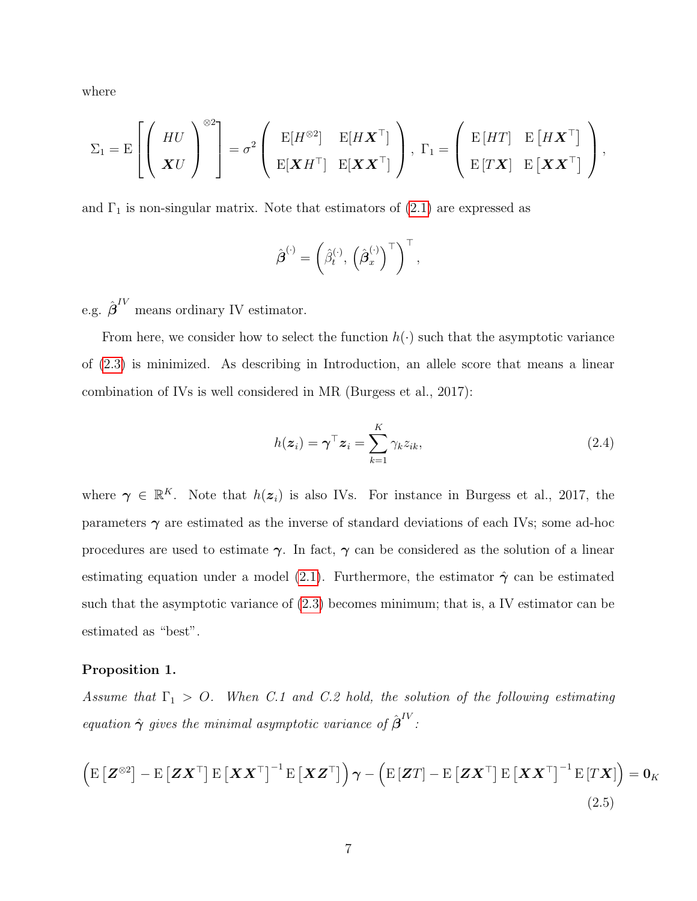where

$$
\Sigma_1 = \mathrm{E}\left[\begin{pmatrix} HU \\ \boldsymbol{X}U \end{pmatrix}^{\otimes 2}\right] = \sigma^2 \begin{pmatrix} \mathrm{E}[H^{\otimes 2}] & \mathrm{E}[H\boldsymbol{X}^\top] \\ \mathrm{E}[\boldsymbol{X}H^\top] & \mathrm{E}[\boldsymbol{X}\boldsymbol{X}^\top] \end{pmatrix},\ \Gamma_1 = \begin{pmatrix} \mathrm{E}\left[HT\right] & \mathrm{E}\left[H\boldsymbol{X}^\top\right] \\ \mathrm{E}\left[T\boldsymbol{X}\right] & \mathrm{E}\left[\boldsymbol{X}\boldsymbol{X}^\top\right] \end{pmatrix},
$$

and $\Gamma_1$ is non-singular matrix. Note that estimators of (2.1) are expressed as

$$
\hat{\boldsymbol{\beta}}^{(\cdot)} = \left(\hat{\beta}_t^{(\cdot)}, \left(\hat{\boldsymbol{\beta}}_x^{(\cdot)}\right)^\top\right)^\top,
$$

e.g. $\hat{\boldsymbol{\beta}}^{IV}$ means ordinary IV estimator.

From here, we consider how to select the function $h(\cdot)$ such that the asymptotic variance of (2.3) is minimized. As describing in Introduction, an allele score that means a linear combination of IVs is well considered in MR (Burgess et al., 2017):

$$
h(\boldsymbol{z}_i) = \boldsymbol{\gamma}^\top \boldsymbol{z}_i = \sum_{k=1}^{K} \gamma_k z_{ik}, \tag{2.4}
$$

where $\boldsymbol{\gamma} \in \mathbb{R}^K$. Note that $h(\boldsymbol{z}_i)$ is also IVs. For instance in Burgess et al., 2017, the parameters $\boldsymbol{\gamma}$ are estimated as the inverse of standard deviations of each IVs; some ad-hoc procedures are used to estimate $\boldsymbol{\gamma}$. In fact, $\boldsymbol{\gamma}$ can be considered as the solution of a linear estimating equation under a model (2.1). Furthermore, the estimator $\hat{\boldsymbol{\gamma}}$ can be estimated such that the asymptotic variance of (2.3) becomes minimum; that is, a IV estimator can be estimated as "best".

**Proposition 1.**

*Assume that $\Gamma_1 > O$. When C.1 and C.2 hold, the solution of the following estimating equation $\hat{\boldsymbol{\gamma}}$ gives the minimal asymptotic variance of $\hat{\boldsymbol{\beta}}^{IV}$:*

$$
\left(\mathrm{E}\left[\boldsymbol{Z}^{\otimes 2}\right] - \mathrm{E}\left[\boldsymbol{Z}\boldsymbol{X}^\top\right]\mathrm{E}\left[\boldsymbol{X}\boldsymbol{X}^\top\right]^{-1}\mathrm{E}\left[\boldsymbol{X}\boldsymbol{Z}^\top\right]\right)\boldsymbol{\gamma} - \left(\mathrm{E}\left[\boldsymbol{Z}T\right] - \mathrm{E}\left[\boldsymbol{Z}\boldsymbol{X}^\top\right]\mathrm{E}\left[\boldsymbol{X}\boldsymbol{X}^\top\right]^{-1}\mathrm{E}\left[T\boldsymbol{X}\right]\right) = \mathbf{0}_K \tag{2.5}
$$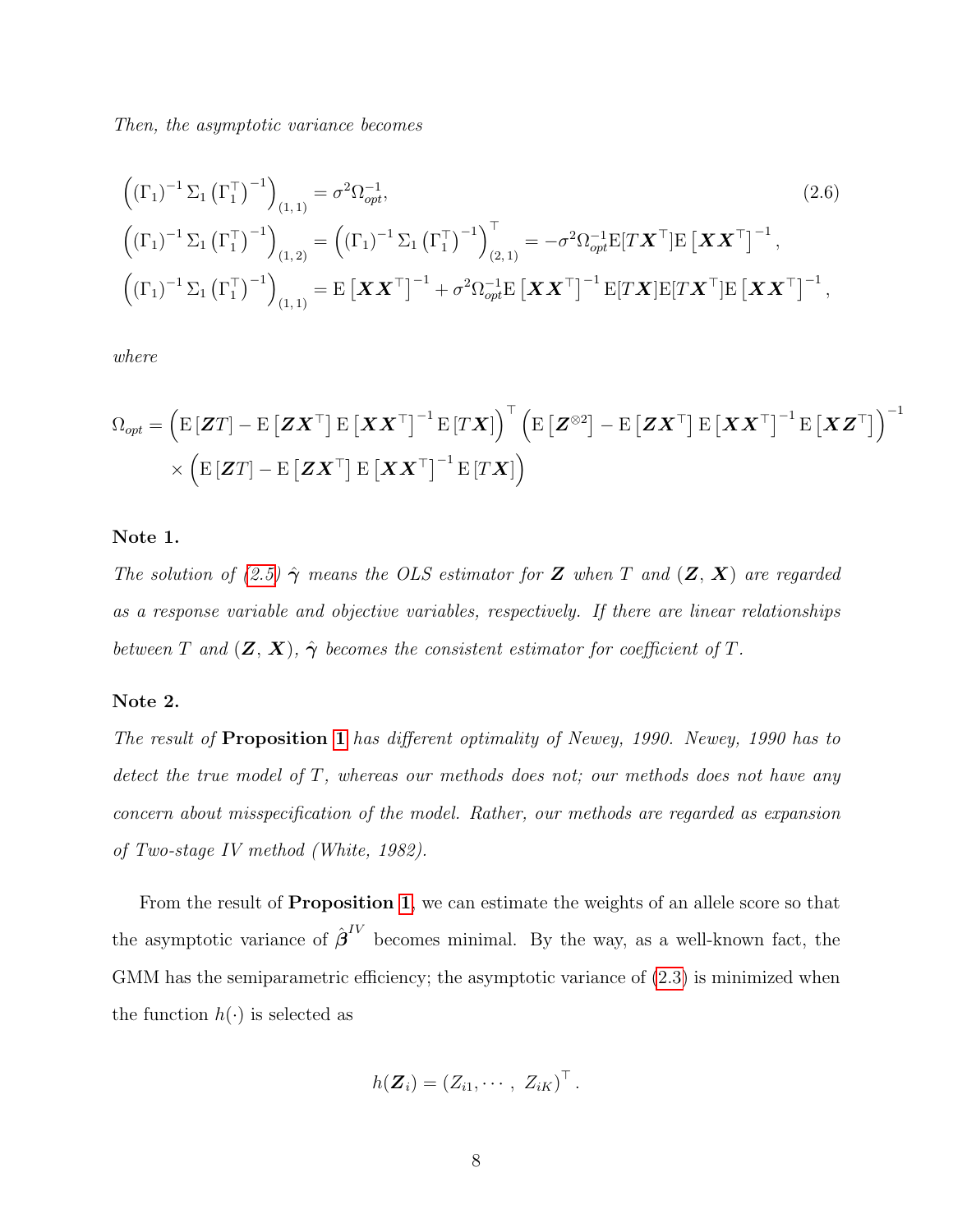*Then, the asymptotic variance becomes*

$$
\begin{aligned}
\left((\Gamma_1)^{-1}\Sigma_1\left(\Gamma_1^\top\right)^{-1}\right)_{(1,\,1)} &= \sigma^2\Omega_{opt}^{-1}, \\
\left((\Gamma_1)^{-1}\Sigma_1\left(\Gamma_1^\top\right)^{-1}\right)_{(1,\,2)} &= \left((\Gamma_1)^{-1}\Sigma_1\left(\Gamma_1^\top\right)^{-1}\right)_{(2,\,1)}^\top = -\sigma^2\Omega_{opt}^{-1}\mathrm{E}[T\boldsymbol{X}^\top]\mathrm{E}\left[\boldsymbol{X}\boldsymbol{X}^\top\right]^{-1}, \\
\left((\Gamma_1)^{-1}\Sigma_1\left(\Gamma_1^\top\right)^{-1}\right)_{(1,\,1)} &= \mathrm{E}\left[\boldsymbol{X}\boldsymbol{X}^\top\right]^{-1} + \sigma^2\Omega_{opt}^{-1}\mathrm{E}\left[\boldsymbol{X}\boldsymbol{X}^\top\right]^{-1}\mathrm{E}[T\boldsymbol{X}]\mathrm{E}[T\boldsymbol{X}^\top]\mathrm{E}\left[\boldsymbol{X}\boldsymbol{X}^\top\right]^{-1},
\end{aligned}
\tag{2.6}
$$

*where*

$$
\begin{aligned}
\Omega_{opt} = &\left(\mathrm{E}\left[\boldsymbol{Z}T\right] - \mathrm{E}\left[\boldsymbol{Z}\boldsymbol{X}^\top\right]\mathrm{E}\left[\boldsymbol{X}\boldsymbol{X}^\top\right]^{-1}\mathrm{E}\left[T\boldsymbol{X}\right]\right)^\top \left(\mathrm{E}\left[\boldsymbol{Z}^{\otimes 2}\right] - \mathrm{E}\left[\boldsymbol{Z}\boldsymbol{X}^\top\right]\mathrm{E}\left[\boldsymbol{X}\boldsymbol{X}^\top\right]^{-1}\mathrm{E}\left[\boldsymbol{X}\boldsymbol{Z}^\top\right]\right)^{-1} \\
&\times \left(\mathrm{E}\left[\boldsymbol{Z}T\right] - \mathrm{E}\left[\boldsymbol{Z}\boldsymbol{X}^\top\right]\mathrm{E}\left[\boldsymbol{X}\boldsymbol{X}^\top\right]^{-1}\mathrm{E}\left[T\boldsymbol{X}\right]\right)
\end{aligned}
$$

**Note 1.**

*The solution of (2.5) $\hat{\boldsymbol{\gamma}}$ means the OLS estimator for $\boldsymbol{Z}$ when $T$ and $(\boldsymbol{Z},\,\boldsymbol{X})$ are regarded as a response variable and objective variables, respectively. If there are linear relationships between $T$ and $(\boldsymbol{Z},\,\boldsymbol{X})$, $\hat{\boldsymbol{\gamma}}$ becomes the consistent estimator for coefficient of $T$.*

**Note 2.**

*The result of* **Proposition 1** *has different optimality of Newey, 1990. Newey, 1990 has to detect the true model of $T$, whereas our methods does not; our methods does not have any concern about misspecification of the model. Rather, our methods are regarded as expansion of Two-stage IV method (White, 1982).*

From the result of **Proposition 1**, we can estimate the weights of an allele score so that the asymptotic variance of $\hat{\boldsymbol{\beta}}^{IV}$ becomes minimal. By the way, as a well-known fact, the GMM has the semiparametric efficiency; the asymptotic variance of (2.3) is minimized when the function $h(\cdot)$ is selected as

$$
h(\boldsymbol{Z}_i) = (Z_{i1}, \cdots,\ Z_{iK})^\top.
$$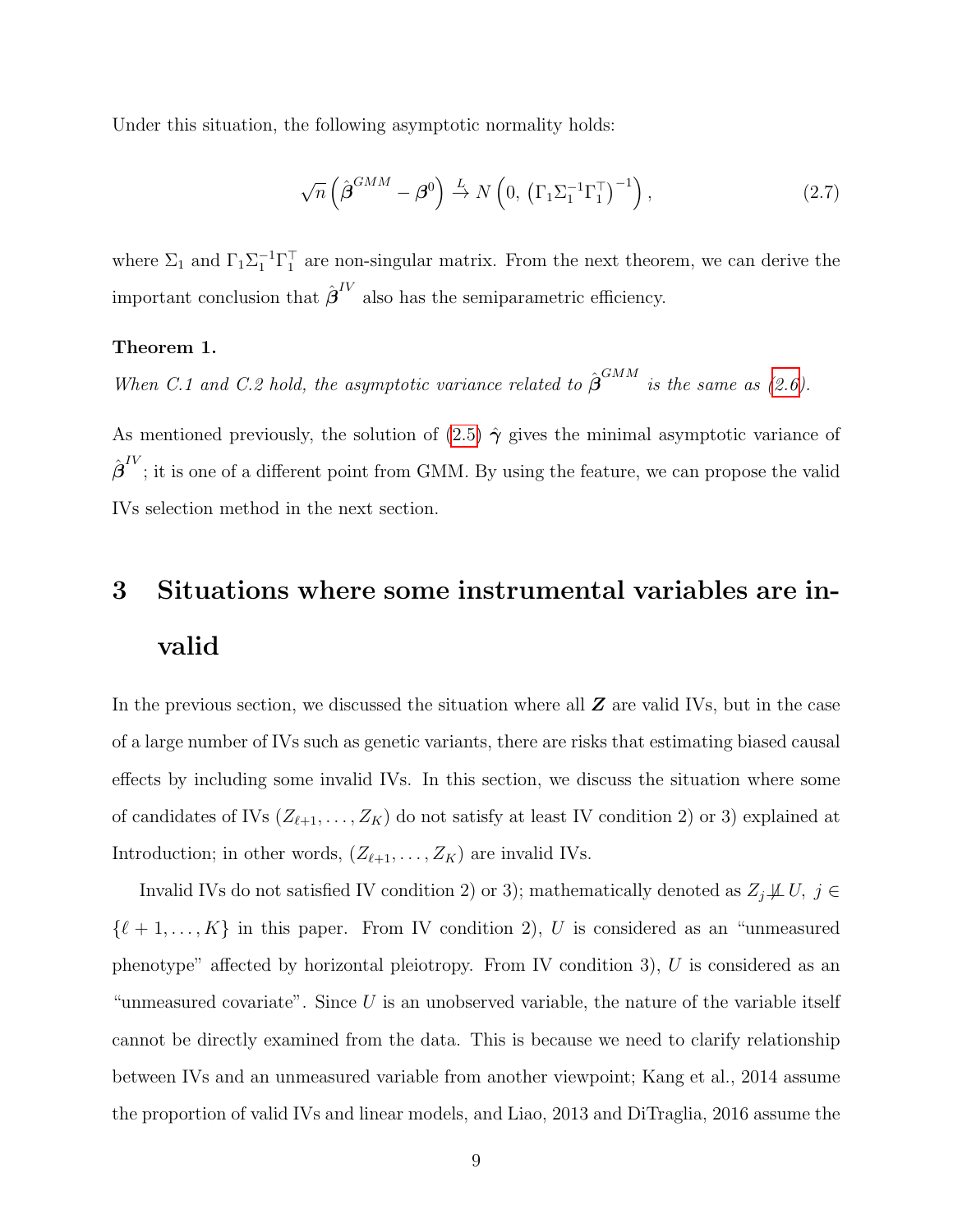Under this situation, the following asymptotic normality holds:

$$\sqrt{n}\left(\hat{\boldsymbol{\beta}}^{GMM} - \boldsymbol{\beta}^0\right) \xrightarrow{L} N\left(0,\ \left(\Gamma_1 \Sigma_1^{-1} \Gamma_1^\top\right)^{-1}\right), \tag{2.7}$$

where $\Sigma_1$ and $\Gamma_1 \Sigma_1^{-1} \Gamma_1^\top$ are non-singular matrix. From the next theorem, we can derive the important conclusion that $\hat{\boldsymbol{\beta}}^{IV}$ also has the semiparametric efficiency.

**Theorem 1.**

*When C.1 and C.2 hold, the asymptotic variance related to $\hat{\boldsymbol{\beta}}^{GMM}$ is the same as (2.6).*

As mentioned previously, the solution of (2.5) $\hat{\boldsymbol{\gamma}}$ gives the minimal asymptotic variance of $\hat{\boldsymbol{\beta}}^{IV}$; it is one of a different point from GMM. By using the feature, we can propose the valid IVs selection method in the next section.

# 3 Situations where some instrumental variables are invalid

In the previous section, we discussed the situation where all $\boldsymbol{Z}$ are valid IVs, but in the case of a large number of IVs such as genetic variants, there are risks that estimating biased causal effects by including some invalid IVs. In this section, we discuss the situation where some of candidates of IVs $(Z_{\ell+1}, \ldots, Z_K)$ do not satisfy at least IV condition 2) or 3) explained at Introduction; in other words, $(Z_{\ell+1}, \ldots, Z_K)$ are invalid IVs.

Invalid IVs do not satisfied IV condition 2) or 3); mathematically denoted as $Z_j \not\perp\!\!\!\perp U,\ j \in \{\ell+1, \ldots, K\}$ in this paper. From IV condition 2), $U$ is considered as an "unmeasured phenotype" affected by horizontal pleiotropy. From IV condition 3), $U$ is considered as an "unmeasured covariate". Since $U$ is an unobserved variable, the nature of the variable itself cannot be directly examined from the data. This is because we need to clarify relationship between IVs and an unmeasured variable from another viewpoint; Kang et al., 2014 assume the proportion of valid IVs and linear models, and Liao, 2013 and DiTraglia, 2016 assume the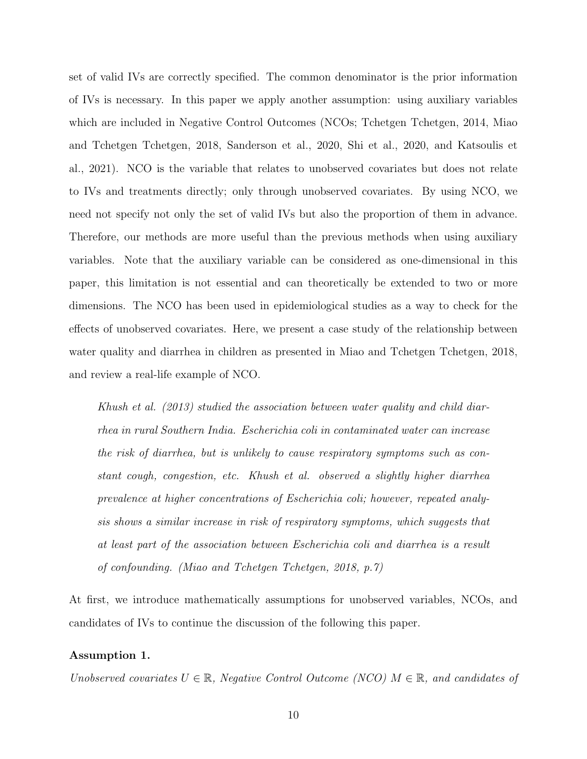set of valid IVs are correctly specified. The common denominator is the prior information of IVs is necessary. In this paper we apply another assumption: using auxiliary variables which are included in Negative Control Outcomes (NCOs; Tchetgen Tchetgen, 2014, Miao and Tchetgen Tchetgen, 2018, Sanderson et al., 2020, Shi et al., 2020, and Katsoulis et al., 2021). NCO is the variable that relates to unobserved covariates but does not relate to IVs and treatments directly; only through unobserved covariates. By using NCO, we need not specify not only the set of valid IVs but also the proportion of them in advance. Therefore, our methods are more useful than the previous methods when using auxiliary variables. Note that the auxiliary variable can be considered as one-dimensional in this paper, this limitation is not essential and can theoretically be extended to two or more dimensions. The NCO has been used in epidemiological studies as a way to check for the effects of unobserved covariates. Here, we present a case study of the relationship between water quality and diarrhea in children as presented in Miao and Tchetgen Tchetgen, 2018, and review a real-life example of NCO.

> *Khush et al. (2013) studied the association between water quality and child diarrhea in rural Southern India. Escherichia coli in contaminated water can increase the risk of diarrhea, but is unlikely to cause respiratory symptoms such as constant cough, congestion, etc. Khush et al. observed a slightly higher diarrhea prevalence at higher concentrations of Escherichia coli; however, repeated analysis shows a similar increase in risk of respiratory symptoms, which suggests that at least part of the association between Escherichia coli and diarrhea is a result of confounding. (Miao and Tchetgen Tchetgen, 2018, p.7)*

At first, we introduce mathematically assumptions for unobserved variables, NCOs, and candidates of IVs to continue the discussion of the following this paper.

**Assumption 1.**

*Unobserved covariates $U \in \mathbb{R}$, Negative Control Outcome (NCO) $M \in \mathbb{R}$, and candidates of*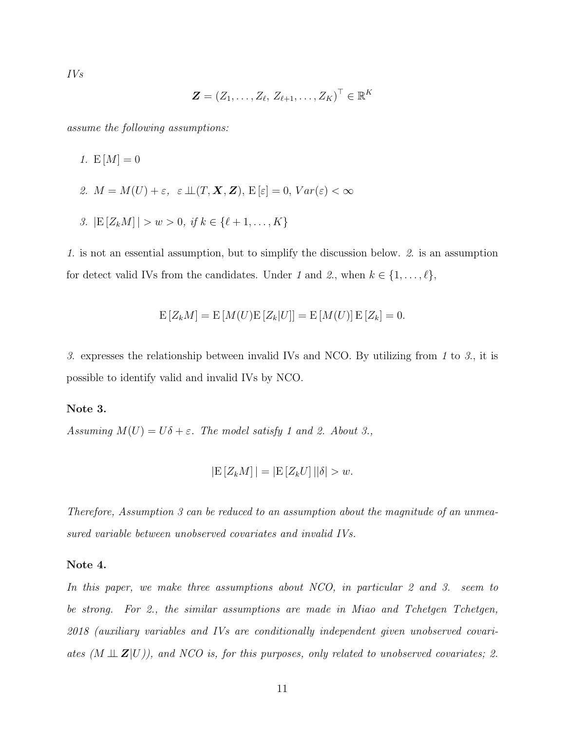*IVs*

$$\boldsymbol{Z} = (Z_1, \ldots, Z_\ell,\, Z_{\ell+1}, \ldots, Z_K)^\top \in \mathbb{R}^K$$

*assume the following assumptions:*

1. $\mathrm{E}[M] = 0$

2. $M = M(U) + \varepsilon,\ \ \varepsilon \perp\!\!\!\perp (T, \boldsymbol{X}, \boldsymbol{Z}),\, \mathrm{E}[\varepsilon] = 0,\, Var(\varepsilon) < \infty$

3. $|\mathrm{E}[Z_k M]| > w > 0,$ *if* $k \in \{\ell + 1, \ldots, K\}$

*1.* is not an essential assumption, but to simplify the discussion below. *2.* is an assumption for detect valid IVs from the candidates. Under *1* and *2.*, when $k \in \{1, \ldots, \ell\}$,

$$\mathrm{E}[Z_k M] = \mathrm{E}[M(U)\mathrm{E}[Z_k|U]] = \mathrm{E}[M(U)]\,\mathrm{E}[Z_k] = 0.$$

*3.* expresses the relationship between invalid IVs and NCO. By utilizing from *1* to *3.*, it is possible to identify valid and invalid IVs by NCO.

**Note 3.**

*Assuming* $M(U) = U\delta + \varepsilon$*. The model satisfy 1 and 2. About 3.,*

$$|\mathrm{E}[Z_k M]| = |\mathrm{E}[Z_k U]||\delta| > w.$$

*Therefore, Assumption 3 can be reduced to an assumption about the magnitude of an unmeasured variable between unobserved covariates and invalid IVs.*

**Note 4.**

*In this paper, we make three assumptions about NCO, in particular 2 and 3. seem to be strong. For 2., the similar assumptions are made in Miao and Tchetgen Tchetgen, 2018 (auxiliary variables and IVs are conditionally independent given unobserved covariates ($M \perp\!\!\!\perp \boldsymbol{Z}|U$)), and NCO is, for this purposes, only related to unobserved covariates; 2.*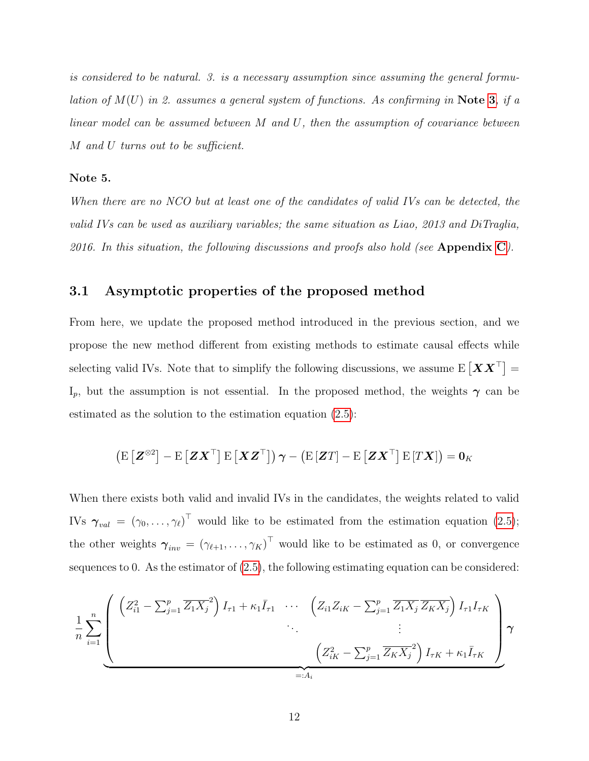*is considered to be natural. 3. is a necessary assumption since assuming the general formulation of $M(U)$ in 2. assumes a general system of functions. As confirming in* **Note 3**, *if a linear model can be assumed between $M$ and $U$, then the assumption of covariance between $M$ and $U$ turns out to be sufficient.*

**Note 5.**

*When there are no NCO but at least one of the candidates of valid IVs can be detected, the valid IVs can be used as auxiliary variables; the same situation as Liao, 2013 and DiTraglia, 2016. In this situation, the following discussions and proofs also hold (see* **Appendix C***).*

## 3.1 Asymptotic properties of the proposed method

From here, we update the proposed method introduced in the previous section, and we propose the new method different from existing methods to estimate causal effects while selecting valid IVs. Note that to simplify the following discussions, we assume $\mathrm{E}\left[\boldsymbol{X}\boldsymbol{X}^\top\right] = \mathrm{I}_p$, but the assumption is not essential. In the proposed method, the weights $\boldsymbol{\gamma}$ can be estimated as the solution to the estimation equation (2.5):

$$
\left(\mathrm{E}\left[\boldsymbol{Z}^{\otimes 2}\right] - \mathrm{E}\left[\boldsymbol{Z}\boldsymbol{X}^\top\right]\mathrm{E}\left[\boldsymbol{X}\boldsymbol{Z}^\top\right]\right)\boldsymbol{\gamma} - \left(\mathrm{E}\left[\boldsymbol{Z}T\right] - \mathrm{E}\left[\boldsymbol{Z}\boldsymbol{X}^\top\right]\mathrm{E}\left[T\boldsymbol{X}\right]\right) = \mathbf{0}_K
$$

When there exists both valid and invalid IVs in the candidates, the weights related to valid IVs $\boldsymbol{\gamma}_{val} = (\gamma_0, \ldots, \gamma_\ell)^\top$ would like to be estimated from the estimation equation (2.5); the other weights $\boldsymbol{\gamma}_{inv} = (\gamma_{\ell+1}, \ldots, \gamma_K)^\top$ would like to be estimated as 0, or convergence sequences to 0. As the estimator of (2.5), the following estimating equation can be considered:

$$
\frac{1}{n}\sum_{i=1}^{n}\underbrace{\begin{pmatrix} \left(Z_{i1}^2 - \sum_{j=1}^{p}\overline{Z_1X_j}^2\right)I_{\tau 1} + \kappa_1 \bar{I}_{\tau 1} & \cdots & \left(Z_{i1}Z_{iK} - \sum_{j=1}^{p}\overline{Z_1X_j}\,\overline{Z_KX_j}\right)I_{\tau 1}I_{\tau K} \\ & \ddots & \vdots \\ & & \left(Z_{iK}^2 - \sum_{j=1}^{p}\overline{Z_KX_j}^2\right)I_{\tau K} + \kappa_1 \bar{I}_{\tau K} \end{pmatrix}}_{=:A_i}\boldsymbol{\gamma}
$$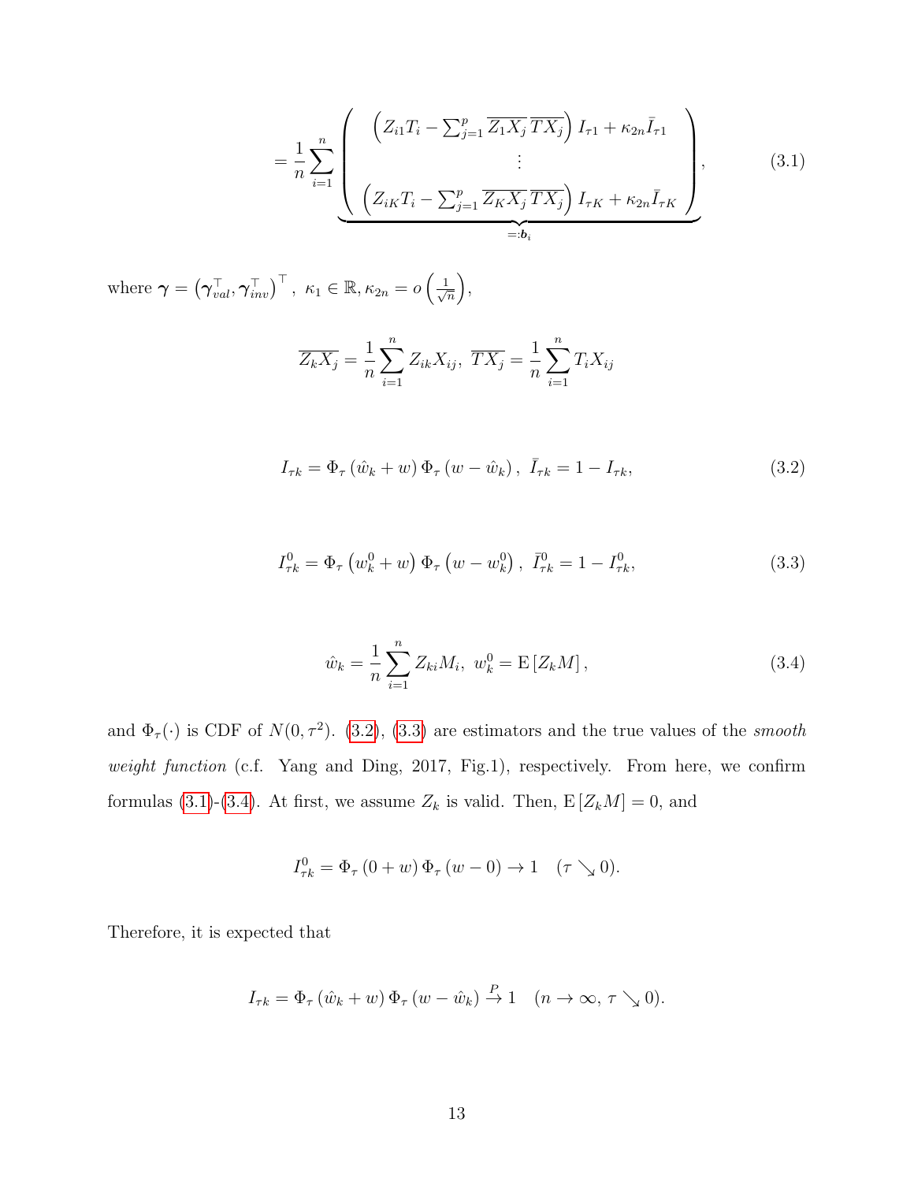$$
= \frac{1}{n} \sum_{i=1}^{n} \underbrace{\begin{pmatrix} \left( Z_{i1} T_i - \sum_{j=1}^{p} \overline{Z_1 X_j}\, \overline{T X_j} \right) I_{\tau 1} + \kappa_{2n} \bar{I}_{\tau 1} \\ \vdots \\ \left( Z_{iK} T_i - \sum_{j=1}^{p} \overline{Z_K X_j}\, \overline{T X_j} \right) I_{\tau K} + \kappa_{2n} \bar{I}_{\tau K} \end{pmatrix}}_{=: \boldsymbol{b}_i}, \tag{3.1}
$$

where $\boldsymbol{\gamma} = \left( \boldsymbol{\gamma}_{val}^{\top}, \boldsymbol{\gamma}_{inv}^{\top} \right)^{\top},\ \kappa_1 \in \mathbb{R}, \kappa_{2n} = o\left( \frac{1}{\sqrt{n}} \right)$,

$$
\overline{Z_k X_j} = \frac{1}{n} \sum_{i=1}^{n} Z_{ik} X_{ij},\ \overline{T X_j} = \frac{1}{n} \sum_{i=1}^{n} T_i X_{ij}
$$

$$
I_{\tau k} = \Phi_{\tau} \left( \hat{w}_k + w \right) \Phi_{\tau} \left( w - \hat{w}_k \right),\ \bar{I}_{\tau k} = 1 - I_{\tau k}, \tag{3.2}
$$

$$
I_{\tau k}^{0} = \Phi_{\tau} \left( w_k^0 + w \right) \Phi_{\tau} \left( w - w_k^0 \right),\ \bar{I}_{\tau k}^{0} = 1 - I_{\tau k}^{0}, \tag{3.3}
$$

$$
\hat{w}_k = \frac{1}{n} \sum_{i=1}^{n} Z_{ki} M_i,\ w_k^0 = \mathrm{E}\left[ Z_k M \right], \tag{3.4}
$$

and $\Phi_{\tau}(\cdot)$ is CDF of $N(0, \tau^2)$. (3.2), (3.3) are estimators and the true values of the *smooth weight function* (c.f. Yang and Ding, 2017, Fig.1), respectively. From here, we confirm formulas (3.1)-(3.4). At first, we assume $Z_k$ is valid. Then, $\mathrm{E}\left[ Z_k M \right] = 0$, and

$$
I_{\tau k}^{0} = \Phi_{\tau} \left( 0 + w \right) \Phi_{\tau} \left( w - 0 \right) \to 1 \quad (\tau \searrow 0).
$$

Therefore, it is expected that

$$
I_{\tau k} = \Phi_{\tau} \left( \hat{w}_k + w \right) \Phi_{\tau} \left( w - \hat{w}_k \right) \xrightarrow{P} 1 \quad (n \to \infty,\ \tau \searrow 0).
$$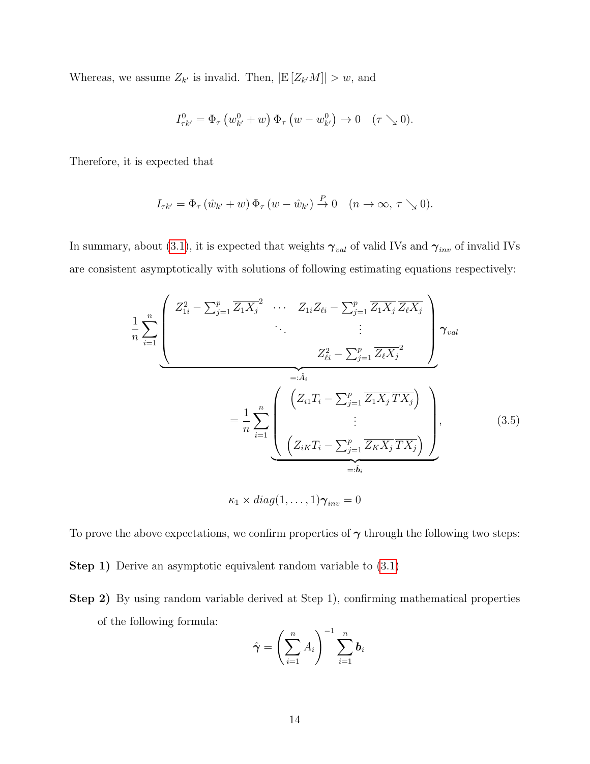Whereas, we assume $Z_{k'}$ is invalid. Then, $|\mathrm{E}[Z_{k'}M]| > w$, and

$$I^0_{\tau k'} = \Phi_\tau\left(w^0_{k'} + w\right)\Phi_\tau\left(w - w^0_{k'}\right) \to 0 \quad (\tau \searrow 0).$$

Therefore, it is expected that

$$I_{\tau k'} = \Phi_\tau\left(\hat{w}_{k'} + w\right)\Phi_\tau\left(w - \hat{w}_{k'}\right) \xrightarrow{P} 0 \quad (n \to \infty,\, \tau \searrow 0).$$

In summary, about (3.1), it is expected that weights $\boldsymbol{\gamma}_{val}$ of valid IVs and $\boldsymbol{\gamma}_{inv}$ of invalid IVs are consistent asymptotically with solutions of following estimating equations respectively:

$$\frac{1}{n}\sum_{i=1}^n \underbrace{\begin{pmatrix} Z_{1i}^2 - \sum_{j=1}^p \overline{Z_1X_j}^2 & \cdots & Z_{1i}Z_{\ell i} - \sum_{j=1}^p \overline{Z_1X_j}\,\overline{Z_\ell X_j} \\ & \ddots & \vdots \\ & & Z_{\ell i}^2 - \sum_{j=1}^p \overline{Z_\ell X_j}^2 \end{pmatrix}}_{=:\check{A}_i} \boldsymbol{\gamma}_{val}$$

$$= \frac{1}{n}\sum_{i=1}^n \underbrace{\begin{pmatrix} \left(Z_{i1}T_i - \sum_{j=1}^p \overline{Z_1X_j}\,\overline{TX_j}\right) \\ \vdots \\ \left(Z_{iK}T_i - \sum_{j=1}^p \overline{Z_KX_j}\,\overline{TX_j}\right) \end{pmatrix}}_{=:\check{\boldsymbol{b}}_i}, \tag{3.5}$$

$$\kappa_1 \times diag(1, \ldots, 1)\boldsymbol{\gamma}_{inv} = 0$$

To prove the above expectations, we confirm properties of $\boldsymbol{\gamma}$ through the following two steps:

**Step 1)** Derive an asymptotic equivalent random variable to (3.1)

**Step 2)** By using random variable derived at Step 1), confirming mathematical properties of the following formula:

$$\hat{\boldsymbol{\gamma}} = \left(\sum_{i=1}^n A_i\right)^{-1}\sum_{i=1}^n \boldsymbol{b}_i$$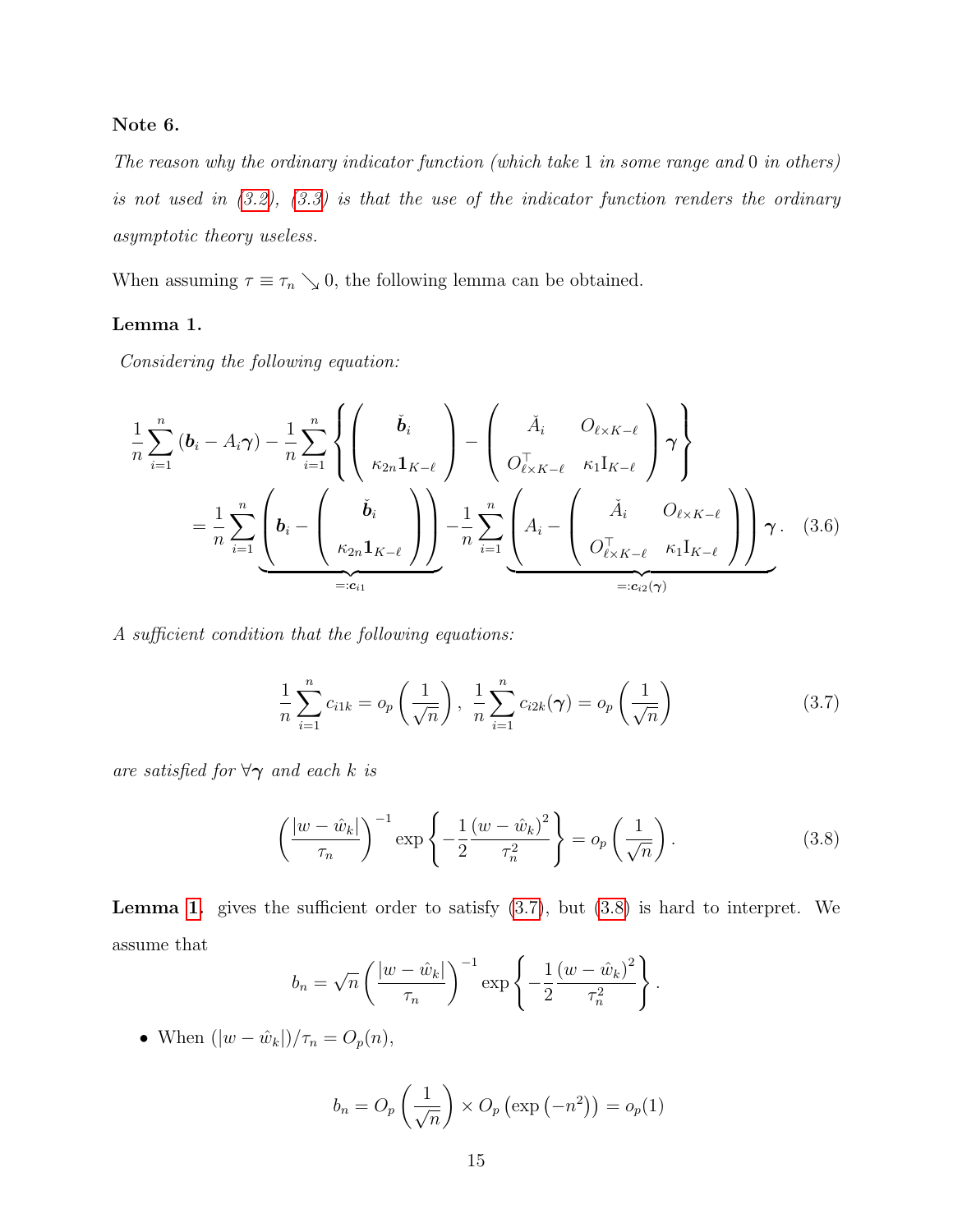**Note 6.**

*The reason why the ordinary indicator function (which take 1 in some range and 0 in others) is not used in (3.2), (3.3) is that the use of the indicator function renders the ordinary asymptotic theory useless.*

When assuming $\tau \equiv \tau_n \searrow 0$, the following lemma can be obtained.

**Lemma 1.**

*Considering the following equation:*

$$
\begin{aligned}
&\frac{1}{n}\sum_{i=1}^{n}\left(\boldsymbol{b}_i - A_i\boldsymbol{\gamma}\right) - \frac{1}{n}\sum_{i=1}^{n}\left\{\begin{pmatrix} \check{\boldsymbol{b}}_i \\ \kappa_{2n}\mathbf{1}_{K-\ell}\end{pmatrix} - \begin{pmatrix} \check{A}_i & O_{\ell\times K-\ell} \\ O_{\ell\times K-\ell}^{\top} & \kappa_1 \mathrm{I}_{K-\ell}\end{pmatrix}\boldsymbol{\gamma}\right\} \\
&\quad = \frac{1}{n}\sum_{i=1}^{n}\underbrace{\left(\boldsymbol{b}_i - \begin{pmatrix} \check{\boldsymbol{b}}_i \\ \kappa_{2n}\mathbf{1}_{K-\ell}\end{pmatrix}\right)}_{=:\boldsymbol{c}_{i1}} - \frac{1}{n}\sum_{i=1}^{n}\underbrace{\left(A_i - \begin{pmatrix} \check{A}_i & O_{\ell\times K-\ell} \\ O_{\ell\times K-\ell}^{\top} & \kappa_1 \mathrm{I}_{K-\ell}\end{pmatrix}\right)}_{=:\boldsymbol{c}_{i2}(\boldsymbol{\gamma})}\boldsymbol{\gamma}. \qquad (3.6)
\end{aligned}
$$

*A sufficient condition that the following equations:*

$$
\frac{1}{n}\sum_{i=1}^{n} c_{i1k} = o_p\left(\frac{1}{\sqrt{n}}\right),\ \frac{1}{n}\sum_{i=1}^{n} c_{i2k}(\boldsymbol{\gamma}) = o_p\left(\frac{1}{\sqrt{n}}\right) \qquad (3.7)
$$

*are satisfied for $\forall\boldsymbol{\gamma}$ and each $k$ is*

$$
\left(\frac{|w-\hat{w}_k|}{\tau_n}\right)^{-1}\exp\left\{-\frac{1}{2}\frac{(w-\hat{w}_k)^2}{\tau_n^2}\right\} = o_p\left(\frac{1}{\sqrt{n}}\right). \qquad (3.8)
$$

**Lemma 1.** gives the sufficient order to satisfy (3.7), but (3.8) is hard to interpret. We assume that

$$
b_n = \sqrt{n}\left(\frac{|w-\hat{w}_k|}{\tau_n}\right)^{-1}\exp\left\{-\frac{1}{2}\frac{(w-\hat{w}_k)^2}{\tau_n^2}\right\}.
$$

- When $(|w-\hat{w}_k|)/\tau_n = O_p(n)$,

$$
b_n = O_p\left(\frac{1}{\sqrt{n}}\right)\times O_p\left(\exp\left(-n^2\right)\right) = o_p(1)
$$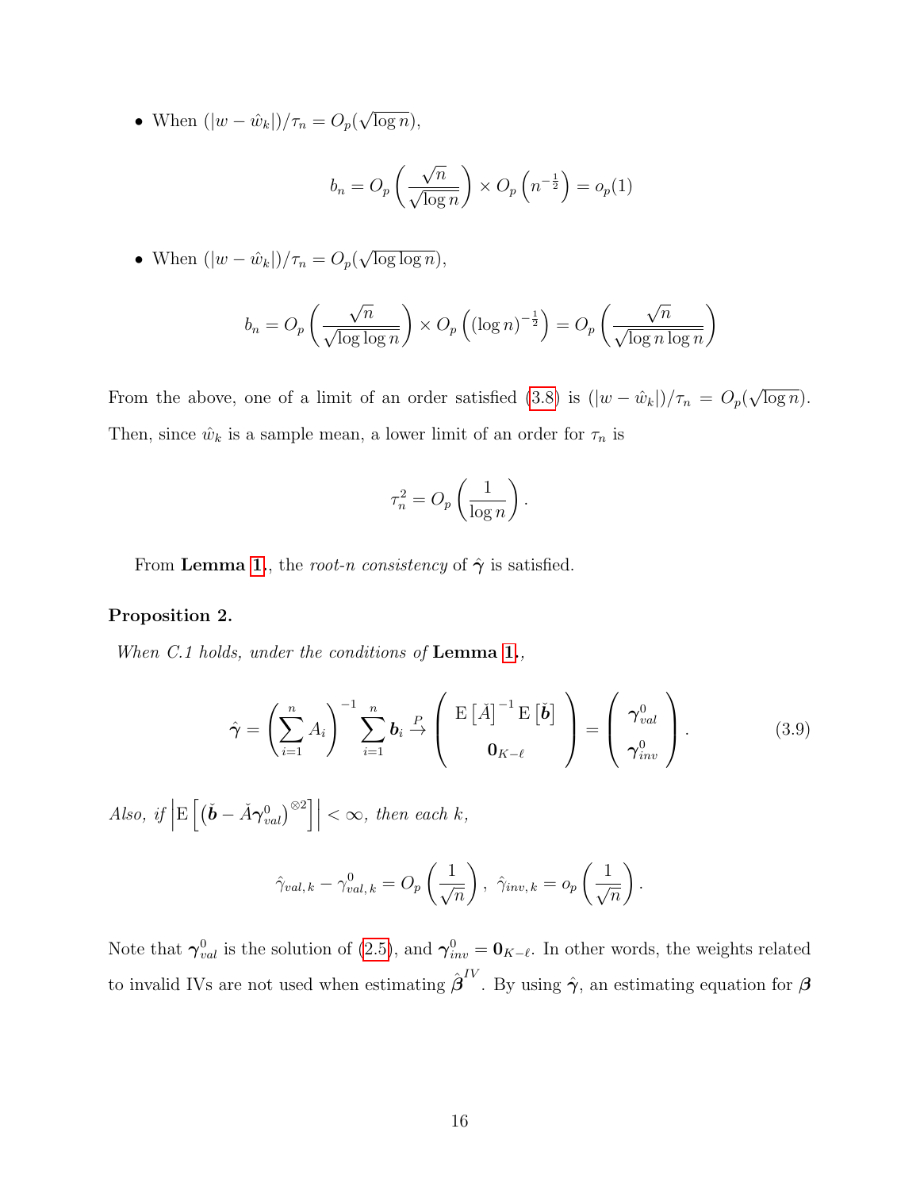- When $(|w - \hat{w}_k|)/\tau_n = O_p(\sqrt{\log n})$,

$$b_n = O_p\left(\frac{\sqrt{n}}{\sqrt{\log n}}\right) \times O_p\left(n^{-\frac{1}{2}}\right) = o_p(1)$$

- When $(|w - \hat{w}_k|)/\tau_n = O_p(\sqrt{\log \log n})$,

$$b_n = O_p\left(\frac{\sqrt{n}}{\sqrt{\log \log n}}\right) \times O_p\left((\log n)^{-\frac{1}{2}}\right) = O_p\left(\frac{\sqrt{n}}{\sqrt{\log n \log n}}\right)$$

From the above, one of a limit of an order satisfied (3.8) is $(|w - \hat{w}_k|)/\tau_n = O_p(\sqrt{\log n})$. Then, since $\hat{w}_k$ is a sample mean, a lower limit of an order for $\tau_n$ is

$$\tau_n^2 = O_p\left(\frac{1}{\log n}\right).$$

From **Lemma 1.**, the *root-n consistency* of $\hat{\boldsymbol{\gamma}}$ is satisfied.

**Proposition 2.**

*When C.1 holds, under the conditions of* **Lemma 1.**,

$$\hat{\boldsymbol{\gamma}} = \left(\sum_{i=1}^{n} A_i\right)^{-1} \sum_{i=1}^{n} \boldsymbol{b}_i \overset{P}{\to} \begin{pmatrix} \mathrm{E}\left[\check{A}\right]^{-1} \mathrm{E}\left[\check{\boldsymbol{b}}\right] \\ \mathbf{0}_{K-\ell} \end{pmatrix} = \begin{pmatrix} \boldsymbol{\gamma}_{val}^0 \\ \boldsymbol{\gamma}_{inv}^0 \end{pmatrix}. \tag{3.9}$$

*Also, if* $\left|\mathrm{E}\left[\left(\check{\boldsymbol{b}} - \check{A}\boldsymbol{\gamma}_{val}^0\right)^{\otimes 2}\right]\right| < \infty$, *then each* $k$,

$$\hat{\gamma}_{val,k} - \gamma_{val,k}^0 = O_p\left(\frac{1}{\sqrt{n}}\right),\ \hat{\gamma}_{inv,k} = o_p\left(\frac{1}{\sqrt{n}}\right).$$

Note that $\boldsymbol{\gamma}_{val}^0$ is the solution of (2.5), and $\boldsymbol{\gamma}_{inv}^0 = \mathbf{0}_{K-\ell}$. In other words, the weights related to invalid IVs are not used when estimating $\hat{\boldsymbol{\beta}}^{IV}$. By using $\hat{\boldsymbol{\gamma}}$, an estimating equation for $\boldsymbol{\beta}$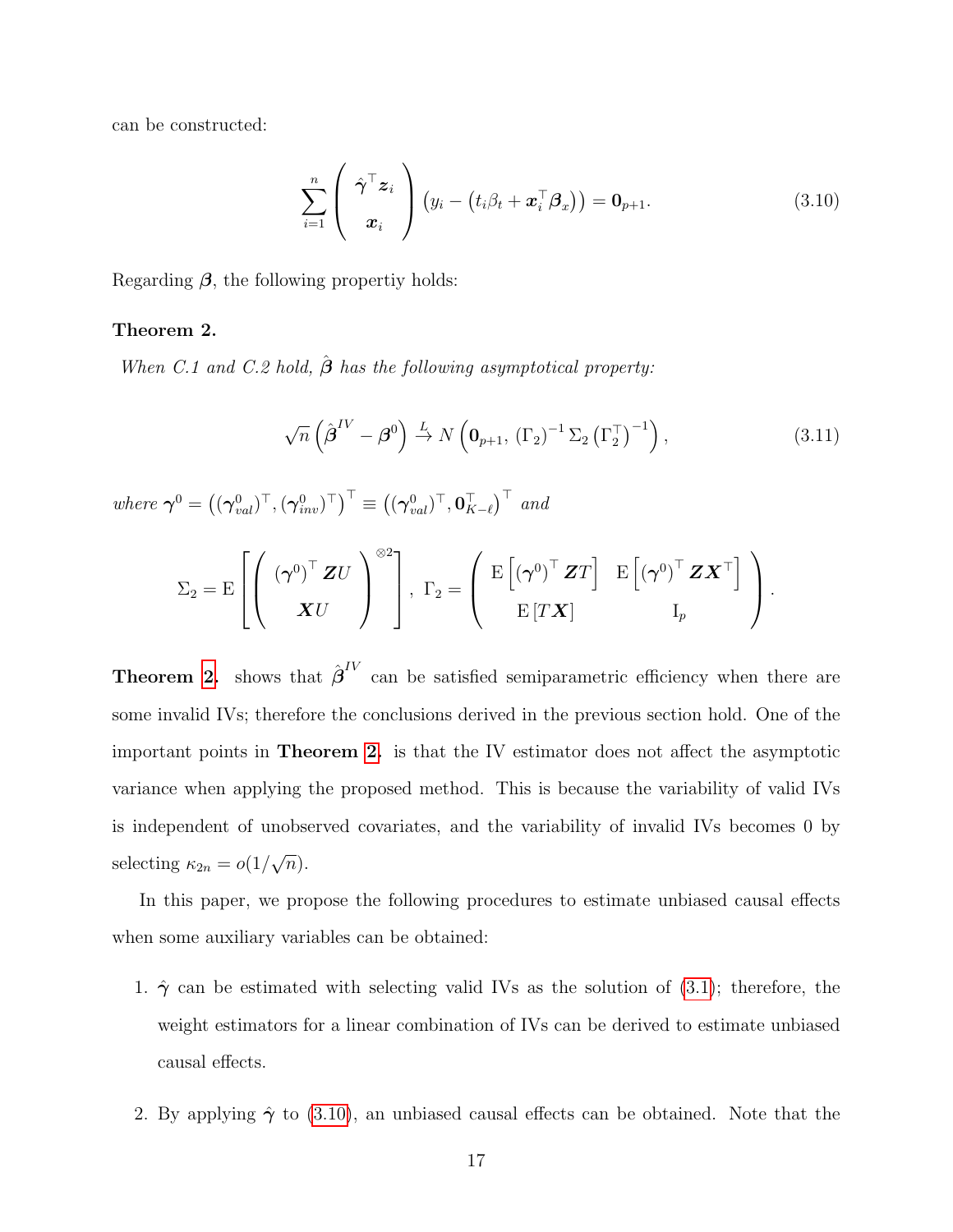can be constructed:

$$\sum_{i=1}^{n} \begin{pmatrix} \hat{\boldsymbol{\gamma}}^\top \boldsymbol{z}_i \\ \boldsymbol{x}_i \end{pmatrix} \left( y_i - \left( t_i \beta_t + \boldsymbol{x}_i^\top \boldsymbol{\beta}_x \right) \right) = \mathbf{0}_{p+1}. \tag{3.10}$$

Regarding $\boldsymbol{\beta}$, the following propertiy holds:

**Theorem 2.**

*When C.1 and C.2 hold, $\hat{\boldsymbol{\beta}}$ has the following asymptotical property:*

$$\sqrt{n}\left(\hat{\boldsymbol{\beta}}^{IV} - \boldsymbol{\beta}^0\right) \xrightarrow{L} N\left(\mathbf{0}_{p+1},\, \left(\Gamma_2\right)^{-1} \Sigma_2 \left(\Gamma_2^\top\right)^{-1}\right), \tag{3.11}$$

*where* $\boldsymbol{\gamma}^0 = \left((\boldsymbol{\gamma}^0_{val})^\top, (\boldsymbol{\gamma}^0_{inv})^\top\right)^\top \equiv \left((\boldsymbol{\gamma}^0_{val})^\top, \mathbf{0}_{K-\ell}^\top\right)^\top$ *and*

$$\Sigma_2 = \mathrm{E}\left[ \begin{pmatrix} \left(\boldsymbol{\gamma}^0\right)^\top \boldsymbol{Z} U \\ \boldsymbol{X} U \end{pmatrix}^{\otimes 2} \right],\ \Gamma_2 = \begin{pmatrix} \mathrm{E}\left[\left(\boldsymbol{\gamma}^0\right)^\top \boldsymbol{Z} T\right] & \mathrm{E}\left[\left(\boldsymbol{\gamma}^0\right)^\top \boldsymbol{Z} \boldsymbol{X}^\top\right] \\ \mathrm{E}\left[T \boldsymbol{X}\right] & \mathrm{I}_p \end{pmatrix}.$$

**Theorem 2.** shows that $\hat{\boldsymbol{\beta}}^{IV}$ can be satisfied semiparametric efficiency when there are some invalid IVs; therefore the conclusions derived in the previous section hold. One of the important points in **Theorem 2.** is that the IV estimator does not affect the asymptotic variance when applying the proposed method. This is because the variability of valid IVs is independent of unobserved covariates, and the variability of invalid IVs becomes 0 by selecting $\kappa_{2n} = o(1/\sqrt{n})$.

In this paper, we propose the following procedures to estimate unbiased causal effects when some auxiliary variables can be obtained:

1. $\hat{\boldsymbol{\gamma}}$ can be estimated with selecting valid IVs as the solution of (3.1); therefore, the weight estimators for a linear combination of IVs can be derived to estimate unbiased causal effects.

2. By applying $\hat{\boldsymbol{\gamma}}$ to (3.10), an unbiased causal effects can be obtained. Note that the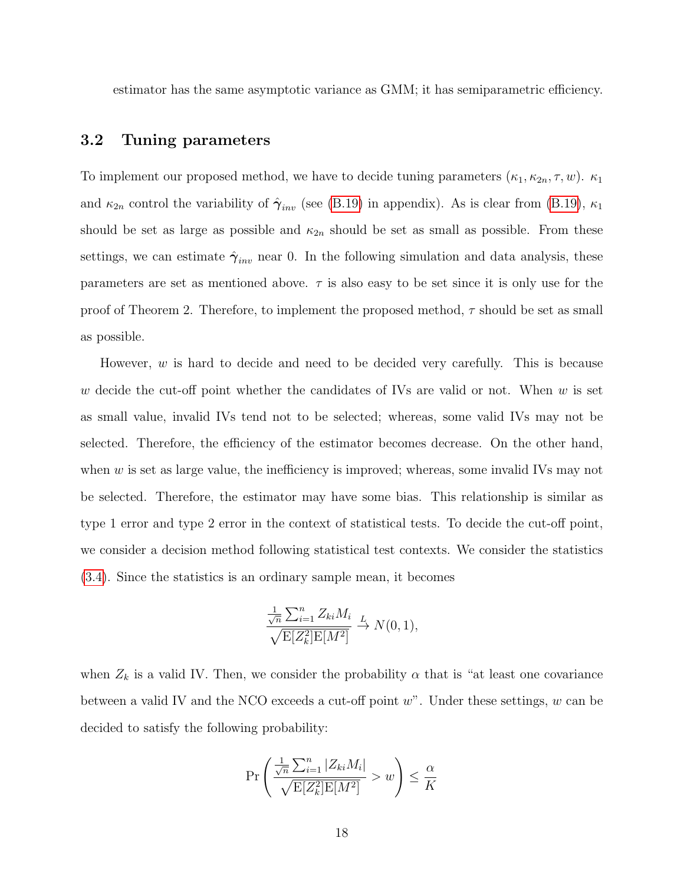estimator has the same asymptotic variance as GMM; it has semiparametric efficiency.

## 3.2 Tuning parameters

To implement our proposed method, we have to decide tuning parameters $(\kappa_1, \kappa_{2n}, \tau, w)$. $\kappa_1$ and $\kappa_{2n}$ control the variability of $\hat{\boldsymbol{\gamma}}_{inv}$ (see (B.19) in appendix). As is clear from (B.19), $\kappa_1$ should be set as large as possible and $\kappa_{2n}$ should be set as small as possible. From these settings, we can estimate $\hat{\boldsymbol{\gamma}}_{inv}$ near 0. In the following simulation and data analysis, these parameters are set as mentioned above. $\tau$ is also easy to be set since it is only use for the proof of Theorem 2. Therefore, to implement the proposed method, $\tau$ should be set as small as possible.

However, $w$ is hard to decide and need to be decided very carefully. This is because $w$ decide the cut-off point whether the candidates of IVs are valid or not. When $w$ is set as small value, invalid IVs tend not to be selected; whereas, some valid IVs may not be selected. Therefore, the efficiency of the estimator becomes decrease. On the other hand, when $w$ is set as large value, the inefficiency is improved; whereas, some invalid IVs may not be selected. Therefore, the estimator may have some bias. This relationship is similar as type 1 error and type 2 error in the context of statistical tests. To decide the cut-off point, we consider a decision method following statistical test contexts. We consider the statistics (3.4). Since the statistics is an ordinary sample mean, it becomes

$$
\frac{\frac{1}{\sqrt{n}}\sum_{i=1}^{n} Z_{ki}M_i}{\sqrt{\mathrm{E}[Z_k^2]\mathrm{E}[M^2]}} \xrightarrow{L} N(0,1),
$$

when $Z_k$ is a valid IV. Then, we consider the probability $\alpha$ that is "at least one covariance between a valid IV and the NCO exceeds a cut-off point $w$". Under these settings, $w$ can be decided to satisfy the following probability:

$$
\Pr\left(\frac{\frac{1}{\sqrt{n}}\sum_{i=1}^{n} |Z_{ki}M_i|}{\sqrt{\mathrm{E}[Z_k^2]\mathrm{E}[M^2]}} > w\right) \leq \frac{\alpha}{K}
$$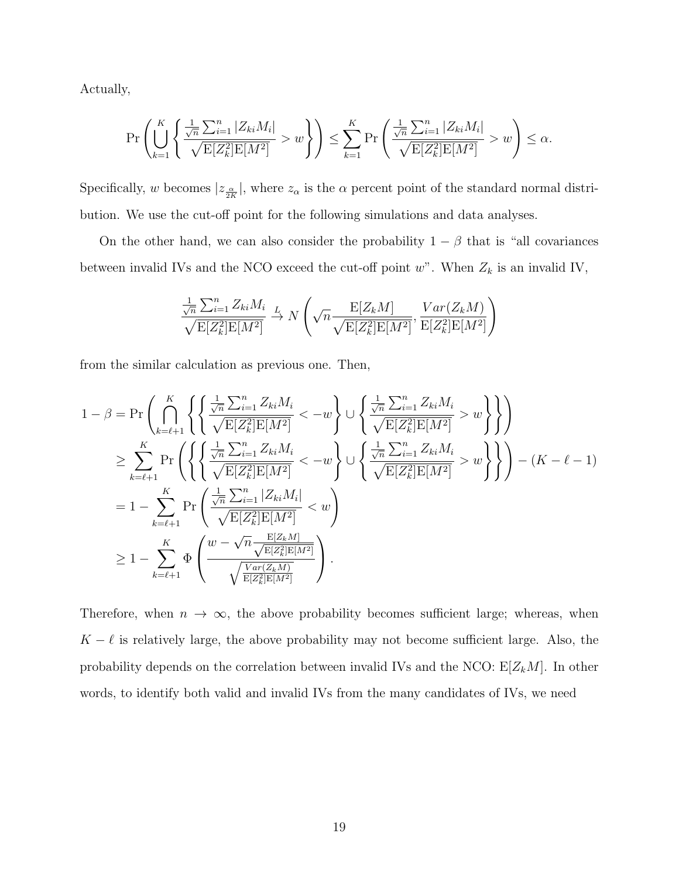Actually,

$$\Pr\left(\bigcup_{k=1}^{K}\left\{\frac{\frac{1}{\sqrt{n}}\sum_{i=1}^{n}|Z_{ki}M_i|}{\sqrt{\mathrm{E}[Z_k^2]\mathrm{E}[M^2]}} > w\right\}\right) \leq \sum_{k=1}^{K}\Pr\left(\frac{\frac{1}{\sqrt{n}}\sum_{i=1}^{n}|Z_{ki}M_i|}{\sqrt{\mathrm{E}[Z_k^2]\mathrm{E}[M^2]}} > w\right) \leq \alpha.$$

Specifically, $w$ becomes $|z_{\frac{\alpha}{2K}}|$, where $z_\alpha$ is the $\alpha$ percent point of the standard normal distribution. We use the cut-off point for the following simulations and data analyses.

On the other hand, we can also consider the probability $1-\beta$ that is "all covariances between invalid IVs and the NCO exceed the cut-off point $w$". When $Z_k$ is an invalid IV,

$$\frac{\frac{1}{\sqrt{n}}\sum_{i=1}^{n}Z_{ki}M_i}{\sqrt{\mathrm{E}[Z_k^2]\mathrm{E}[M^2]}} \xrightarrow{L} N\left(\sqrt{n}\frac{\mathrm{E}[Z_kM]}{\sqrt{\mathrm{E}[Z_k^2]\mathrm{E}[M^2]}}, \frac{Var(Z_kM)}{\mathrm{E}[Z_k^2]\mathrm{E}[M^2]}\right)$$

from the similar calculation as previous one. Then,

$$\begin{aligned}
1-\beta &= \Pr\left(\bigcap_{k=\ell+1}^{K}\left\{\left\{\frac{\frac{1}{\sqrt{n}}\sum_{i=1}^{n}Z_{ki}M_i}{\sqrt{\mathrm{E}[Z_k^2]\mathrm{E}[M^2]}} < -w\right\}\cup\left\{\frac{\frac{1}{\sqrt{n}}\sum_{i=1}^{n}Z_{ki}M_i}{\sqrt{\mathrm{E}[Z_k^2]\mathrm{E}[M^2]}} > w\right\}\right\}\right) \\
&\geq \sum_{k=\ell+1}^{K}\Pr\left(\left\{\left\{\frac{\frac{1}{\sqrt{n}}\sum_{i=1}^{n}Z_{ki}M_i}{\sqrt{\mathrm{E}[Z_k^2]\mathrm{E}[M^2]}} < -w\right\}\cup\left\{\frac{\frac{1}{\sqrt{n}}\sum_{i=1}^{n}Z_{ki}M_i}{\sqrt{\mathrm{E}[Z_k^2]\mathrm{E}[M^2]}} > w\right\}\right\}\right) - (K-\ell-1) \\
&= 1 - \sum_{k=\ell+1}^{K}\Pr\left(\frac{\frac{1}{\sqrt{n}}\sum_{i=1}^{n}|Z_{ki}M_i|}{\sqrt{\mathrm{E}[Z_k^2]\mathrm{E}[M^2]}} < w\right) \\
&\geq 1 - \sum_{k=\ell+1}^{K}\Phi\left(\frac{w-\sqrt{n}\frac{\mathrm{E}[Z_kM]}{\sqrt{\mathrm{E}[Z_k^2]\mathrm{E}[M^2]}}}{\sqrt{\frac{Var(Z_kM)}{\mathrm{E}[Z_k^2]\mathrm{E}[M^2]}}}\right).
\end{aligned}$$

Therefore, when $n \to \infty$, the above probability becomes sufficient large; whereas, when $K-\ell$ is relatively large, the above probability may not become sufficient large. Also, the probability depends on the correlation between invalid IVs and the NCO: $\mathrm{E}[Z_kM]$. In other words, to identify both valid and invalid IVs from the many candidates of IVs, we need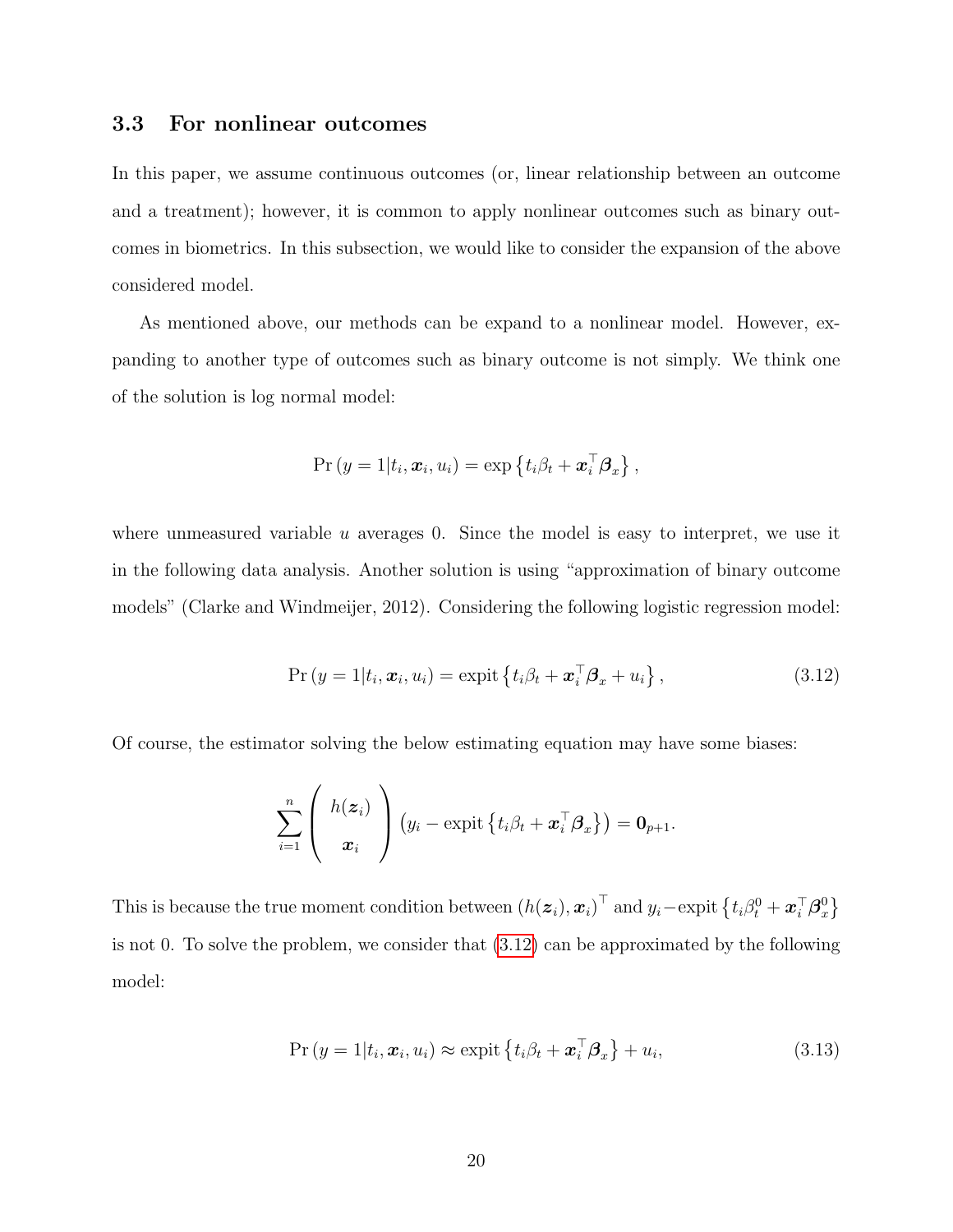### 3.3 For nonlinear outcomes

In this paper, we assume continuous outcomes (or, linear relationship between an outcome and a treatment); however, it is common to apply nonlinear outcomes such as binary outcomes in biometrics. In this subsection, we would like to consider the expansion of the above considered model.

As mentioned above, our methods can be expand to a nonlinear model. However, expanding to another type of outcomes such as binary outcome is not simply. We think one of the solution is log normal model:

$$\Pr\left(y=1 | t_i, \boldsymbol{x}_i, u_i\right) = \exp\left\{t_i \beta_t + \boldsymbol{x}_i^\top \boldsymbol{\beta}_x\right\},$$

where unmeasured variable $u$ averages 0. Since the model is easy to interpret, we use it in the following data analysis. Another solution is using "approximation of binary outcome models" (Clarke and Windmeijer, 2012). Considering the following logistic regression model:

$$\Pr\left(y=1 | t_i, \boldsymbol{x}_i, u_i\right) = \text{expit}\left\{t_i \beta_t + \boldsymbol{x}_i^\top \boldsymbol{\beta}_x + u_i\right\}, \tag{3.12}$$

Of course, the estimator solving the below estimating equation may have some biases:

$$\sum_{i=1}^{n} \begin{pmatrix} h(\boldsymbol{z}_i) \\ \boldsymbol{x}_i \end{pmatrix} \left(y_i - \text{expit}\left\{t_i \beta_t + \boldsymbol{x}_i^\top \boldsymbol{\beta}_x\right\}\right) = \boldsymbol{0}_{p+1}.$$

This is because the true moment condition between $\left(h(\boldsymbol{z}_i), \boldsymbol{x}_i\right)^\top$ and $y_i - \text{expit}\left\{t_i \beta_t^0 + \boldsymbol{x}_i^\top \boldsymbol{\beta}_x^0\right\}$ is not 0. To solve the problem, we consider that (3.12) can be approximated by the following model:

$$\Pr\left(y=1 | t_i, \boldsymbol{x}_i, u_i\right) \approx \text{expit}\left\{t_i \beta_t + \boldsymbol{x}_i^\top \boldsymbol{\beta}_x\right\} + u_i, \tag{3.13}$$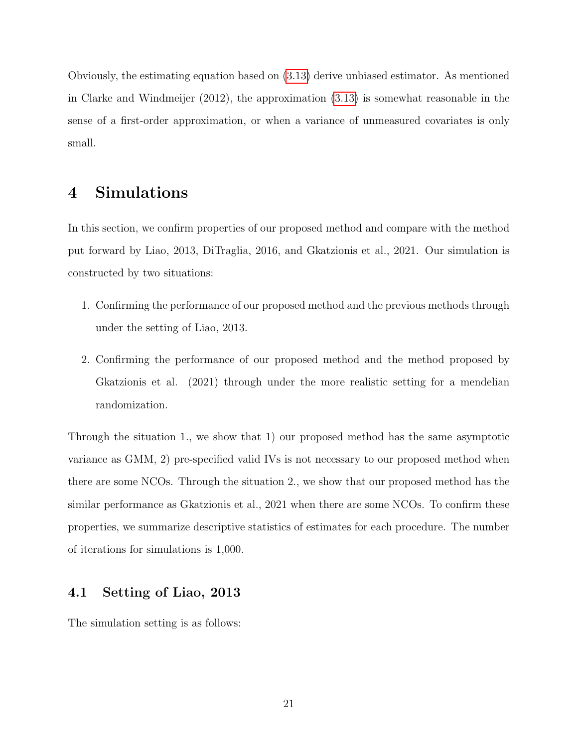Obviously, the estimating equation based on (3.13) derive unbiased estimator. As mentioned in Clarke and Windmeijer (2012), the approximation (3.13) is somewhat reasonable in the sense of a first-order approximation, or when a variance of unmeasured covariates is only small.

# 4 Simulations

In this section, we confirm properties of our proposed method and compare with the method put forward by Liao, 2013, DiTraglia, 2016, and Gkatzionis et al., 2021. Our simulation is constructed by two situations:

1. Confirming the performance of our proposed method and the previous methods through under the setting of Liao, 2013.
2. Confirming the performance of our proposed method and the method proposed by Gkatzionis et al. (2021) through under the more realistic setting for a mendelian randomization.

Through the situation 1., we show that 1) our proposed method has the same asymptotic variance as GMM, 2) pre-specified valid IVs is not necessary to our proposed method when there are some NCOs. Through the situation 2., we show that our proposed method has the similar performance as Gkatzionis et al., 2021 when there are some NCOs. To confirm these properties, we summarize descriptive statistics of estimates for each procedure. The number of iterations for simulations is 1,000.

## 4.1 Setting of Liao, 2013

The simulation setting is as follows: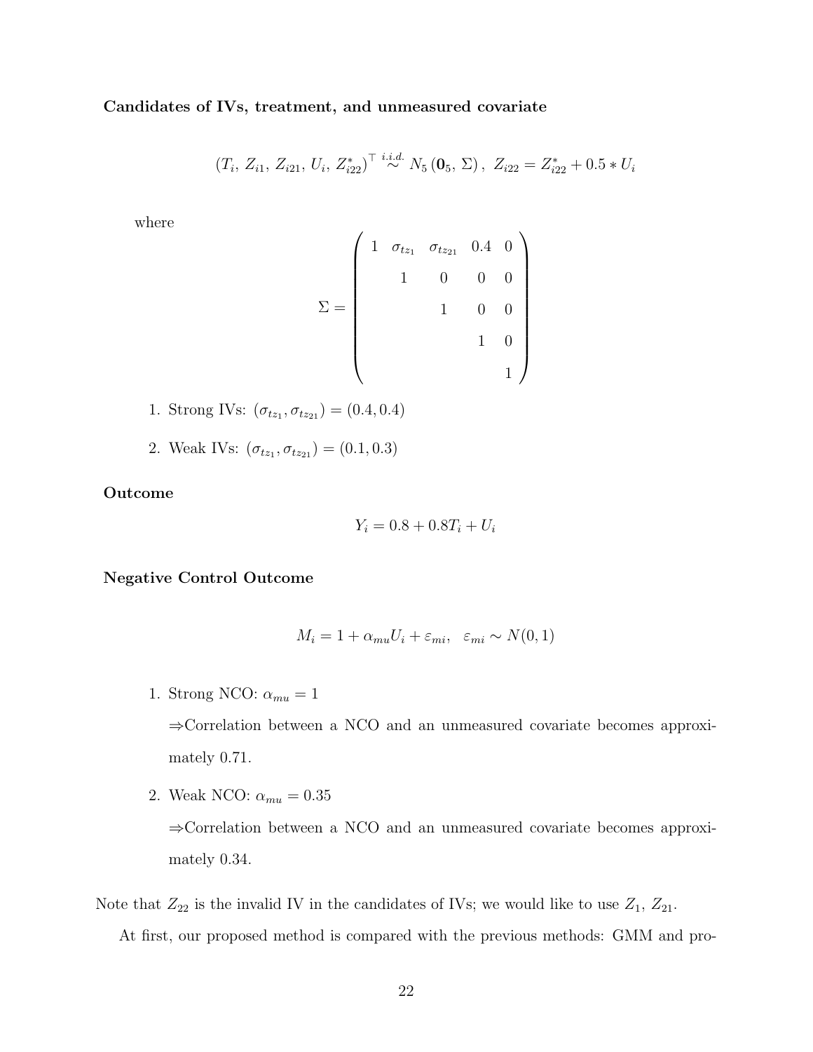**Candidates of IVs, treatment, and unmeasured covariate**

$$
(T_i,\, Z_{i1},\, Z_{i21},\, U_i,\, Z^*_{i22})^\top \overset{i.i.d.}{\sim} N_5\left(\mathbf{0}_5,\, \Sigma\right),\ Z_{i22} = Z^*_{i22} + 0.5 * U_i
$$

where

$$
\Sigma = \begin{pmatrix} 1 & \sigma_{tz_1} & \sigma_{tz_{21}} & 0.4 & 0 \\ & 1 & 0 & 0 & 0 \\ & & 1 & 0 & 0 \\ & & & 1 & 0 \\ & & & & 1 \end{pmatrix}
$$

1. Strong IVs: $(\sigma_{tz_1}, \sigma_{tz_{21}}) = (0.4, 0.4)$
2. Weak IVs: $(\sigma_{tz_1}, \sigma_{tz_{21}}) = (0.1, 0.3)$

**Outcome**

$$
Y_i = 0.8 + 0.8T_i + U_i
$$

**Negative Control Outcome**

$$
M_i = 1 + \alpha_{mu} U_i + \varepsilon_{mi}, \quad \varepsilon_{mi} \sim N(0, 1)
$$

1. Strong NCO: $\alpha_{mu} = 1$

   $\Rightarrow$Correlation between a NCO and an unmeasured covariate becomes approximately 0.71.

2. Weak NCO: $\alpha_{mu} = 0.35$

   $\Rightarrow$Correlation between a NCO and an unmeasured covariate becomes approximately 0.34.

Note that $Z_{22}$ is the invalid IV in the candidates of IVs; we would like to use $Z_1$, $Z_{21}$.

At first, our proposed method is compared with the previous methods: GMM and pro-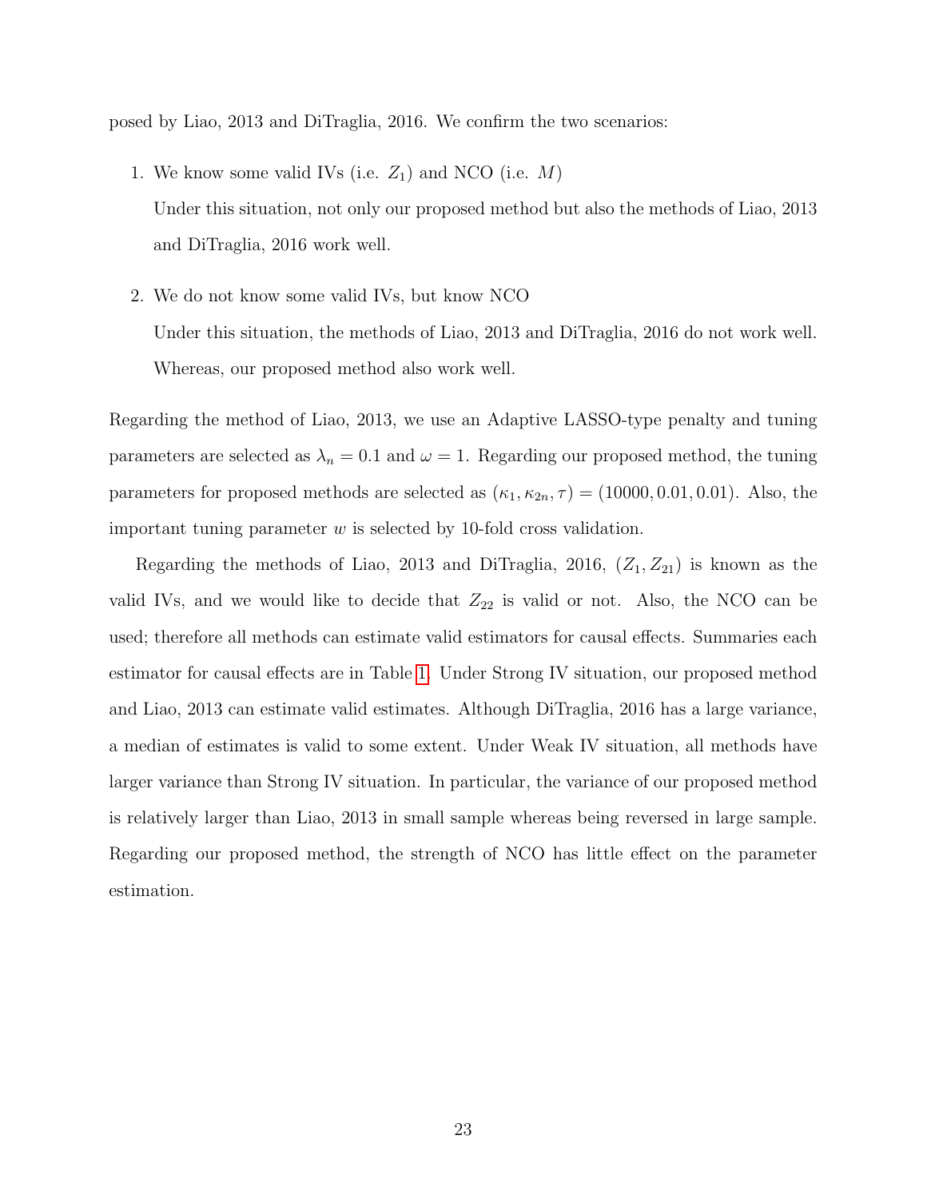posed by Liao, 2013 and DiTraglia, 2016. We confirm the two scenarios:

1. We know some valid IVs (i.e. $Z_1$) and NCO (i.e. $M$)

   Under this situation, not only our proposed method but also the methods of Liao, 2013 and DiTraglia, 2016 work well.

2. We do not know some valid IVs, but know NCO

   Under this situation, the methods of Liao, 2013 and DiTraglia, 2016 do not work well. Whereas, our proposed method also work well.

Regarding the method of Liao, 2013, we use an Adaptive LASSO-type penalty and tuning parameters are selected as $\lambda_n = 0.1$ and $\omega = 1$. Regarding our proposed method, the tuning parameters for proposed methods are selected as $(\kappa_1, \kappa_{2n}, \tau) = (10000, 0.01, 0.01)$. Also, the important tuning parameter $w$ is selected by 10-fold cross validation.

Regarding the methods of Liao, 2013 and DiTraglia, 2016, $(Z_1, Z_{21})$ is known as the valid IVs, and we would like to decide that $Z_{22}$ is valid or not. Also, the NCO can be used; therefore all methods can estimate valid estimators for causal effects. Summaries each estimator for causal effects are in Table 1. Under Strong IV situation, our proposed method and Liao, 2013 can estimate valid estimates. Although DiTraglia, 2016 has a large variance, a median of estimates is valid to some extent. Under Weak IV situation, all methods have larger variance than Strong IV situation. In particular, the variance of our proposed method is relatively larger than Liao, 2013 in small sample whereas being reversed in large sample. Regarding our proposed method, the strength of NCO has little effect on the parameter estimation.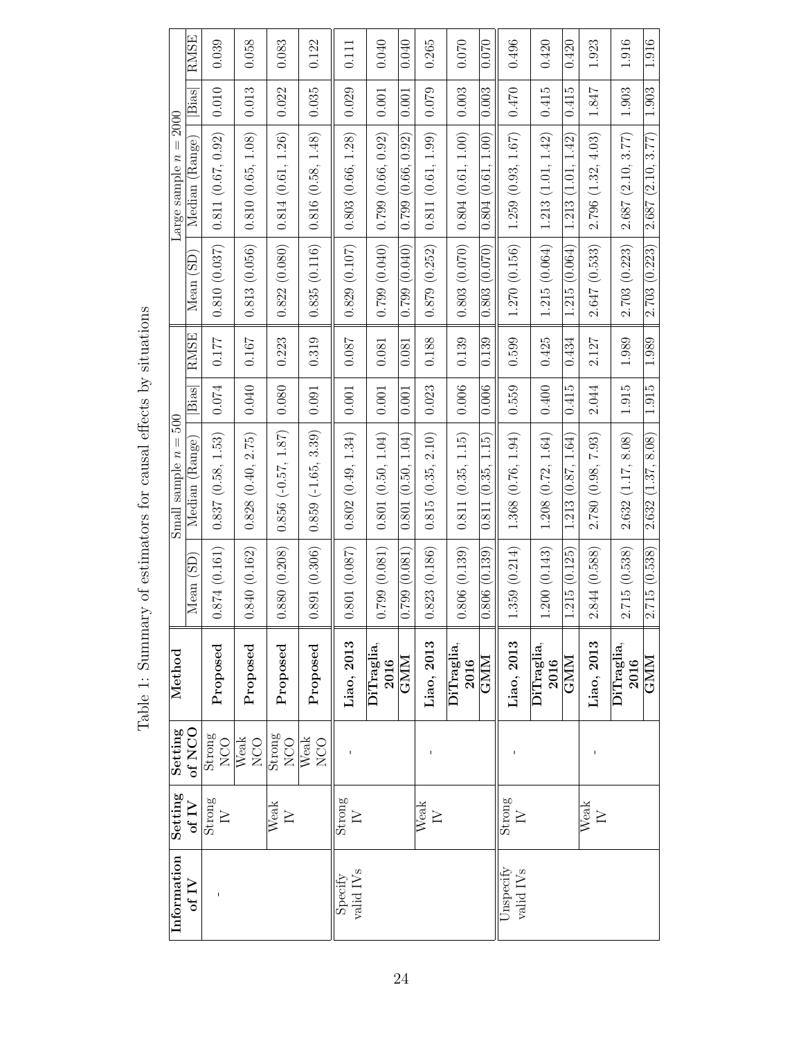Table 1: Summary of estimators for causal effects by situations

| Information of IV | Setting of IV | Setting of NCO | Method | Small sample $n = 500$ | | | | Large sample $n = 2000$ | | | |
|---|---|---|---|---|---|---|---|---|---|---|---|
| | | | | Mean (SD) | Median (Range) | \|Bias\| | RMSE | Mean (SD) | Median (Range) | \|Bias\| | RMSE |
| - | Strong IV | Strong NCO | **Proposed** | 0.874 (0.161) | 0.837 (0.58, 1.53) | 0.074 | 0.177 | 0.810 (0.037) | 0.811 (0.67, 0.92) | 0.010 | 0.039 |
| | | Weak NCO | **Proposed** | 0.840 (0.162) | 0.828 (0.40, 2.75) | 0.040 | 0.167 | 0.813 (0.056) | 0.810 (0.65, 1.08) | 0.013 | 0.058 |
| | Weak IV | Strong NCO | **Proposed** | 0.880 (0.208) | 0.856 (-0.57, 1.87) | 0.080 | 0.223 | 0.822 (0.080) | 0.814 (0.61, 1.26) | 0.022 | 0.083 |
| | | Weak NCO | **Proposed** | 0.891 (0.306) | 0.859 (-1.65, 3.39) | 0.091 | 0.319 | 0.835 (0.116) | 0.816 (0.58, 1.48) | 0.035 | 0.122 |
| Specify valid IVs | Strong IV | - | **Liao, 2013** | 0.801 (0.087) | 0.802 (0.49, 1.34) | 0.001 | 0.087 | 0.829 (0.107) | 0.803 (0.66, 1.28) | 0.029 | 0.111 |
| | | | **DiTraglia, 2016** | 0.799 (0.081) | 0.801 (0.50, 1.04) | 0.001 | 0.081 | 0.799 (0.040) | 0.799 (0.66, 0.92) | 0.001 | 0.040 |
| | | | **GMM** | 0.799 (0.081) | 0.801 (0.50, 1.04) | 0.001 | 0.081 | 0.799 (0.040) | 0.799 (0.66, 0.92) | 0.001 | 0.040 |
| | Weak IV | - | **Liao, 2013** | 0.823 (0.186) | 0.815 (0.35, 2.10) | 0.023 | 0.188 | 0.879 (0.252) | 0.811 (0.61, 1.99) | 0.079 | 0.265 |
| | | | **DiTraglia, 2016** | 0.806 (0.139) | 0.811 (0.35, 1.15) | 0.006 | 0.139 | 0.803 (0.070) | 0.804 (0.61, 1.00) | 0.003 | 0.070 |
| | | | **GMM** | 0.806 (0.139) | 0.811 (0.35, 1.15) | 0.006 | 0.139 | 0.803 (0.070) | 0.804 (0.61, 1.00) | 0.003 | 0.070 |
| Unspecify valid IVs | Strong IV | - | **Liao, 2013** | 1.359 (0.214) | 1.368 (0.76, 1.94) | 0.559 | 0.599 | 1.270 (0.156) | 1.259 (0.93, 1.67) | 0.470 | 0.496 |
| | | | **DiTraglia, 2016** | 1.200 (0.143) | 1.208 (0.72, 1.64) | 0.400 | 0.425 | 1.215 (0.064) | 1.213 (1.01, 1.42) | 0.415 | 0.420 |
| | | | **GMM** | 1.215 (0.125) | 1.213 (0.87, 1.64) | 0.415 | 0.434 | 1.215 (0.064) | 1.213 (1.01, 1.42) | 0.415 | 0.420 |
| | Weak IV | - | **Liao, 2013** | 2.844 (0.588) | 2.780 (0.98, 7.93) | 2.044 | 2.127 | 2.647 (0.533) | 2.796 (1.32, 4.03) | 1.847 | 1.923 |
| | | | **DiTraglia, 2016** | 2.715 (0.538) | 2.632 (1.17, 8.08) | 1.915 | 1.989 | 2.703 (0.223) | 2.687 (2.10, 3.77) | 1.903 | 1.916 |
| | | | **GMM** | 2.715 (0.538) | 2.632 (1.37, 8.08) | 1.915 | 1.989 | 2.703 (0.223) | 2.687 (2.10, 3.77) | 1.903 | 1.916 |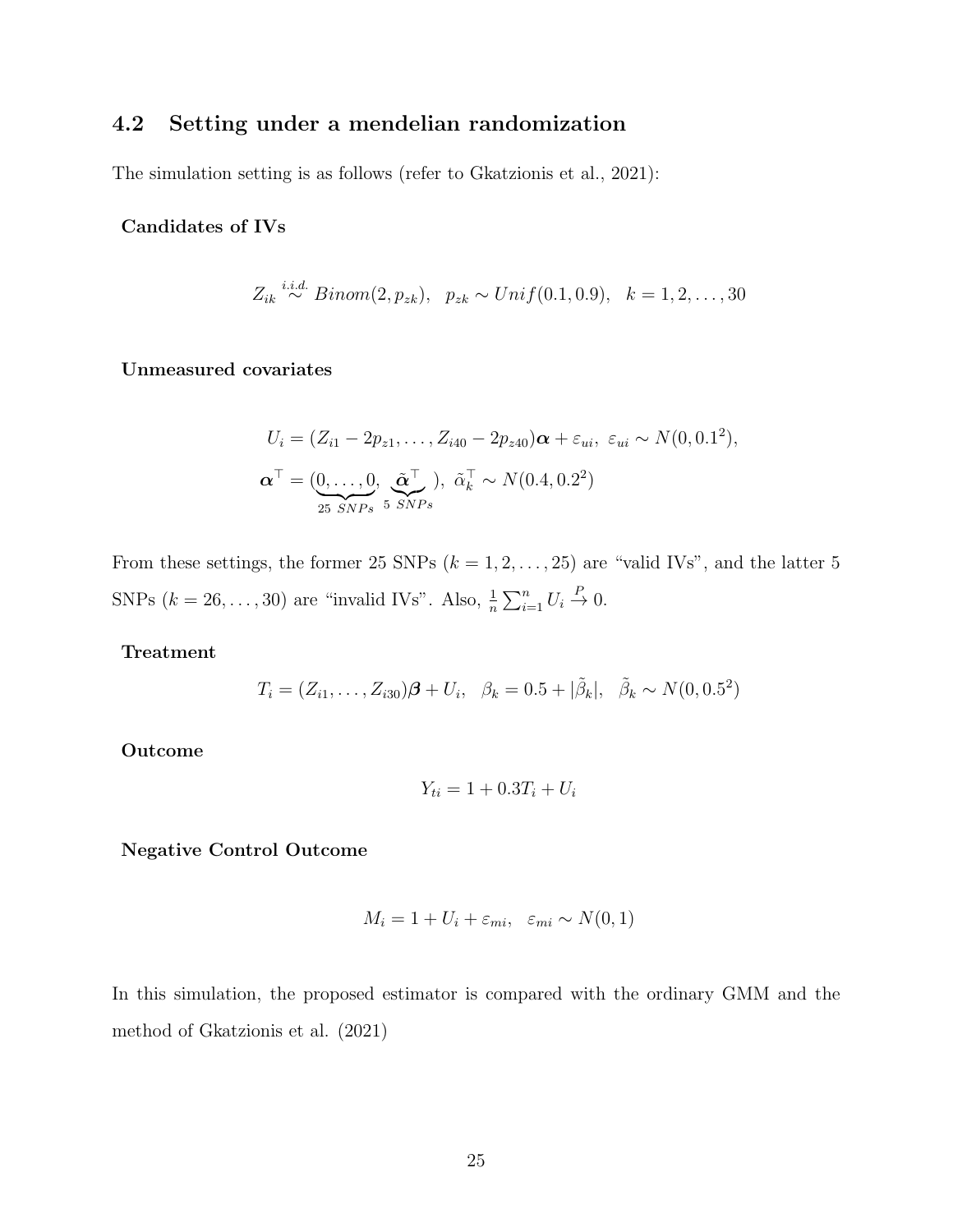## 4.2 Setting under a mendelian randomization

The simulation setting is as follows (refer to Gkatzionis et al., 2021):

**Candidates of IVs**

$$
Z_{ik} \overset{i.i.d.}{\sim} Binom(2, p_{zk}), \quad p_{zk} \sim Unif(0.1, 0.9), \quad k = 1, 2, \ldots, 30
$$

**Unmeasured covariates**

$$
U_i = (Z_{i1} - 2p_{z1}, \ldots, Z_{i40} - 2p_{z40})\boldsymbol{\alpha} + \varepsilon_{ui}, \; \varepsilon_{ui} \sim N(0, 0.1^2),
$$

$$
\boldsymbol{\alpha}^\top = (\underbrace{0, \ldots, 0}_{25 \; SNPs}, \underbrace{\tilde{\boldsymbol{\alpha}}^\top}_{5 \; SNPs}), \; \tilde{\alpha}_k^\top \sim N(0.4, 0.2^2)
$$

From these settings, the former 25 SNPs ($k = 1, 2, \ldots, 25$) are "valid IVs", and the latter 5 SNPs ($k = 26, \ldots, 30$) are "invalid IVs". Also, $\frac{1}{n}\sum_{i=1}^{n} U_i \overset{P}{\to} 0$.

**Treatment**

$$
T_i = (Z_{i1}, \ldots, Z_{i30})\boldsymbol{\beta} + U_i, \quad \beta_k = 0.5 + |\tilde{\beta}_k|, \quad \tilde{\beta}_k \sim N(0, 0.5^2)
$$

**Outcome**

$$
Y_{ti} = 1 + 0.3T_i + U_i
$$

**Negative Control Outcome**

$$
M_i = 1 + U_i + \varepsilon_{mi}, \quad \varepsilon_{mi} \sim N(0, 1)
$$

In this simulation, the proposed estimator is compared with the ordinary GMM and the method of Gkatzionis et al. (2021)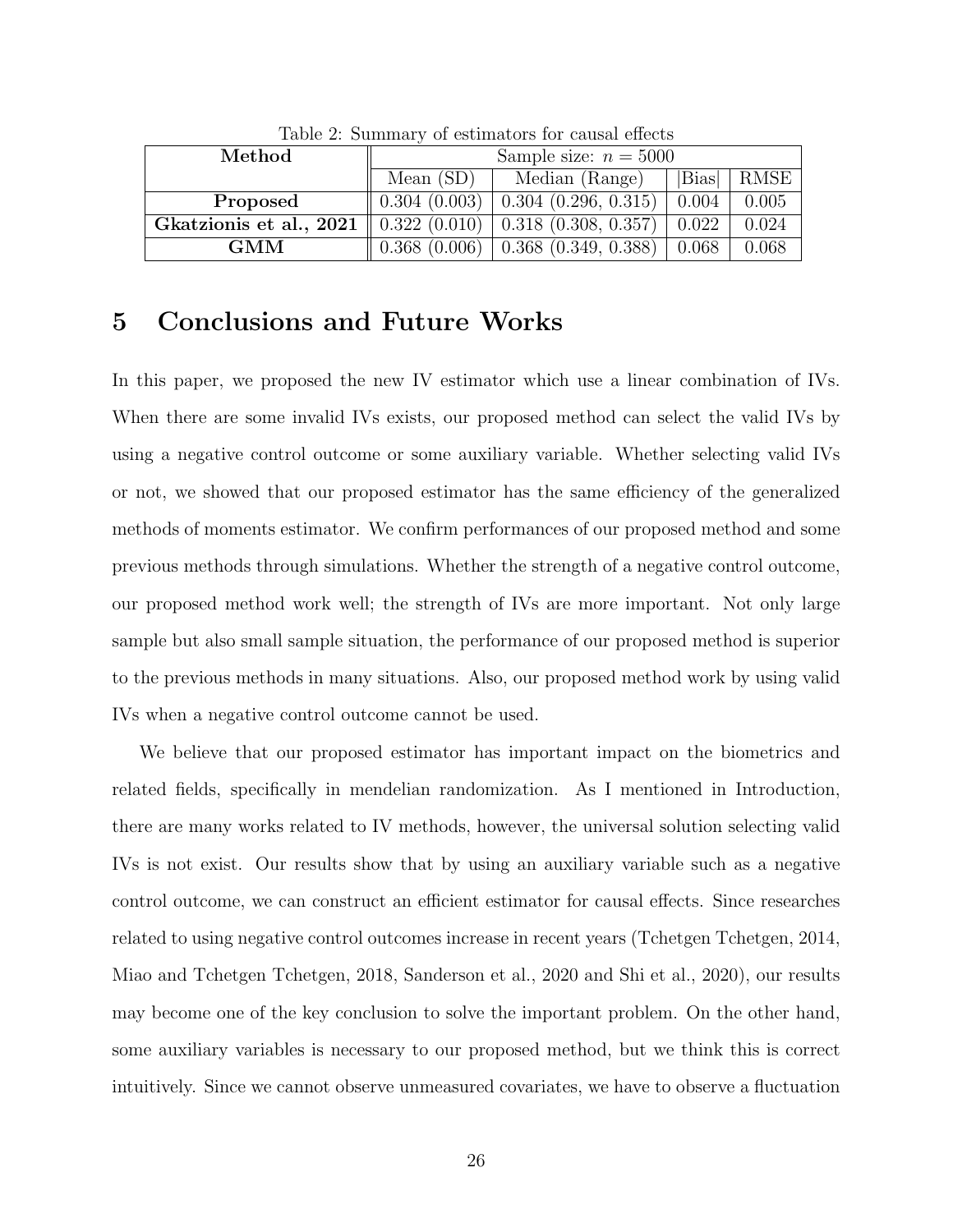Table 2: Summary of estimators for causal effects

| **Method** | Sample size: $n = 5000$ | | | |
|---|---|---|---|---|
| | Mean (SD) | Median (Range) | \|Bias\| | RMSE |
| **Proposed** | 0.304 (0.003) | 0.304 (0.296, 0.315) | 0.004 | 0.005 |
| **Gkatzionis et al., 2021** | 0.322 (0.010) | 0.318 (0.308, 0.357) | 0.022 | 0.024 |
| **GMM** | 0.368 (0.006) | 0.368 (0.349, 0.388) | 0.068 | 0.068 |

# 5 Conclusions and Future Works

In this paper, we proposed the new IV estimator which use a linear combination of IVs. When there are some invalid IVs exists, our proposed method can select the valid IVs by using a negative control outcome or some auxiliary variable. Whether selecting valid IVs or not, we showed that our proposed estimator has the same efficiency of the generalized methods of moments estimator. We confirm performances of our proposed method and some previous methods through simulations. Whether the strength of a negative control outcome, our proposed method work well; the strength of IVs are more important. Not only large sample but also small sample situation, the performance of our proposed method is superior to the previous methods in many situations. Also, our proposed method work by using valid IVs when a negative control outcome cannot be used.

We believe that our proposed estimator has important impact on the biometrics and related fields, specifically in mendelian randomization. As I mentioned in Introduction, there are many works related to IV methods, however, the universal solution selecting valid IVs is not exist. Our results show that by using an auxiliary variable such as a negative control outcome, we can construct an efficient estimator for causal effects. Since researches related to using negative control outcomes increase in recent years (Tchetgen Tchetgen, 2014, Miao and Tchetgen Tchetgen, 2018, Sanderson et al., 2020 and Shi et al., 2020), our results may become one of the key conclusion to solve the important problem. On the other hand, some auxiliary variables is necessary to our proposed method, but we think this is correct intuitively. Since we cannot observe unmeasured covariates, we have to observe a fluctuation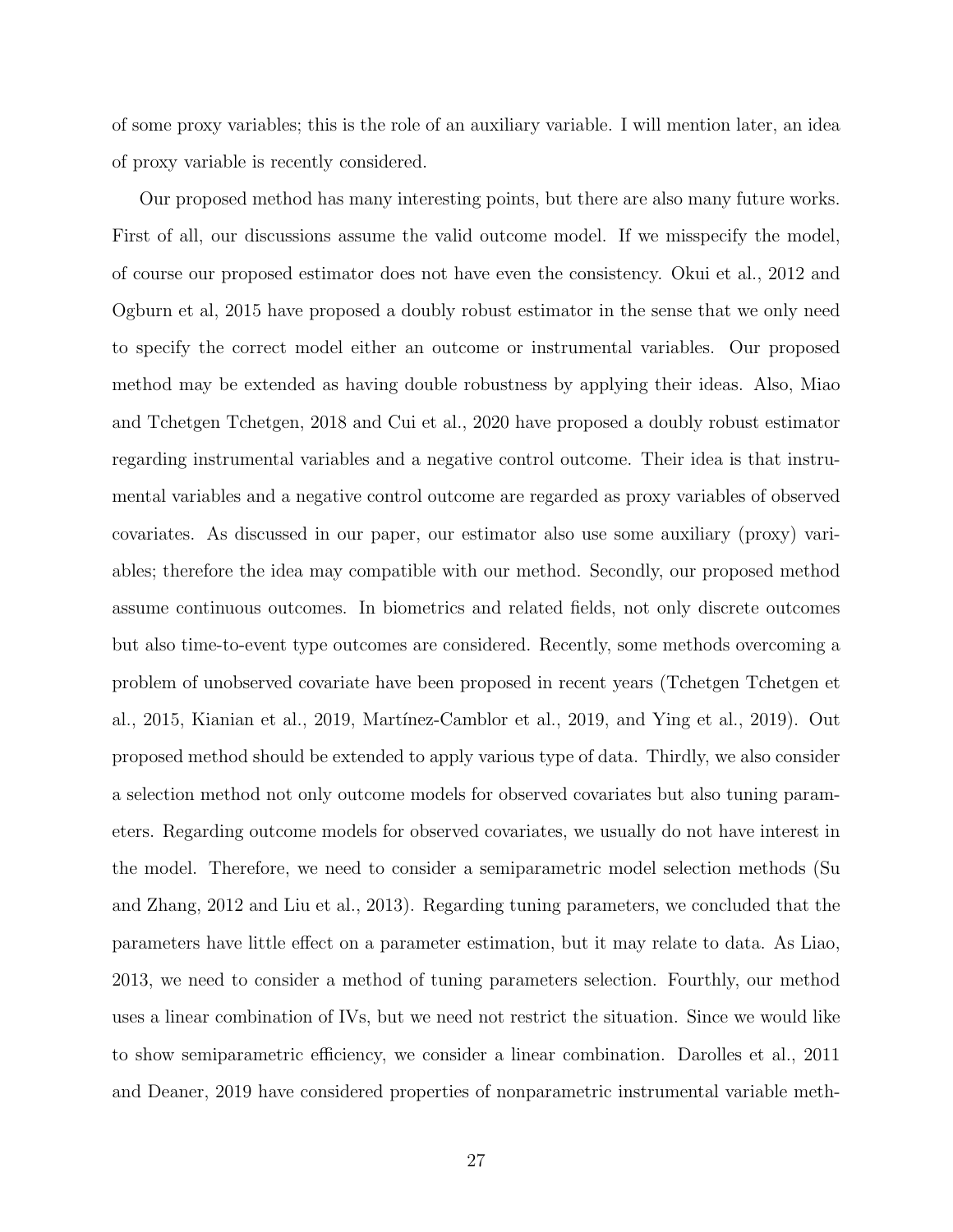of some proxy variables; this is the role of an auxiliary variable. I will mention later, an idea of proxy variable is recently considered.

Our proposed method has many interesting points, but there are also many future works. First of all, our discussions assume the valid outcome model. If we misspecify the model, of course our proposed estimator does not have even the consistency. Okui et al., 2012 and Ogburn et al, 2015 have proposed a doubly robust estimator in the sense that we only need to specify the correct model either an outcome or instrumental variables. Our proposed method may be extended as having double robustness by applying their ideas. Also, Miao and Tchetgen Tchetgen, 2018 and Cui et al., 2020 have proposed a doubly robust estimator regarding instrumental variables and a negative control outcome. Their idea is that instrumental variables and a negative control outcome are regarded as proxy variables of observed covariates. As discussed in our paper, our estimator also use some auxiliary (proxy) variables; therefore the idea may compatible with our method. Secondly, our proposed method assume continuous outcomes. In biometrics and related fields, not only discrete outcomes but also time-to-event type outcomes are considered. Recently, some methods overcoming a problem of unobserved covariate have been proposed in recent years (Tchetgen Tchetgen et al., 2015, Kianian et al., 2019, Martínez-Camblor et al., 2019, and Ying et al., 2019). Out proposed method should be extended to apply various type of data. Thirdly, we also consider a selection method not only outcome models for observed covariates but also tuning parameters. Regarding outcome models for observed covariates, we usually do not have interest in the model. Therefore, we need to consider a semiparametric model selection methods (Su and Zhang, 2012 and Liu et al., 2013). Regarding tuning parameters, we concluded that the parameters have little effect on a parameter estimation, but it may relate to data. As Liao, 2013, we need to consider a method of tuning parameters selection. Fourthly, our method uses a linear combination of IVs, but we need not restrict the situation. Since we would like to show semiparametric efficiency, we consider a linear combination. Darolles et al., 2011 and Deaner, 2019 have considered properties of nonparametric instrumental variable meth-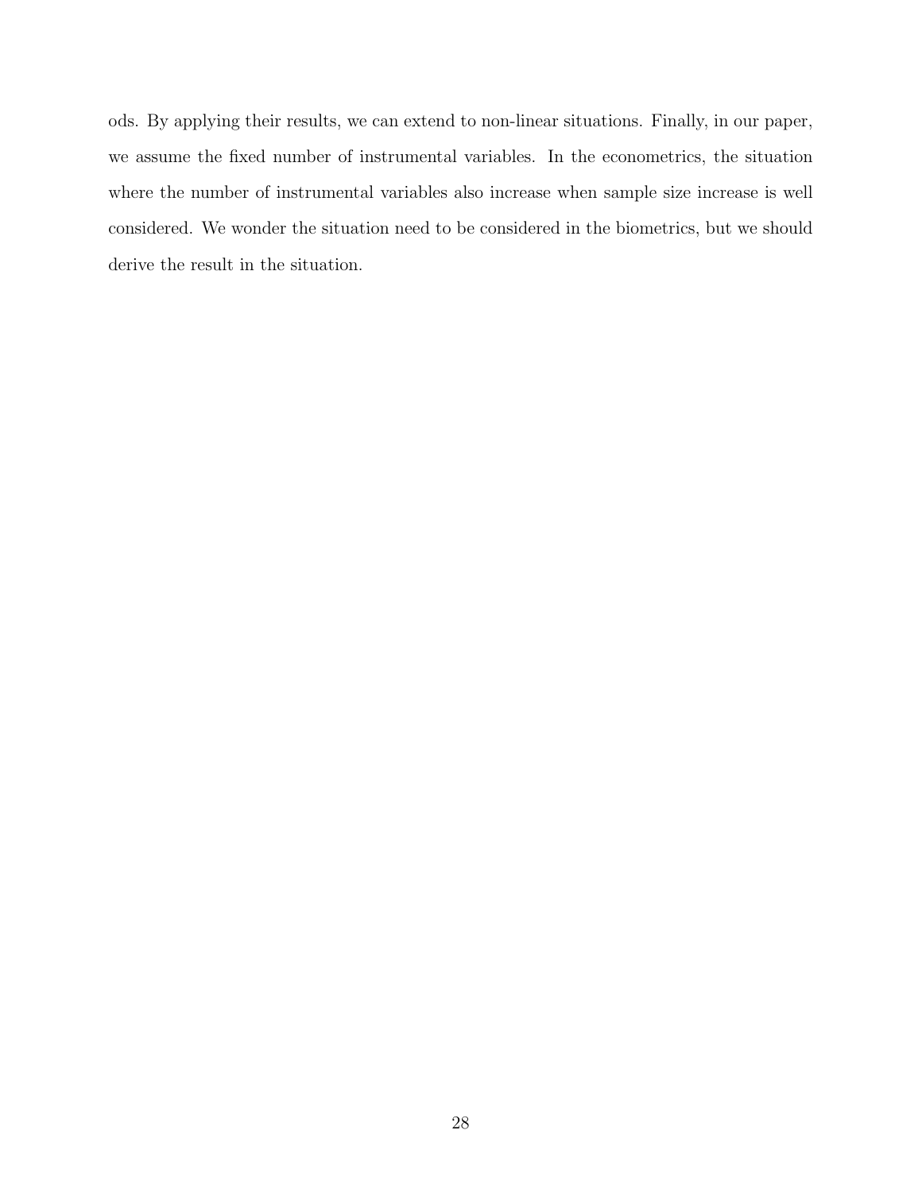ods. By applying their results, we can extend to non-linear situations. Finally, in our paper, we assume the fixed number of instrumental variables. In the econometrics, the situation where the number of instrumental variables also increase when sample size increase is well considered. We wonder the situation need to be considered in the biometrics, but we should derive the result in the situation.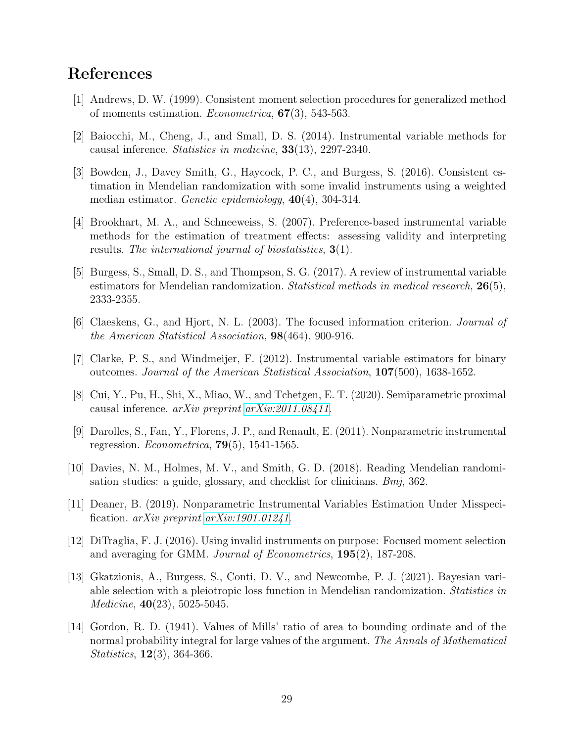# References

[1] Andrews, D. W. (1999). Consistent moment selection procedures for generalized method of moments estimation. *Econometrica*, **67**(3), 543-563.

[2] Baiocchi, M., Cheng, J., and Small, D. S. (2014). Instrumental variable methods for causal inference. *Statistics in medicine*, **33**(13), 2297-2340.

[3] Bowden, J., Davey Smith, G., Haycock, P. C., and Burgess, S. (2016). Consistent estimation in Mendelian randomization with some invalid instruments using a weighted median estimator. *Genetic epidemiology*, **40**(4), 304-314.

[4] Brookhart, M. A., and Schneeweiss, S. (2007). Preference-based instrumental variable methods for the estimation of treatment effects: assessing validity and interpreting results. *The international journal of biostatistics*, **3**(1).

[5] Burgess, S., Small, D. S., and Thompson, S. G. (2017). A review of instrumental variable estimators for Mendelian randomization. *Statistical methods in medical research*, **26**(5), 2333-2355.

[6] Claeskens, G., and Hjort, N. L. (2003). The focused information criterion. *Journal of the American Statistical Association*, **98**(464), 900-916.

[7] Clarke, P. S., and Windmeijer, F. (2012). Instrumental variable estimators for binary outcomes. *Journal of the American Statistical Association*, **107**(500), 1638-1652.

[8] Cui, Y., Pu, H., Shi, X., Miao, W., and Tchetgen, E. T. (2020). Semiparametric proximal causal inference. *arXiv preprint* arXiv:2011.08411.

[9] Darolles, S., Fan, Y., Florens, J. P., and Renault, E. (2011). Nonparametric instrumental regression. *Econometrica*, **79**(5), 1541-1565.

[10] Davies, N. M., Holmes, M. V., and Smith, G. D. (2018). Reading Mendelian randomisation studies: a guide, glossary, and checklist for clinicians. *Bmj*, 362.

[11] Deaner, B. (2019). Nonparametric Instrumental Variables Estimation Under Misspecification. *arXiv preprint* arXiv:1901.01241.

[12] DiTraglia, F. J. (2016). Using invalid instruments on purpose: Focused moment selection and averaging for GMM. *Journal of Econometrics*, **195**(2), 187-208.

[13] Gkatzionis, A., Burgess, S., Conti, D. V., and Newcombe, P. J. (2021). Bayesian variable selection with a pleiotropic loss function in Mendelian randomization. *Statistics in Medicine*, **40**(23), 5025-5045.

[14] Gordon, R. D. (1941). Values of Mills' ratio of area to bounding ordinate and of the normal probability integral for large values of the argument. *The Annals of Mathematical Statistics*, **12**(3), 364-366.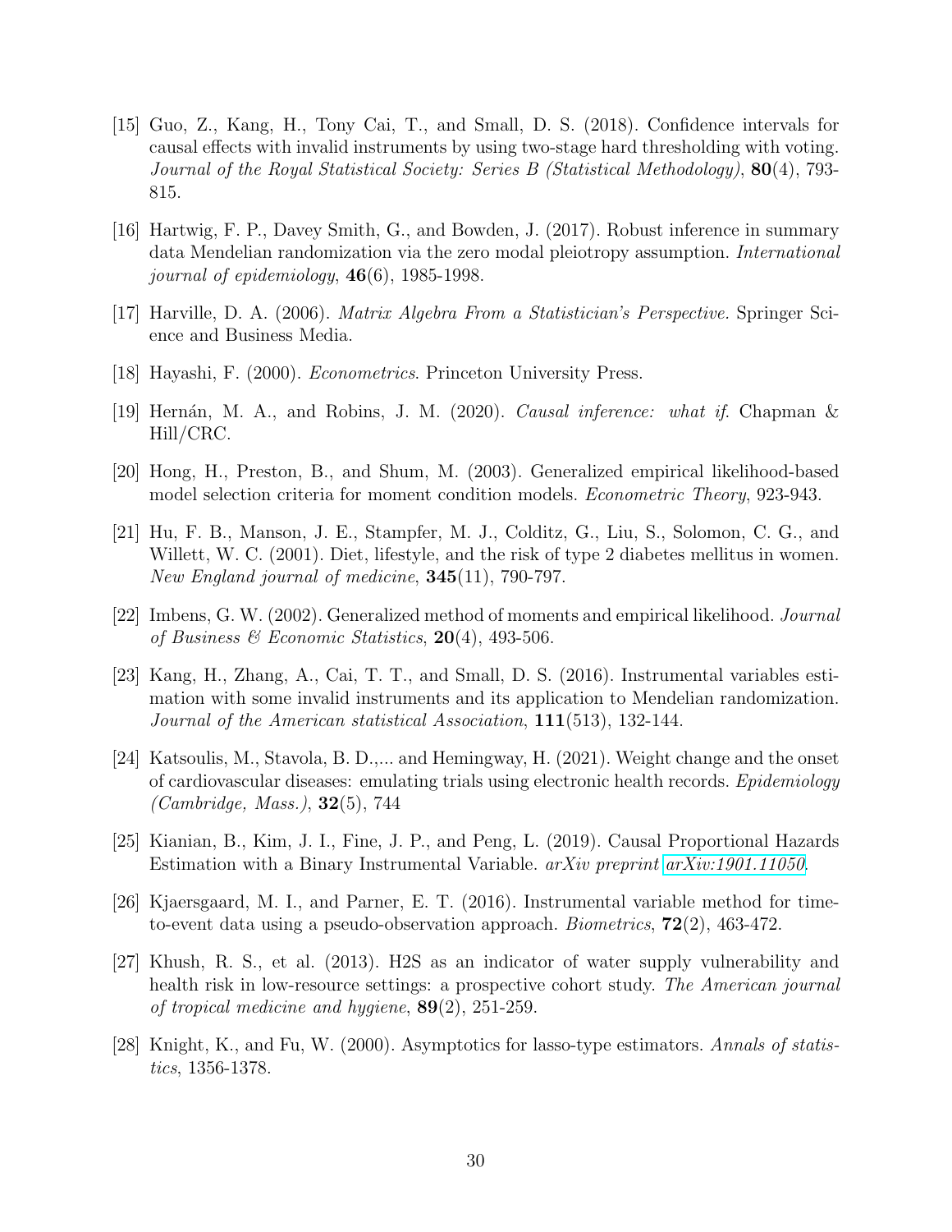[15] Guo, Z., Kang, H., Tony Cai, T., and Small, D. S. (2018). Confidence intervals for causal effects with invalid instruments by using two-stage hard thresholding with voting. *Journal of the Royal Statistical Society: Series B (Statistical Methodology)*, **80**(4), 793-815.

[16] Hartwig, F. P., Davey Smith, G., and Bowden, J. (2017). Robust inference in summary data Mendelian randomization via the zero modal pleiotropy assumption. *International journal of epidemiology*, **46**(6), 1985-1998.

[17] Harville, D. A. (2006). *Matrix Algebra From a Statistician's Perspective.* Springer Science and Business Media.

[18] Hayashi, F. (2000). *Econometrics*. Princeton University Press.

[19] Hernán, M. A., and Robins, J. M. (2020). *Causal inference: what if.* Chapman & Hill/CRC.

[20] Hong, H., Preston, B., and Shum, M. (2003). Generalized empirical likelihood-based model selection criteria for moment condition models. *Econometric Theory*, 923-943.

[21] Hu, F. B., Manson, J. E., Stampfer, M. J., Colditz, G., Liu, S., Solomon, C. G., and Willett, W. C. (2001). Diet, lifestyle, and the risk of type 2 diabetes mellitus in women. *New England journal of medicine*, **345**(11), 790-797.

[22] Imbens, G. W. (2002). Generalized method of moments and empirical likelihood. *Journal of Business & Economic Statistics*, **20**(4), 493-506.

[23] Kang, H., Zhang, A., Cai, T. T., and Small, D. S. (2016). Instrumental variables estimation with some invalid instruments and its application to Mendelian randomization. *Journal of the American statistical Association*, **111**(513), 132-144.

[24] Katsoulis, M., Stavola, B. D.,... and Hemingway, H. (2021). Weight change and the onset of cardiovascular diseases: emulating trials using electronic health records. *Epidemiology (Cambridge, Mass.)*, **32**(5), 744

[25] Kianian, B., Kim, J. I., Fine, J. P., and Peng, L. (2019). Causal Proportional Hazards Estimation with a Binary Instrumental Variable. *arXiv preprint* arXiv:1901.11050.

[26] Kjaersgaard, M. I., and Parner, E. T. (2016). Instrumental variable method for time-to-event data using a pseudo-observation approach. *Biometrics*, **72**(2), 463-472.

[27] Khush, R. S., et al. (2013). H2S as an indicator of water supply vulnerability and health risk in low-resource settings: a prospective cohort study. *The American journal of tropical medicine and hygiene*, **89**(2), 251-259.

[28] Knight, K., and Fu, W. (2000). Asymptotics for lasso-type estimators. *Annals of statistics*, 1356-1378.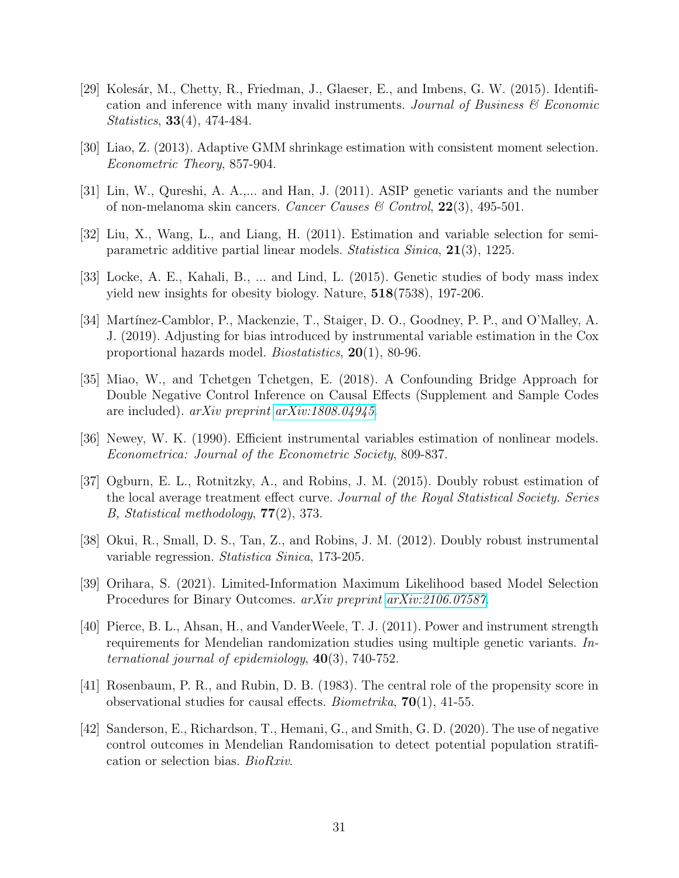[29] Kolesár, M., Chetty, R., Friedman, J., Glaeser, E., and Imbens, G. W. (2015). Identification and inference with many invalid instruments. *Journal of Business & Economic Statistics*, **33**(4), 474-484.

[30] Liao, Z. (2013). Adaptive GMM shrinkage estimation with consistent moment selection. *Econometric Theory*, 857-904.

[31] Lin, W., Qureshi, A. A.,... and Han, J. (2011). ASIP genetic variants and the number of non-melanoma skin cancers. *Cancer Causes & Control*, **22**(3), 495-501.

[32] Liu, X., Wang, L., and Liang, H. (2011). Estimation and variable selection for semiparametric additive partial linear models. *Statistica Sinica*, **21**(3), 1225.

[33] Locke, A. E., Kahali, B., ... and Lind, L. (2015). Genetic studies of body mass index yield new insights for obesity biology. Nature, **518**(7538), 197-206.

[34] Martínez-Camblor, P., Mackenzie, T., Staiger, D. O., Goodney, P. P., and O'Malley, A. J. (2019). Adjusting for bias introduced by instrumental variable estimation in the Cox proportional hazards model. *Biostatistics*, **20**(1), 80-96.

[35] Miao, W., and Tchetgen Tchetgen, E. (2018). A Confounding Bridge Approach for Double Negative Control Inference on Causal Effects (Supplement and Sample Codes are included). *arXiv preprint arXiv:1808.04945*.

[36] Newey, W. K. (1990). Efficient instrumental variables estimation of nonlinear models. *Econometrica: Journal of the Econometric Society*, 809-837.

[37] Ogburn, E. L., Rotnitzky, A., and Robins, J. M. (2015). Doubly robust estimation of the local average treatment effect curve. *Journal of the Royal Statistical Society. Series B, Statistical methodology*, **77**(2), 373.

[38] Okui, R., Small, D. S., Tan, Z., and Robins, J. M. (2012). Doubly robust instrumental variable regression. *Statistica Sinica*, 173-205.

[39] Orihara, S. (2021). Limited-Information Maximum Likelihood based Model Selection Procedures for Binary Outcomes. *arXiv preprint arXiv:2106.07587*.

[40] Pierce, B. L., Ahsan, H., and VanderWeele, T. J. (2011). Power and instrument strength requirements for Mendelian randomization studies using multiple genetic variants. *International journal of epidemiology*, **40**(3), 740-752.

[41] Rosenbaum, P. R., and Rubin, D. B. (1983). The central role of the propensity score in observational studies for causal effects. *Biometrika*, **70**(1), 41-55.

[42] Sanderson, E., Richardson, T., Hemani, G., and Smith, G. D. (2020). The use of negative control outcomes in Mendelian Randomisation to detect potential population stratification or selection bias. *BioRxiv*.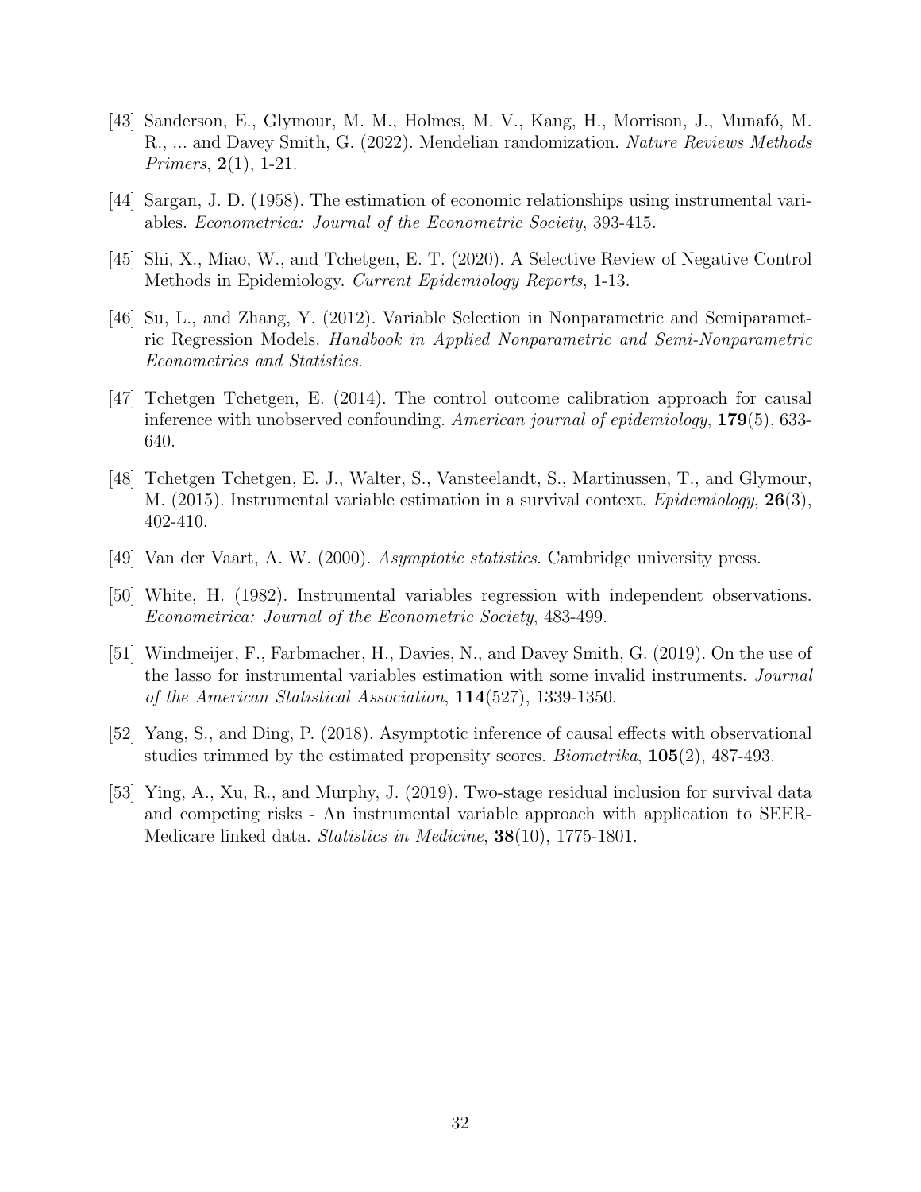[43] Sanderson, E., Glymour, M. M., Holmes, M. V., Kang, H., Morrison, J., Munafó, M. R., ... and Davey Smith, G. (2022). Mendelian randomization. *Nature Reviews Methods Primers*, **2**(1), 1-21.

[44] Sargan, J. D. (1958). The estimation of economic relationships using instrumental variables. *Econometrica: Journal of the Econometric Society*, 393-415.

[45] Shi, X., Miao, W., and Tchetgen, E. T. (2020). A Selective Review of Negative Control Methods in Epidemiology. *Current Epidemiology Reports*, 1-13.

[46] Su, L., and Zhang, Y. (2012). Variable Selection in Nonparametric and Semiparametric Regression Models. *Handbook in Applied Nonparametric and Semi-Nonparametric Econometrics and Statistics*.

[47] Tchetgen Tchetgen, E. (2014). The control outcome calibration approach for causal inference with unobserved confounding. *American journal of epidemiology*, **179**(5), 633-640.

[48] Tchetgen Tchetgen, E. J., Walter, S., Vansteelandt, S., Martinussen, T., and Glymour, M. (2015). Instrumental variable estimation in a survival context. *Epidemiology*, **26**(3), 402-410.

[49] Van der Vaart, A. W. (2000). *Asymptotic statistics*. Cambridge university press.

[50] White, H. (1982). Instrumental variables regression with independent observations. *Econometrica: Journal of the Econometric Society*, 483-499.

[51] Windmeijer, F., Farbmacher, H., Davies, N., and Davey Smith, G. (2019). On the use of the lasso for instrumental variables estimation with some invalid instruments. *Journal of the American Statistical Association*, **114**(527), 1339-1350.

[52] Yang, S., and Ding, P. (2018). Asymptotic inference of causal effects with observational studies trimmed by the estimated propensity scores. *Biometrika*, **105**(2), 487-493.

[53] Ying, A., Xu, R., and Murphy, J. (2019). Two-stage residual inclusion for survival data and competing risks - An instrumental variable approach with application to SEER-Medicare linked data. *Statistics in Medicine*, **38**(10), 1775-1801.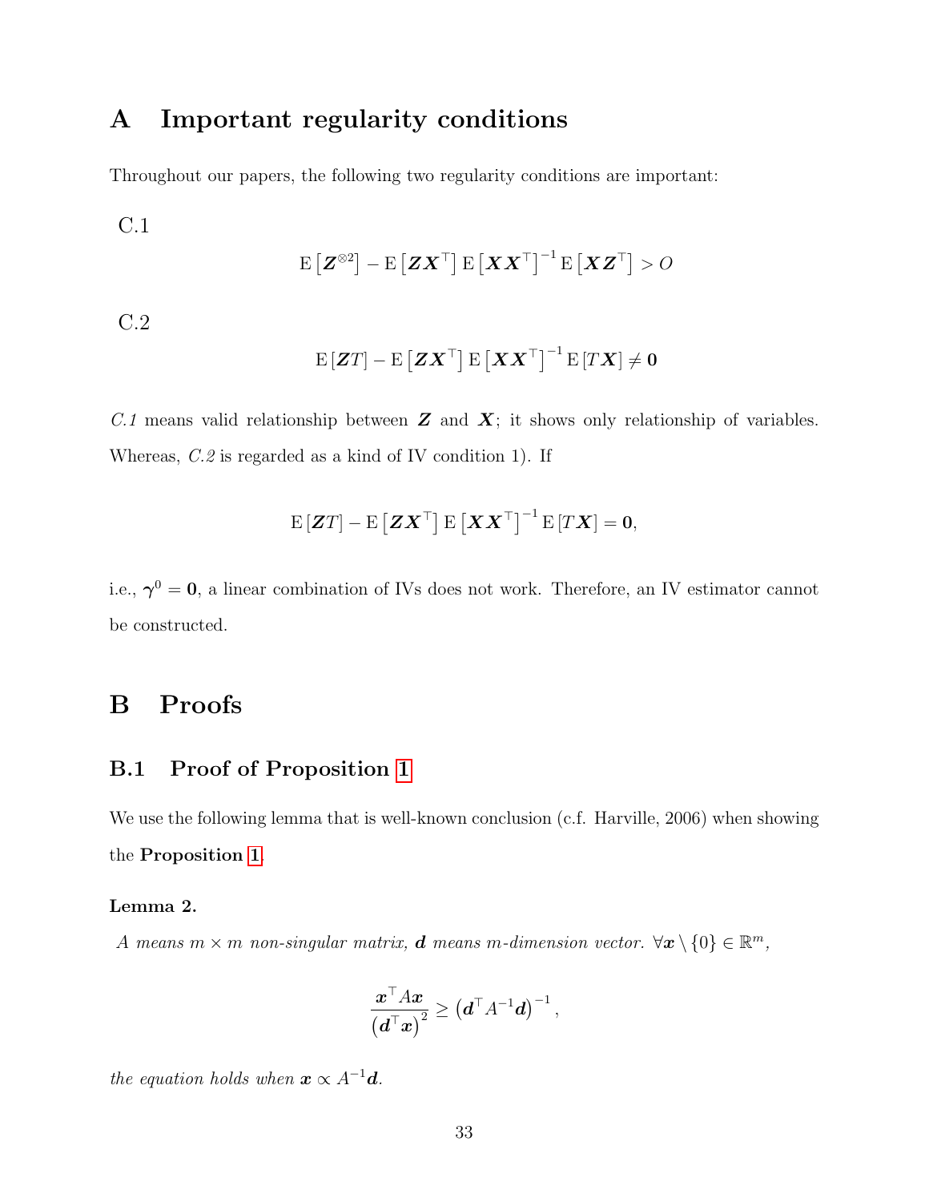# A Important regularity conditions

Throughout our papers, the following two regularity conditions are important:

C.1

$$
\mathrm{E}\left[\boldsymbol{Z}^{\otimes 2}\right] - \mathrm{E}\left[\boldsymbol{Z}\boldsymbol{X}^{\top}\right]\mathrm{E}\left[\boldsymbol{X}\boldsymbol{X}^{\top}\right]^{-1}\mathrm{E}\left[\boldsymbol{X}\boldsymbol{Z}^{\top}\right] > O
$$

C.2

$$
\mathrm{E}\left[\boldsymbol{Z}T\right] - \mathrm{E}\left[\boldsymbol{Z}\boldsymbol{X}^{\top}\right]\mathrm{E}\left[\boldsymbol{X}\boldsymbol{X}^{\top}\right]^{-1}\mathrm{E}\left[T\boldsymbol{X}\right] \neq \boldsymbol{0}
$$

*C.1* means valid relationship between $\boldsymbol{Z}$ and $\boldsymbol{X}$; it shows only relationship of variables. Whereas, *C.2* is regarded as a kind of IV condition 1). If

$$
\mathrm{E}\left[\boldsymbol{Z}T\right] - \mathrm{E}\left[\boldsymbol{Z}\boldsymbol{X}^{\top}\right]\mathrm{E}\left[\boldsymbol{X}\boldsymbol{X}^{\top}\right]^{-1}\mathrm{E}\left[T\boldsymbol{X}\right] = \boldsymbol{0},
$$

i.e., $\boldsymbol{\gamma}^{0} = \boldsymbol{0}$, a linear combination of IVs does not work. Therefore, an IV estimator cannot be constructed.

# B Proofs

## B.1 Proof of Proposition 1

We use the following lemma that is well-known conclusion (c.f. Harville, 2006) when showing the **Proposition 1**.

**Lemma 2.**

*$A$ means $m \times m$ non-singular matrix, $\boldsymbol{d}$ means $m$-dimension vector.* $\forall \boldsymbol{x} \setminus \{0\} \in \mathbb{R}^{m}$,

$$
\frac{\boldsymbol{x}^{\top}A\boldsymbol{x}}{\left(\boldsymbol{d}^{\top}\boldsymbol{x}\right)^{2}} \geq \left(\boldsymbol{d}^{\top}A^{-1}\boldsymbol{d}\right)^{-1},
$$

*the equation holds when* $\boldsymbol{x} \propto A^{-1}\boldsymbol{d}$.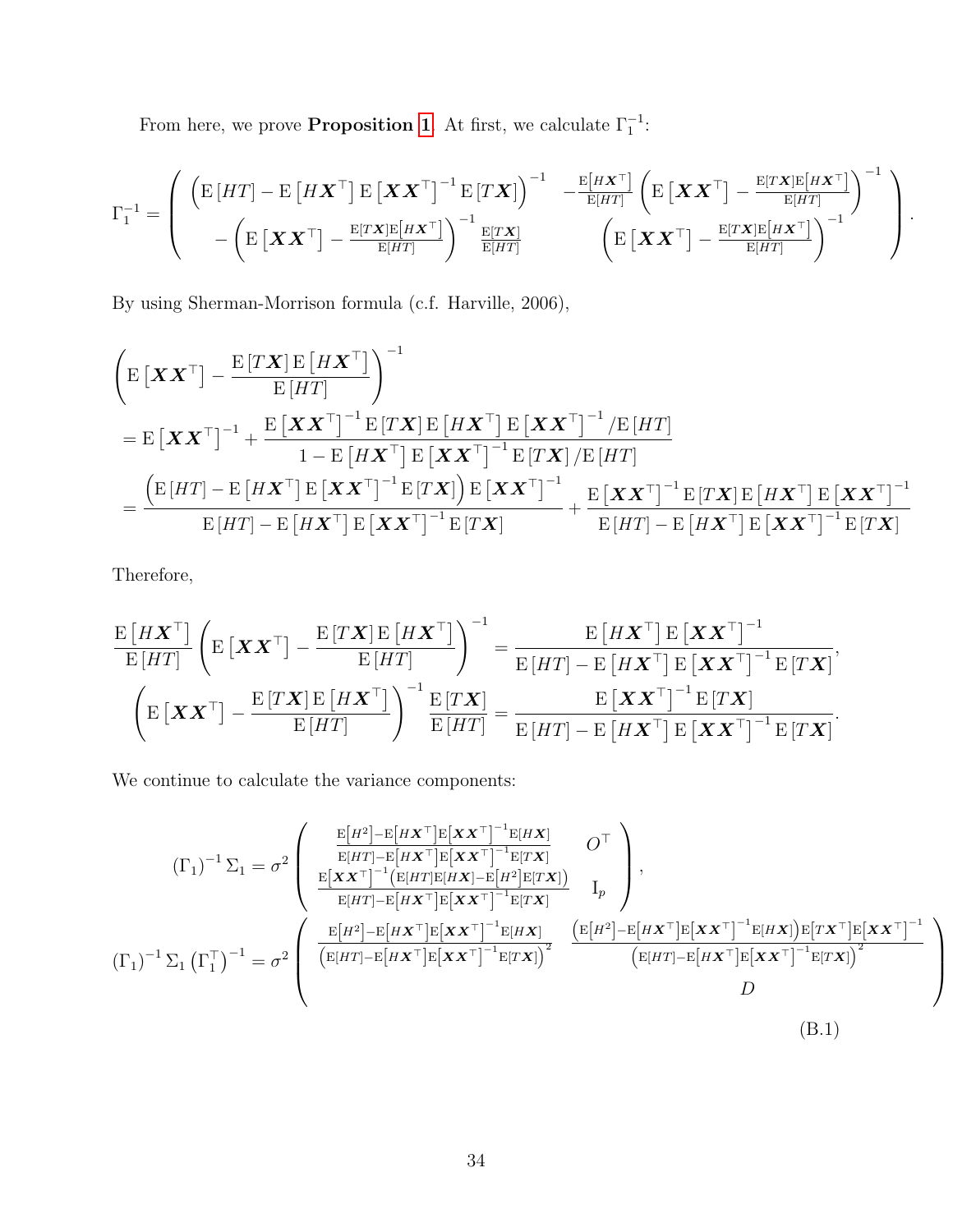From here, we prove **Proposition 1**. At first, we calculate $\Gamma_1^{-1}$:

$$
\Gamma_1^{-1} = \begin{pmatrix} \left( \mathrm{E}\left[HT\right] - \mathrm{E}\left[H\boldsymbol{X}^\top\right] \mathrm{E}\left[\boldsymbol{X}\boldsymbol{X}^\top\right]^{-1} \mathrm{E}\left[T\boldsymbol{X}\right] \right)^{-1} & -\frac{\mathrm{E}\left[H\boldsymbol{X}^\top\right]}{\mathrm{E}\left[HT\right]} \left( \mathrm{E}\left[\boldsymbol{X}\boldsymbol{X}^\top\right] - \frac{\mathrm{E}\left[T\boldsymbol{X}\right]\mathrm{E}\left[H\boldsymbol{X}^\top\right]}{\mathrm{E}\left[HT\right]} \right)^{-1} \\ -\left( \mathrm{E}\left[\boldsymbol{X}\boldsymbol{X}^\top\right] - \frac{\mathrm{E}\left[T\boldsymbol{X}\right]\mathrm{E}\left[H\boldsymbol{X}^\top\right]}{\mathrm{E}\left[HT\right]} \right)^{-1} \frac{\mathrm{E}\left[T\boldsymbol{X}\right]}{\mathrm{E}\left[HT\right]} & \left( \mathrm{E}\left[\boldsymbol{X}\boldsymbol{X}^\top\right] - \frac{\mathrm{E}\left[T\boldsymbol{X}\right]\mathrm{E}\left[H\boldsymbol{X}^\top\right]}{\mathrm{E}\left[HT\right]} \right)^{-1} \end{pmatrix}.
$$

By using Sherman-Morrison formula (c.f. Harville, 2006),

$$
\begin{aligned}
&\left( \mathrm{E}\left[\boldsymbol{X}\boldsymbol{X}^\top\right] - \frac{\mathrm{E}\left[T\boldsymbol{X}\right]\mathrm{E}\left[H\boldsymbol{X}^\top\right]}{\mathrm{E}\left[HT\right]} \right)^{-1} \\
&= \mathrm{E}\left[\boldsymbol{X}\boldsymbol{X}^\top\right]^{-1} + \frac{\mathrm{E}\left[\boldsymbol{X}\boldsymbol{X}^\top\right]^{-1}\mathrm{E}\left[T\boldsymbol{X}\right]\mathrm{E}\left[H\boldsymbol{X}^\top\right]\mathrm{E}\left[\boldsymbol{X}\boldsymbol{X}^\top\right]^{-1}/\mathrm{E}\left[HT\right]}{1 - \mathrm{E}\left[H\boldsymbol{X}^\top\right]\mathrm{E}\left[\boldsymbol{X}\boldsymbol{X}^\top\right]^{-1}\mathrm{E}\left[T\boldsymbol{X}\right]/\mathrm{E}\left[HT\right]} \\
&= \frac{\left(\mathrm{E}\left[HT\right] - \mathrm{E}\left[H\boldsymbol{X}^\top\right]\mathrm{E}\left[\boldsymbol{X}\boldsymbol{X}^\top\right]^{-1}\mathrm{E}\left[T\boldsymbol{X}\right]\right)\mathrm{E}\left[\boldsymbol{X}\boldsymbol{X}^\top\right]^{-1}}{\mathrm{E}\left[HT\right] - \mathrm{E}\left[H\boldsymbol{X}^\top\right]\mathrm{E}\left[\boldsymbol{X}\boldsymbol{X}^\top\right]^{-1}\mathrm{E}\left[T\boldsymbol{X}\right]} + \frac{\mathrm{E}\left[\boldsymbol{X}\boldsymbol{X}^\top\right]^{-1}\mathrm{E}\left[T\boldsymbol{X}\right]\mathrm{E}\left[H\boldsymbol{X}^\top\right]\mathrm{E}\left[\boldsymbol{X}\boldsymbol{X}^\top\right]^{-1}}{\mathrm{E}\left[HT\right] - \mathrm{E}\left[H\boldsymbol{X}^\top\right]\mathrm{E}\left[\boldsymbol{X}\boldsymbol{X}^\top\right]^{-1}\mathrm{E}\left[T\boldsymbol{X}\right]}
\end{aligned}
$$

Therefore,

$$
\begin{aligned}
\frac{\mathrm{E}\left[H\boldsymbol{X}^\top\right]}{\mathrm{E}\left[HT\right]} \left( \mathrm{E}\left[\boldsymbol{X}\boldsymbol{X}^\top\right] - \frac{\mathrm{E}\left[T\boldsymbol{X}\right]\mathrm{E}\left[H\boldsymbol{X}^\top\right]}{\mathrm{E}\left[HT\right]} \right)^{-1} &= \frac{\mathrm{E}\left[H\boldsymbol{X}^\top\right]\mathrm{E}\left[\boldsymbol{X}\boldsymbol{X}^\top\right]^{-1}}{\mathrm{E}\left[HT\right] - \mathrm{E}\left[H\boldsymbol{X}^\top\right]\mathrm{E}\left[\boldsymbol{X}\boldsymbol{X}^\top\right]^{-1}\mathrm{E}\left[T\boldsymbol{X}\right]}, \\
\left( \mathrm{E}\left[\boldsymbol{X}\boldsymbol{X}^\top\right] - \frac{\mathrm{E}\left[T\boldsymbol{X}\right]\mathrm{E}\left[H\boldsymbol{X}^\top\right]}{\mathrm{E}\left[HT\right]} \right)^{-1} \frac{\mathrm{E}\left[T\boldsymbol{X}\right]}{\mathrm{E}\left[HT\right]} &= \frac{\mathrm{E}\left[\boldsymbol{X}\boldsymbol{X}^\top\right]^{-1}\mathrm{E}\left[T\boldsymbol{X}\right]}{\mathrm{E}\left[HT\right] - \mathrm{E}\left[H\boldsymbol{X}^\top\right]\mathrm{E}\left[\boldsymbol{X}\boldsymbol{X}^\top\right]^{-1}\mathrm{E}\left[T\boldsymbol{X}\right]}.
\end{aligned}
$$

We continue to calculate the variance components:

$$
\begin{aligned}
\left(\Gamma_1\right)^{-1}\Sigma_1 &= \sigma^2 \begin{pmatrix} \frac{\mathrm{E}\left[H^2\right] - \mathrm{E}\left[H\boldsymbol{X}^\top\right]\mathrm{E}\left[\boldsymbol{X}\boldsymbol{X}^\top\right]^{-1}\mathrm{E}\left[H\boldsymbol{X}\right]}{\mathrm{E}\left[HT\right] - \mathrm{E}\left[H\boldsymbol{X}^\top\right]\mathrm{E}\left[\boldsymbol{X}\boldsymbol{X}^\top\right]^{-1}\mathrm{E}\left[T\boldsymbol{X}\right]} & O^\top \\ \frac{\mathrm{E}\left[\boldsymbol{X}\boldsymbol{X}^\top\right]^{-1}\left(\mathrm{E}\left[HT\right]\mathrm{E}\left[H\boldsymbol{X}\right] - \mathrm{E}\left[H^2\right]\mathrm{E}\left[T\boldsymbol{X}\right]\right)}{\mathrm{E}\left[HT\right] - \mathrm{E}\left[H\boldsymbol{X}^\top\right]\mathrm{E}\left[\boldsymbol{X}\boldsymbol{X}^\top\right]^{-1}\mathrm{E}\left[T\boldsymbol{X}\right]} & \mathrm{I}_p \end{pmatrix}, \\
\left(\Gamma_1\right)^{-1}\Sigma_1\left(\Gamma_1^\top\right)^{-1} &= \sigma^2 \begin{pmatrix} \frac{\mathrm{E}\left[H^2\right] - \mathrm{E}\left[H\boldsymbol{X}^\top\right]\mathrm{E}\left[\boldsymbol{X}\boldsymbol{X}^\top\right]^{-1}\mathrm{E}\left[H\boldsymbol{X}\right]}{\left(\mathrm{E}\left[HT\right] - \mathrm{E}\left[H\boldsymbol{X}^\top\right]\mathrm{E}\left[\boldsymbol{X}\boldsymbol{X}^\top\right]^{-1}\mathrm{E}\left[T\boldsymbol{X}\right]\right)^2} & \frac{\left(\mathrm{E}\left[H^2\right] - \mathrm{E}\left[H\boldsymbol{X}^\top\right]\mathrm{E}\left[\boldsymbol{X}\boldsymbol{X}^\top\right]^{-1}\mathrm{E}\left[H\boldsymbol{X}\right]\right)\mathrm{E}\left[T\boldsymbol{X}^\top\right]\mathrm{E}\left[\boldsymbol{X}\boldsymbol{X}^\top\right]^{-1}}{\left(\mathrm{E}\left[HT\right] - \mathrm{E}\left[H\boldsymbol{X}^\top\right]\mathrm{E}\left[\boldsymbol{X}\boldsymbol{X}^\top\right]^{-1}\mathrm{E}\left[T\boldsymbol{X}\right]\right)^2} \\ & D \end{pmatrix}
\end{aligned} \tag{B.1}
$$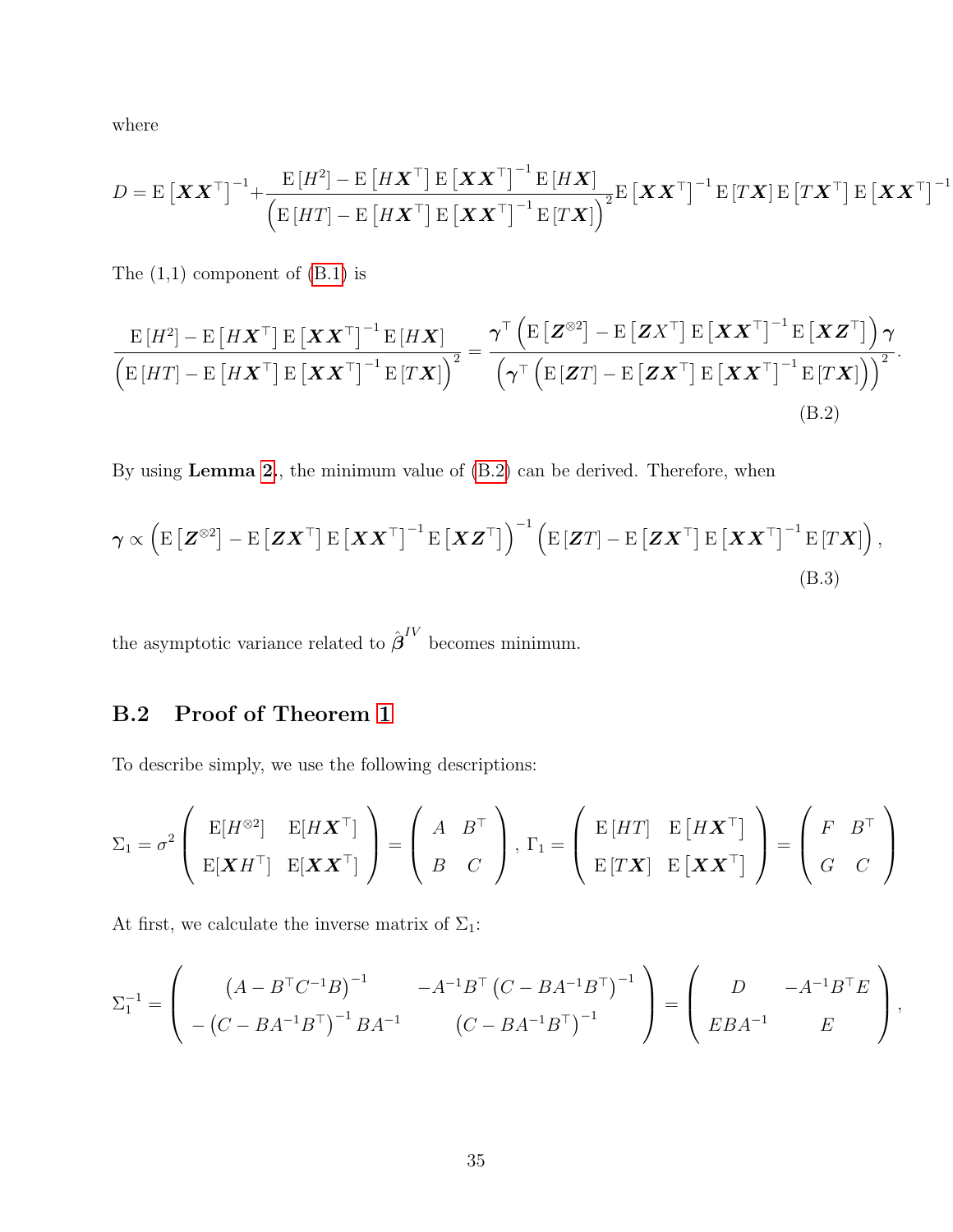where

$$D = \mathrm{E}\left[\boldsymbol{X}\boldsymbol{X}^\top\right]^{-1} + \frac{\mathrm{E}\left[H^2\right] - \mathrm{E}\left[H\boldsymbol{X}^\top\right]\mathrm{E}\left[\boldsymbol{X}\boldsymbol{X}^\top\right]^{-1}\mathrm{E}\left[H\boldsymbol{X}\right]}{\left(\mathrm{E}\left[HT\right] - \mathrm{E}\left[H\boldsymbol{X}^\top\right]\mathrm{E}\left[\boldsymbol{X}\boldsymbol{X}^\top\right]^{-1}\mathrm{E}\left[T\boldsymbol{X}\right]\right)^2}\mathrm{E}\left[\boldsymbol{X}\boldsymbol{X}^\top\right]^{-1}\mathrm{E}\left[T\boldsymbol{X}\right]\mathrm{E}\left[T\boldsymbol{X}^\top\right]\mathrm{E}\left[\boldsymbol{X}\boldsymbol{X}^\top\right]^{-1}$$

The (1,1) component of (B.1) is

$$\frac{\mathrm{E}\left[H^2\right] - \mathrm{E}\left[H\boldsymbol{X}^\top\right]\mathrm{E}\left[\boldsymbol{X}\boldsymbol{X}^\top\right]^{-1}\mathrm{E}\left[H\boldsymbol{X}\right]}{\left(\mathrm{E}\left[HT\right] - \mathrm{E}\left[H\boldsymbol{X}^\top\right]\mathrm{E}\left[\boldsymbol{X}\boldsymbol{X}^\top\right]^{-1}\mathrm{E}\left[T\boldsymbol{X}\right]\right)^2} = \frac{\boldsymbol{\gamma}^\top\left(\mathrm{E}\left[\boldsymbol{Z}^{\otimes 2}\right] - \mathrm{E}\left[\boldsymbol{Z}X^\top\right]\mathrm{E}\left[\boldsymbol{X}\boldsymbol{X}^\top\right]^{-1}\mathrm{E}\left[\boldsymbol{X}\boldsymbol{Z}^\top\right]\right)\boldsymbol{\gamma}}{\left(\boldsymbol{\gamma}^\top\left(\mathrm{E}\left[\boldsymbol{Z}T\right] - \mathrm{E}\left[\boldsymbol{Z}\boldsymbol{X}^\top\right]\mathrm{E}\left[\boldsymbol{X}\boldsymbol{X}^\top\right]^{-1}\mathrm{E}\left[T\boldsymbol{X}\right]\right)\right)^2}. \tag{B.2}$$

By using **Lemma 2**., the minimum value of (B.2) can be derived. Therefore, when

$$\boldsymbol{\gamma} \propto \left(\mathrm{E}\left[\boldsymbol{Z}^{\otimes 2}\right] - \mathrm{E}\left[\boldsymbol{Z}\boldsymbol{X}^\top\right]\mathrm{E}\left[\boldsymbol{X}\boldsymbol{X}^\top\right]^{-1}\mathrm{E}\left[\boldsymbol{X}\boldsymbol{Z}^\top\right]\right)^{-1}\left(\mathrm{E}\left[\boldsymbol{Z}T\right] - \mathrm{E}\left[\boldsymbol{Z}\boldsymbol{X}^\top\right]\mathrm{E}\left[\boldsymbol{X}\boldsymbol{X}^\top\right]^{-1}\mathrm{E}\left[T\boldsymbol{X}\right]\right), \tag{B.3}$$

the asymptotic variance related to $\hat{\boldsymbol{\beta}}^{IV}$ becomes minimum.

## B.2 Proof of Theorem 1

To describe simply, we use the following descriptions:

$$\Sigma_1 = \sigma^2 \begin{pmatrix} \mathrm{E}[H^{\otimes 2}] & \mathrm{E}[H\boldsymbol{X}^\top] \\ \mathrm{E}[\boldsymbol{X}H^\top] & \mathrm{E}[\boldsymbol{X}\boldsymbol{X}^\top] \end{pmatrix} = \begin{pmatrix} A & B^\top \\ B & C \end{pmatrix},\ \Gamma_1 = \begin{pmatrix} \mathrm{E}\left[HT\right] & \mathrm{E}\left[H\boldsymbol{X}^\top\right] \\ \mathrm{E}\left[T\boldsymbol{X}\right] & \mathrm{E}\left[\boldsymbol{X}\boldsymbol{X}^\top\right] \end{pmatrix} = \begin{pmatrix} F & B^\top \\ G & C \end{pmatrix}$$

At first, we calculate the inverse matrix of $\Sigma_1$:

$$\Sigma_1^{-1} = \begin{pmatrix} \left(A - B^\top C^{-1} B\right)^{-1} & -A^{-1}B^\top\left(C - BA^{-1}B^\top\right)^{-1} \\ -\left(C - BA^{-1}B^\top\right)^{-1}BA^{-1} & \left(C - BA^{-1}B^\top\right)^{-1} \end{pmatrix} = \begin{pmatrix} D & -A^{-1}B^\top E \\ EBA^{-1} & E \end{pmatrix},$$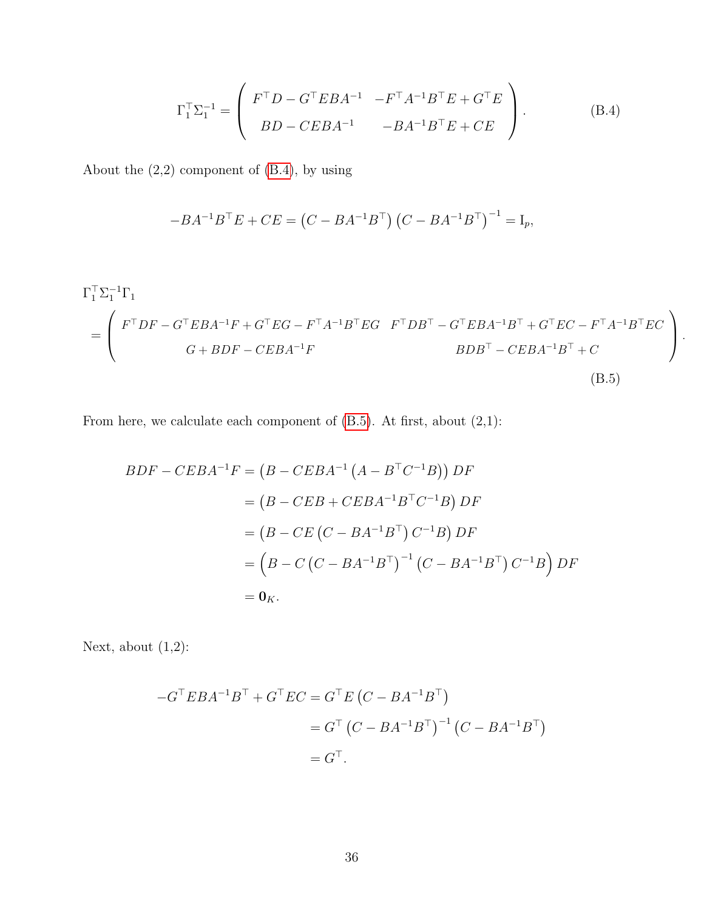$$
\Gamma_1^\top \Sigma_1^{-1} = \begin{pmatrix} F^\top D - G^\top EBA^{-1} & -F^\top A^{-1}B^\top E + G^\top E \\ BD - CEBA^{-1} & -BA^{-1}B^\top E + CE \end{pmatrix}. \tag{B.4}
$$

About the (2,2) component of (B.4), by using

$$
-BA^{-1}B^\top E + CE = \left(C - BA^{-1}B^\top\right)\left(C - BA^{-1}B^\top\right)^{-1} = \mathrm{I}_p,
$$

$$
\begin{aligned}
&\Gamma_1^\top \Sigma_1^{-1} \Gamma_1 \\
&= \begin{pmatrix} F^\top DF - G^\top EBA^{-1}F + G^\top EG - F^\top A^{-1}B^\top EG & F^\top DB^\top - G^\top EBA^{-1}B^\top + G^\top EC - F^\top A^{-1}B^\top EC \\ G + BDF - CEBA^{-1}F & BDB^\top - CEBA^{-1}B^\top + C \end{pmatrix}.
\end{aligned} \tag{B.5}
$$

From here, we calculate each component of (B.5). At first, about (2,1):

$$
\begin{aligned}
BDF - CEBA^{-1}F &= \left(B - CEBA^{-1}\left(A - B^\top C^{-1}B\right)\right)DF \\
&= \left(B - CEB + CEBA^{-1}B^\top C^{-1}B\right)DF \\
&= \left(B - CE\left(C - BA^{-1}B^\top\right)C^{-1}B\right)DF \\
&= \left(B - C\left(C - BA^{-1}B^\top\right)^{-1}\left(C - BA^{-1}B^\top\right)C^{-1}B\right)DF \\
&= \mathbf{0}_K.
\end{aligned}
$$

Next, about (1,2):

$$
\begin{aligned}
-G^\top EBA^{-1}B^\top + G^\top EC &= G^\top E\left(C - BA^{-1}B^\top\right) \\
&= G^\top \left(C - BA^{-1}B^\top\right)^{-1}\left(C - BA^{-1}B^\top\right) \\
&= G^\top.
\end{aligned}
$$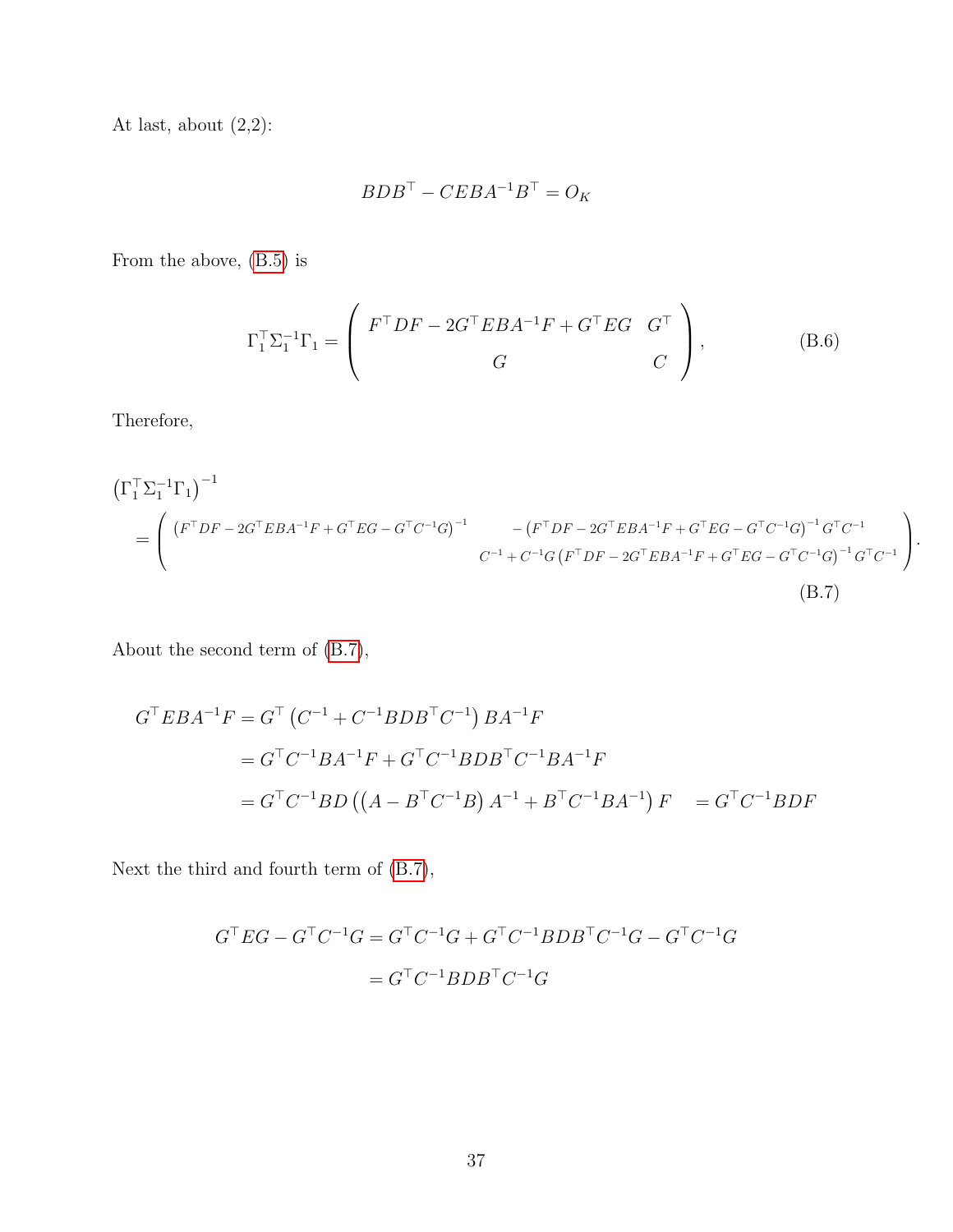At last, about (2,2):

$$BDB^\top - CEBA^{-1}B^\top = O_K$$

From the above, (B.5) is

$$\Gamma_1^\top \Sigma_1^{-1} \Gamma_1 = \begin{pmatrix} F^\top DF - 2G^\top EBA^{-1}F + G^\top EG & G^\top \\ G & C \end{pmatrix}, \tag{B.6}$$

Therefore,

$$\begin{aligned}
&\left(\Gamma_1^\top \Sigma_1^{-1} \Gamma_1\right)^{-1} \\
&= \begin{pmatrix} \left(F^\top DF - 2G^\top EBA^{-1}F + G^\top EG - G^\top C^{-1}G\right)^{-1} & -\left(F^\top DF - 2G^\top EBA^{-1}F + G^\top EG - G^\top C^{-1}G\right)^{-1} G^\top C^{-1} \\ & C^{-1} + C^{-1}G\left(F^\top DF - 2G^\top EBA^{-1}F + G^\top EG - G^\top C^{-1}G\right)^{-1} G^\top C^{-1} \end{pmatrix}.
\end{aligned} \tag{B.7}$$

About the second term of (B.7),

$$\begin{aligned}
G^\top EBA^{-1}F &= G^\top \left(C^{-1} + C^{-1}BDB^\top C^{-1}\right) BA^{-1}F \\
&= G^\top C^{-1}BA^{-1}F + G^\top C^{-1}BDB^\top C^{-1}BA^{-1}F \\
&= G^\top C^{-1}BD\left(\left(A - B^\top C^{-1}B\right)A^{-1} + B^\top C^{-1}BA^{-1}\right)F \quad = G^\top C^{-1}BDF
\end{aligned}$$

Next the third and fourth term of (B.7),

$$\begin{aligned}
G^\top EG - G^\top C^{-1}G &= G^\top C^{-1}G + G^\top C^{-1}BDB^\top C^{-1}G - G^\top C^{-1}G \\
&= G^\top C^{-1}BDB^\top C^{-1}G
\end{aligned}$$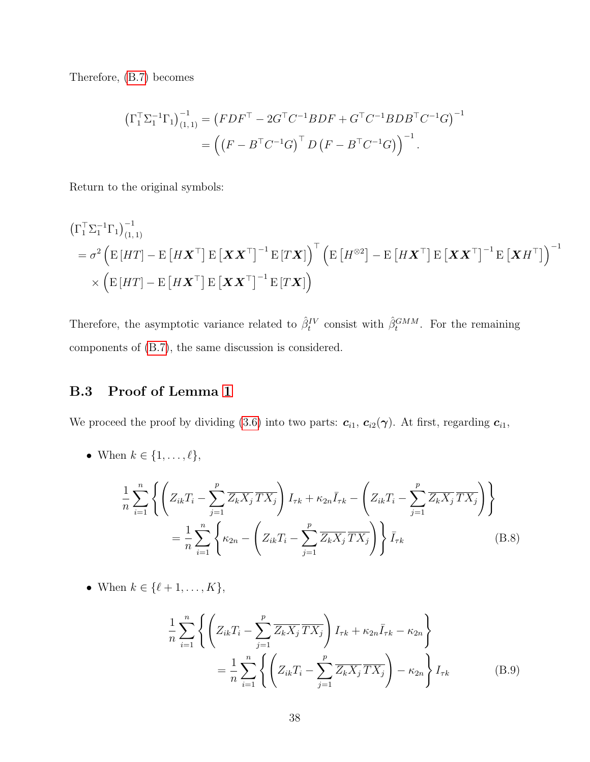Therefore, (B.7) becomes

$$
\begin{aligned}
\left(\Gamma_1^\top \Sigma_1^{-1} \Gamma_1\right)^{-1}_{(1,1)} &= \left(FDF^\top - 2G^\top C^{-1} BDF + G^\top C^{-1} BDB^\top C^{-1} G\right)^{-1} \\
&= \left(\left(F - B^\top C^{-1} G\right)^\top D \left(F - B^\top C^{-1} G\right)\right)^{-1}.
\end{aligned}
$$

Return to the original symbols:

$$
\begin{aligned}
&\left(\Gamma_1^\top \Sigma_1^{-1} \Gamma_1\right)^{-1}_{(1,1)} \\
&= \sigma^2 \left(\mathrm{E}\left[HT\right] - \mathrm{E}\left[H\boldsymbol{X}^\top\right] \mathrm{E}\left[\boldsymbol{X}\boldsymbol{X}^\top\right]^{-1} \mathrm{E}\left[T\boldsymbol{X}\right]\right)^\top \left(\mathrm{E}\left[H^{\otimes 2}\right] - \mathrm{E}\left[H\boldsymbol{X}^\top\right] \mathrm{E}\left[\boldsymbol{X}\boldsymbol{X}^\top\right]^{-1} \mathrm{E}\left[\boldsymbol{X}H^\top\right]\right)^{-1} \\
&\quad \times \left(\mathrm{E}\left[HT\right] - \mathrm{E}\left[H\boldsymbol{X}^\top\right] \mathrm{E}\left[\boldsymbol{X}\boldsymbol{X}^\top\right]^{-1} \mathrm{E}\left[T\boldsymbol{X}\right]\right)
\end{aligned}
$$

Therefore, the asymptotic variance related to $\hat{\beta}_t^{IV}$ consist with $\hat{\beta}_t^{GMM}$. For the remaining components of (B.7), the same discussion is considered.

### B.3 Proof of Lemma 1

We proceed the proof by dividing (3.6) into two parts: $\boldsymbol{c}_{i1}$, $\boldsymbol{c}_{i2}(\boldsymbol{\gamma})$. At first, regarding $\boldsymbol{c}_{i1}$,

- When $k \in \{1, \ldots, \ell\}$,

$$
\begin{aligned}
&\frac{1}{n}\sum_{i=1}^{n} \left\{ \left( Z_{ik}T_i - \sum_{j=1}^{p} \overline{Z_k X_j}\, \overline{TX_j} \right) I_{\tau k} + \kappa_{2n} \bar{I}_{\tau k} - \left( Z_{ik}T_i - \sum_{j=1}^{p} \overline{Z_k X_j}\, \overline{TX_j} \right) \right\} \\
&\qquad = \frac{1}{n}\sum_{i=1}^{n} \left\{ \kappa_{2n} - \left( Z_{ik}T_i - \sum_{j=1}^{p} \overline{Z_k X_j}\, \overline{TX_j} \right) \right\} \bar{I}_{\tau k} \qquad \text{(B.8)}
\end{aligned}
$$

- When $k \in \{\ell+1, \ldots, K\}$,

$$
\begin{aligned}
&\frac{1}{n}\sum_{i=1}^{n} \left\{ \left( Z_{ik}T_i - \sum_{j=1}^{p} \overline{Z_k X_j}\, \overline{TX_j} \right) I_{\tau k} + \kappa_{2n} \bar{I}_{\tau k} - \kappa_{2n} \right\} \\
&\qquad = \frac{1}{n}\sum_{i=1}^{n} \left\{ \left( Z_{ik}T_i - \sum_{j=1}^{p} \overline{Z_k X_j}\, \overline{TX_j} \right) - \kappa_{2n} \right\} I_{\tau k} \qquad \text{(B.9)}
\end{aligned}
$$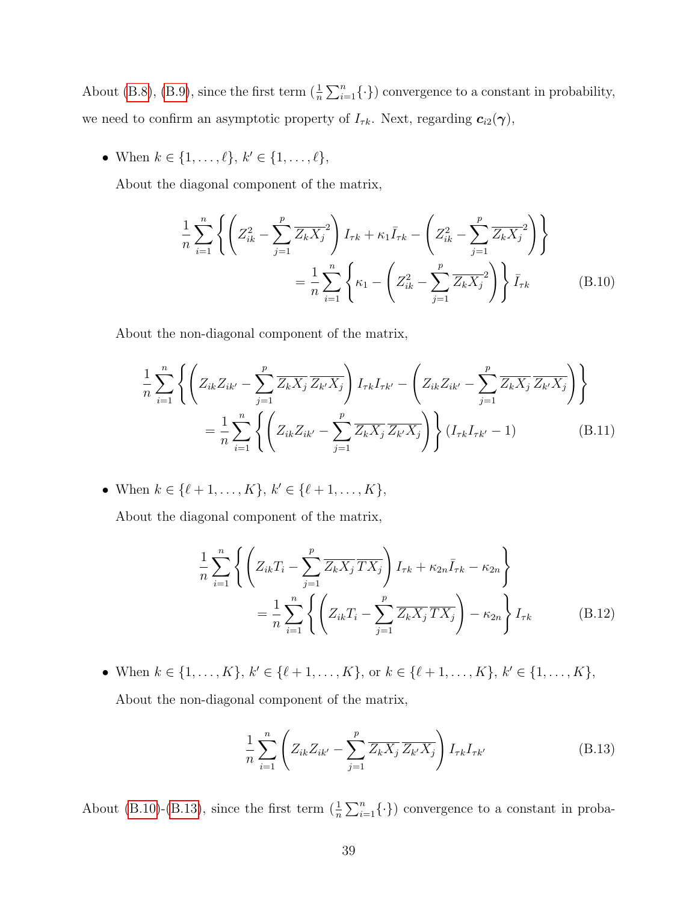About (B.8), (B.9), since the first term ($\frac{1}{n}\sum_{i=1}^{n}\{\cdot\}$) convergence to a constant in probability, we need to confirm an asymptotic property of $I_{\tau k}$. Next, regarding $\boldsymbol{c}_{i2}(\boldsymbol{\gamma})$,

- When $k \in \{1, \ldots, \ell\}$, $k' \in \{1, \ldots, \ell\}$,

  About the diagonal component of the matrix,

$$
\begin{aligned}
\frac{1}{n}\sum_{i=1}^{n}\left\{\left(Z_{ik}^2 - \sum_{j=1}^{p}\overline{Z_k X_j}^2\right) I_{\tau k} + \kappa_1 \bar{I}_{\tau k} - \left(Z_{ik}^2 - \sum_{j=1}^{p}\overline{Z_k X_j}^2\right)\right\} \\
= \frac{1}{n}\sum_{i=1}^{n}\left\{\kappa_1 - \left(Z_{ik}^2 - \sum_{j=1}^{p}\overline{Z_k X_j}^2\right)\right\}\bar{I}_{\tau k} \qquad \text{(B.10)}
\end{aligned}
$$

  About the non-diagonal component of the matrix,

$$
\begin{aligned}
\frac{1}{n}\sum_{i=1}^{n}\left\{\left(Z_{ik}Z_{ik'} - \sum_{j=1}^{p}\overline{Z_k X_j}\,\overline{Z_{k'} X_j}\right) I_{\tau k} I_{\tau k'} - \left(Z_{ik}Z_{ik'} - \sum_{j=1}^{p}\overline{Z_k X_j}\,\overline{Z_{k'} X_j}\right)\right\} \\
= \frac{1}{n}\sum_{i=1}^{n}\left\{\left(Z_{ik}Z_{ik'} - \sum_{j=1}^{p}\overline{Z_k X_j}\,\overline{Z_{k'} X_j}\right)\right\}(I_{\tau k} I_{\tau k'} - 1) \qquad \text{(B.11)}
\end{aligned}
$$

- When $k \in \{\ell+1, \ldots, K\}$, $k' \in \{\ell+1, \ldots, K\}$,

  About the diagonal component of the matrix,

$$
\begin{aligned}
\frac{1}{n}\sum_{i=1}^{n}\left\{\left(Z_{ik}T_i - \sum_{j=1}^{p}\overline{Z_k X_j}\,\overline{T X_j}\right) I_{\tau k} + \kappa_{2n}\bar{I}_{\tau k} - \kappa_{2n}\right\} \\
= \frac{1}{n}\sum_{i=1}^{n}\left\{\left(Z_{ik}T_i - \sum_{j=1}^{p}\overline{Z_k X_j}\,\overline{T X_j}\right) - \kappa_{2n}\right\} I_{\tau k} \qquad \text{(B.12)}
\end{aligned}
$$

- When $k \in \{1, \ldots, K\}$, $k' \in \{\ell+1, \ldots, K\}$, or $k \in \{\ell+1, \ldots, K\}$, $k' \in \{1, \ldots, K\}$,

  About the non-diagonal component of the matrix,

$$
\frac{1}{n}\sum_{i=1}^{n}\left(Z_{ik}Z_{ik'} - \sum_{j=1}^{p}\overline{Z_k X_j}\,\overline{Z_{k'} X_j}\right) I_{\tau k} I_{\tau k'} \qquad \text{(B.13)}
$$

About (B.10)-(B.13), since the first term ($\frac{1}{n}\sum_{i=1}^{n}\{\cdot\}$) convergence to a constant in proba-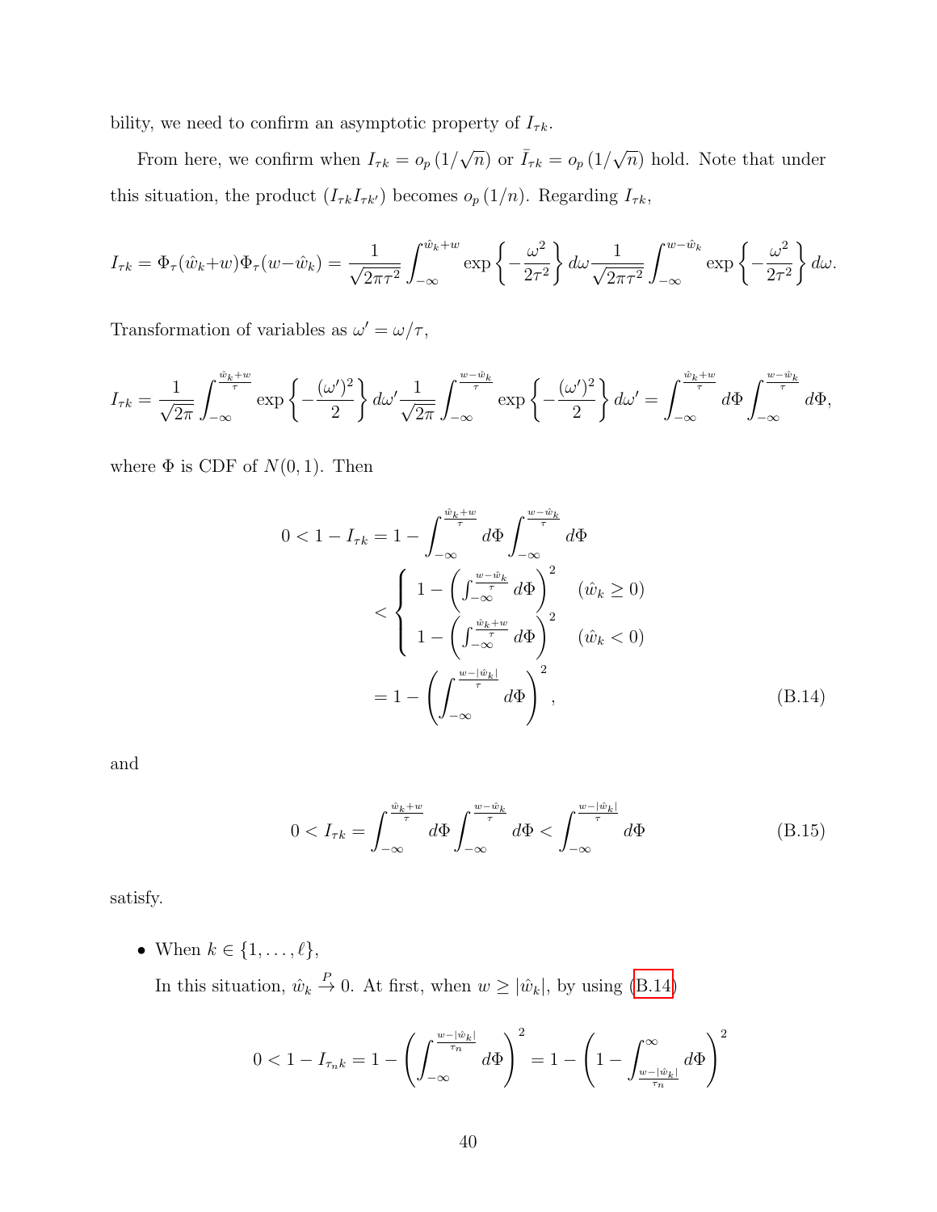bility, we need to confirm an asymptotic property of $I_{\tau k}$.

From here, we confirm when $I_{\tau k} = o_p\left(1/\sqrt{n}\right)$ or $\bar{I}_{\tau k} = o_p\left(1/\sqrt{n}\right)$ hold. Note that under this situation, the product $(I_{\tau k} I_{\tau k'})$ becomes $o_p\left(1/n\right)$. Regarding $I_{\tau k}$,

$$I_{\tau k} = \Phi_\tau(\hat{w}_k + w)\Phi_\tau(w - \hat{w}_k) = \frac{1}{\sqrt{2\pi\tau^2}}\int_{-\infty}^{\hat{w}_k + w} \exp\left\{-\frac{\omega^2}{2\tau^2}\right\} d\omega \frac{1}{\sqrt{2\pi\tau^2}}\int_{-\infty}^{w - \hat{w}_k} \exp\left\{-\frac{\omega^2}{2\tau^2}\right\} d\omega.$$

Transformation of variables as $\omega' = \omega/\tau$,

$$I_{\tau k} = \frac{1}{\sqrt{2\pi}}\int_{-\infty}^{\frac{\hat{w}_k + w}{\tau}} \exp\left\{-\frac{(\omega')^2}{2}\right\} d\omega' \frac{1}{\sqrt{2\pi}}\int_{-\infty}^{\frac{w - \hat{w}_k}{\tau}} \exp\left\{-\frac{(\omega')^2}{2}\right\} d\omega' = \int_{-\infty}^{\frac{\hat{w}_k + w}{\tau}} d\Phi \int_{-\infty}^{\frac{w - \hat{w}_k}{\tau}} d\Phi,$$

where $\Phi$ is CDF of $N(0,1)$. Then

$$\begin{aligned}
0 < 1 - I_{\tau k} &= 1 - \int_{-\infty}^{\frac{\hat{w}_k + w}{\tau}} d\Phi \int_{-\infty}^{\frac{w - \hat{w}_k}{\tau}} d\Phi \\
&< \begin{cases} 1 - \left(\int_{-\infty}^{\frac{w - \hat{w}_k}{\tau}} d\Phi\right)^2 & (\hat{w}_k \geq 0) \\ 1 - \left(\int_{-\infty}^{\frac{\hat{w}_k + w}{\tau}} d\Phi\right)^2 & (\hat{w}_k < 0) \end{cases} \\
&= 1 - \left(\int_{-\infty}^{\frac{w - |\hat{w}_k|}{\tau}} d\Phi\right)^2,
\end{aligned} \tag{B.14}$$

and

$$0 < I_{\tau k} = \int_{-\infty}^{\frac{\hat{w}_k + w}{\tau}} d\Phi \int_{-\infty}^{\frac{w - \hat{w}_k}{\tau}} d\Phi < \int_{-\infty}^{\frac{w - |\hat{w}_k|}{\tau}} d\Phi \tag{B.15}$$

satisfy.

- When $k \in \{1, \ldots, \ell\}$,

  In this situation, $\hat{w}_k \xrightarrow{P} 0$. At first, when $w \geq |\hat{w}_k|$, by using (B.14)

$$0 < 1 - I_{\tau_n k} = 1 - \left(\int_{-\infty}^{\frac{w - |\hat{w}_k|}{\tau_n}} d\Phi\right)^2 = 1 - \left(1 - \int_{\frac{w - |\hat{w}_k|}{\tau_n}}^{\infty} d\Phi\right)^2$$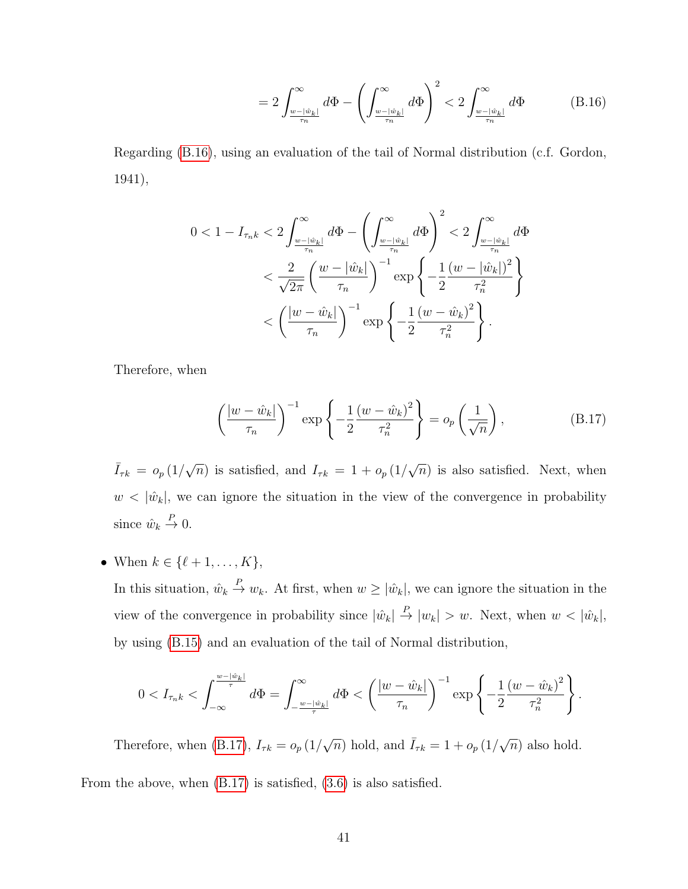$$= 2\int_{\frac{w-|\hat{w}_k|}{\tau_n}}^{\infty} d\Phi - \left(\int_{\frac{w-|\hat{w}_k|}{\tau_n}}^{\infty} d\Phi\right)^2 < 2\int_{\frac{w-|\hat{w}_k|}{\tau_n}}^{\infty} d\Phi \tag{B.16}$$

Regarding (B.16), using an evaluation of the tail of Normal distribution (c.f. Gordon, 1941),

$$\begin{aligned}
0 < 1 - I_{\tau_n k} &< 2\int_{\frac{w-|\hat{w}_k|}{\tau_n}}^{\infty} d\Phi - \left(\int_{\frac{w-|\hat{w}_k|}{\tau_n}}^{\infty} d\Phi\right)^2 < 2\int_{\frac{w-|\hat{w}_k|}{\tau_n}}^{\infty} d\Phi \\
&< \frac{2}{\sqrt{2\pi}}\left(\frac{w-|\hat{w}_k|}{\tau_n}\right)^{-1} \exp\left\{-\frac{1}{2}\frac{(w-|\hat{w}_k|)^2}{\tau_n^2}\right\} \\
&< \left(\frac{|w-\hat{w}_k|}{\tau_n}\right)^{-1} \exp\left\{-\frac{1}{2}\frac{(w-\hat{w}_k)^2}{\tau_n^2}\right\}.
\end{aligned}$$

Therefore, when

$$\left(\frac{|w-\hat{w}_k|}{\tau_n}\right)^{-1} \exp\left\{-\frac{1}{2}\frac{(w-\hat{w}_k)^2}{\tau_n^2}\right\} = o_p\left(\frac{1}{\sqrt{n}}\right), \tag{B.17}$$

$\bar{I}_{\tau k} = o_p\left(1/\sqrt{n}\right)$ is satisfied, and $I_{\tau k} = 1 + o_p\left(1/\sqrt{n}\right)$ is also satisfied. Next, when $w < |\hat{w}_k|$, we can ignore the situation in the view of the convergence in probability since $\hat{w}_k \xrightarrow{P} 0$.

- When $k \in \{\ell+1, \ldots, K\}$,

  In this situation, $\hat{w}_k \xrightarrow{P} w_k$. At first, when $w \geq |\hat{w}_k|$, we can ignore the situation in the view of the convergence in probability since $|\hat{w}_k| \xrightarrow{P} |w_k| > w$. Next, when $w < |\hat{w}_k|$, by using (B.15) and an evaluation of the tail of Normal distribution,

$$0 < I_{\tau_n k} < \int_{-\infty}^{\frac{w-|\hat{w}_k|}{\tau}} d\Phi = \int_{-\frac{w-|\hat{w}_k|}{\tau}}^{\infty} d\Phi < \left(\frac{|w-\hat{w}_k|}{\tau_n}\right)^{-1} \exp\left\{-\frac{1}{2}\frac{(w-\hat{w}_k)^2}{\tau_n^2}\right\}.$$

  Therefore, when (B.17), $I_{\tau k} = o_p\left(1/\sqrt{n}\right)$ hold, and $\bar{I}_{\tau k} = 1 + o_p\left(1/\sqrt{n}\right)$ also hold.

From the above, when (B.17) is satisfied, (3.6) is also satisfied.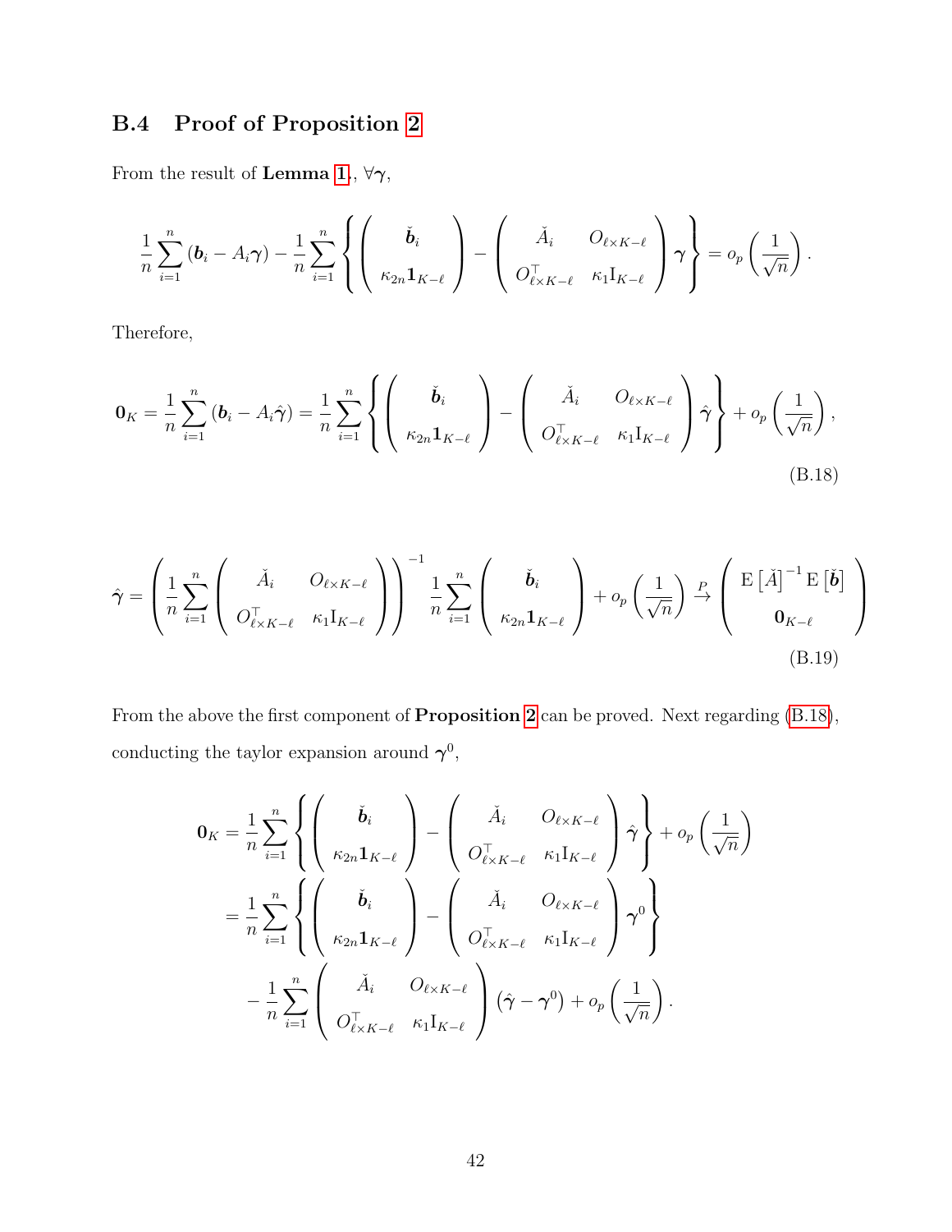### B.4 Proof of Proposition 2

From the result of **Lemma 1**., $\forall \boldsymbol{\gamma}$,

$$
\frac{1}{n}\sum_{i=1}^{n}\left(\boldsymbol{b}_i - A_i\boldsymbol{\gamma}\right) - \frac{1}{n}\sum_{i=1}^{n}\left\{\begin{pmatrix} \check{\boldsymbol{b}}_i \\ \kappa_{2n}\mathbf{1}_{K-\ell}\end{pmatrix} - \begin{pmatrix} \check{A}_i & O_{\ell\times K-\ell} \\ O_{\ell\times K-\ell}^{\top} & \kappa_1 \mathrm{I}_{K-\ell}\end{pmatrix}\boldsymbol{\gamma}\right\} = o_p\left(\frac{1}{\sqrt{n}}\right).
$$

Therefore,

$$
\mathbf{0}_K = \frac{1}{n}\sum_{i=1}^{n}\left(\boldsymbol{b}_i - A_i\hat{\boldsymbol{\gamma}}\right) = \frac{1}{n}\sum_{i=1}^{n}\left\{\begin{pmatrix} \check{\boldsymbol{b}}_i \\ \kappa_{2n}\mathbf{1}_{K-\ell}\end{pmatrix} - \begin{pmatrix} \check{A}_i & O_{\ell\times K-\ell} \\ O_{\ell\times K-\ell}^{\top} & \kappa_1 \mathrm{I}_{K-\ell}\end{pmatrix}\hat{\boldsymbol{\gamma}}\right\} + o_p\left(\frac{1}{\sqrt{n}}\right), \tag{B.18}
$$

$$
\hat{\boldsymbol{\gamma}} = \left(\frac{1}{n}\sum_{i=1}^{n}\begin{pmatrix} \check{A}_i & O_{\ell\times K-\ell} \\ O_{\ell\times K-\ell}^{\top} & \kappa_1 \mathrm{I}_{K-\ell}\end{pmatrix}\right)^{-1}\frac{1}{n}\sum_{i=1}^{n}\begin{pmatrix} \check{\boldsymbol{b}}_i \\ \kappa_{2n}\mathbf{1}_{K-\ell}\end{pmatrix} + o_p\left(\frac{1}{\sqrt{n}}\right) \xrightarrow{P} \begin{pmatrix} \mathrm{E}\left[\check{A}\right]^{-1}\mathrm{E}\left[\check{\boldsymbol{b}}\right] \\ \mathbf{0}_{K-\ell}\end{pmatrix} \tag{B.19}
$$

From the above the first component of **Proposition 2** can be proved. Next regarding (B.18), conducting the taylor expansion around $\boldsymbol{\gamma}^0$,

$$
\begin{aligned}
\mathbf{0}_K &= \frac{1}{n}\sum_{i=1}^{n}\left\{\begin{pmatrix} \check{\boldsymbol{b}}_i \\ \kappa_{2n}\mathbf{1}_{K-\ell}\end{pmatrix} - \begin{pmatrix} \check{A}_i & O_{\ell\times K-\ell} \\ O_{\ell\times K-\ell}^{\top} & \kappa_1 \mathrm{I}_{K-\ell}\end{pmatrix}\hat{\boldsymbol{\gamma}}\right\} + o_p\left(\frac{1}{\sqrt{n}}\right) \\
&= \frac{1}{n}\sum_{i=1}^{n}\left\{\begin{pmatrix} \check{\boldsymbol{b}}_i \\ \kappa_{2n}\mathbf{1}_{K-\ell}\end{pmatrix} - \begin{pmatrix} \check{A}_i & O_{\ell\times K-\ell} \\ O_{\ell\times K-\ell}^{\top} & \kappa_1 \mathrm{I}_{K-\ell}\end{pmatrix}\boldsymbol{\gamma}^0\right\} \\
&\quad - \frac{1}{n}\sum_{i=1}^{n}\begin{pmatrix} \check{A}_i & O_{\ell\times K-\ell} \\ O_{\ell\times K-\ell}^{\top} & \kappa_1 \mathrm{I}_{K-\ell}\end{pmatrix}\left(\hat{\boldsymbol{\gamma}} - \boldsymbol{\gamma}^0\right) + o_p\left(\frac{1}{\sqrt{n}}\right).
\end{aligned}
$$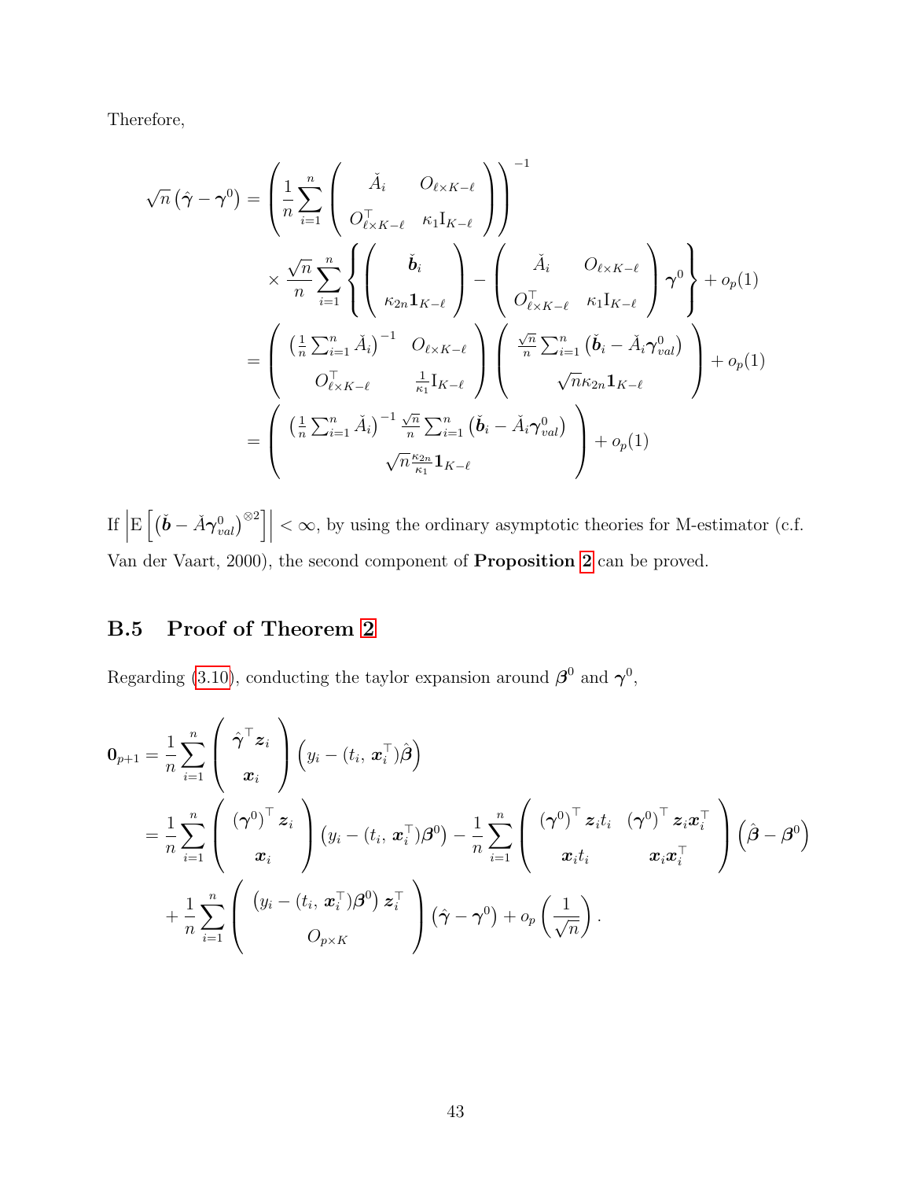Therefore,

$$
\begin{aligned}
\sqrt{n}\left(\hat{\boldsymbol{\gamma}}-\boldsymbol{\gamma}^{0}\right) &= \left(\frac{1}{n}\sum_{i=1}^{n}\left(\begin{array}{cc} \check{A}_i & O_{\ell\times K-\ell} \\ O_{\ell\times K-\ell}^{\top} & \kappa_1 \mathrm{I}_{K-\ell} \end{array}\right)\right)^{-1} \\
&\quad \times \frac{\sqrt{n}}{n}\sum_{i=1}^{n}\left\{\left(\begin{array}{c} \check{\boldsymbol{b}}_i \\ \kappa_{2n}\mathbf{1}_{K-\ell} \end{array}\right) - \left(\begin{array}{cc} \check{A}_i & O_{\ell\times K-\ell} \\ O_{\ell\times K-\ell}^{\top} & \kappa_1 \mathrm{I}_{K-\ell} \end{array}\right)\boldsymbol{\gamma}^{0}\right\} + o_p(1) \\
&= \left(\begin{array}{cc} \left(\frac{1}{n}\sum_{i=1}^{n}\check{A}_i\right)^{-1} & O_{\ell\times K-\ell} \\ O_{\ell\times K-\ell}^{\top} & \frac{1}{\kappa_1}\mathrm{I}_{K-\ell} \end{array}\right)\left(\begin{array}{c} \frac{\sqrt{n}}{n}\sum_{i=1}^{n}\left(\check{\boldsymbol{b}}_i - \check{A}_i\boldsymbol{\gamma}_{val}^{0}\right) \\ \sqrt{n}\kappa_{2n}\mathbf{1}_{K-\ell} \end{array}\right) + o_p(1) \\
&= \left(\begin{array}{c} \left(\frac{1}{n}\sum_{i=1}^{n}\check{A}_i\right)^{-1}\frac{\sqrt{n}}{n}\sum_{i=1}^{n}\left(\check{\boldsymbol{b}}_i - \check{A}_i\boldsymbol{\gamma}_{val}^{0}\right) \\ \sqrt{n}\frac{\kappa_{2n}}{\kappa_1}\mathbf{1}_{K-\ell} \end{array}\right) + o_p(1)
\end{aligned}
$$

If $\left|\mathrm{E}\left[\left(\check{\boldsymbol{b}} - \check{A}\boldsymbol{\gamma}_{val}^{0}\right)^{\otimes 2}\right]\right| < \infty$, by using the ordinary asymptotic theories for M-estimator (c.f. Van der Vaart, 2000), the second component of **Proposition 2** can be proved.

## B.5 Proof of Theorem 2

Regarding (3.10), conducting the taylor expansion around $\boldsymbol{\beta}^0$ and $\boldsymbol{\gamma}^0$,

$$
\begin{aligned}
\mathbf{0}_{p+1} &= \frac{1}{n}\sum_{i=1}^{n}\left(\begin{array}{c} \hat{\boldsymbol{\gamma}}^{\top}\boldsymbol{z}_i \\ \boldsymbol{x}_i \end{array}\right)\left(y_i - (t_i,\, \boldsymbol{x}_i^{\top})\hat{\boldsymbol{\beta}}\right) \\
&= \frac{1}{n}\sum_{i=1}^{n}\left(\begin{array}{c} \left(\boldsymbol{\gamma}^{0}\right)^{\top}\boldsymbol{z}_i \\ \boldsymbol{x}_i \end{array}\right)\left(y_i - (t_i,\, \boldsymbol{x}_i^{\top})\boldsymbol{\beta}^{0}\right) - \frac{1}{n}\sum_{i=1}^{n}\left(\begin{array}{cc} \left(\boldsymbol{\gamma}^{0}\right)^{\top}\boldsymbol{z}_i t_i & \left(\boldsymbol{\gamma}^{0}\right)^{\top}\boldsymbol{z}_i\boldsymbol{x}_i^{\top} \\ \boldsymbol{x}_i t_i & \boldsymbol{x}_i\boldsymbol{x}_i^{\top} \end{array}\right)\left(\hat{\boldsymbol{\beta}} - \boldsymbol{\beta}^{0}\right) \\
&\quad + \frac{1}{n}\sum_{i=1}^{n}\left(\begin{array}{c} \left(y_i - (t_i,\, \boldsymbol{x}_i^{\top})\boldsymbol{\beta}^{0}\right)\boldsymbol{z}_i^{\top} \\ O_{p\times K} \end{array}\right)\left(\hat{\boldsymbol{\gamma}} - \boldsymbol{\gamma}^{0}\right) + o_p\left(\frac{1}{\sqrt{n}}\right).
\end{aligned}
$$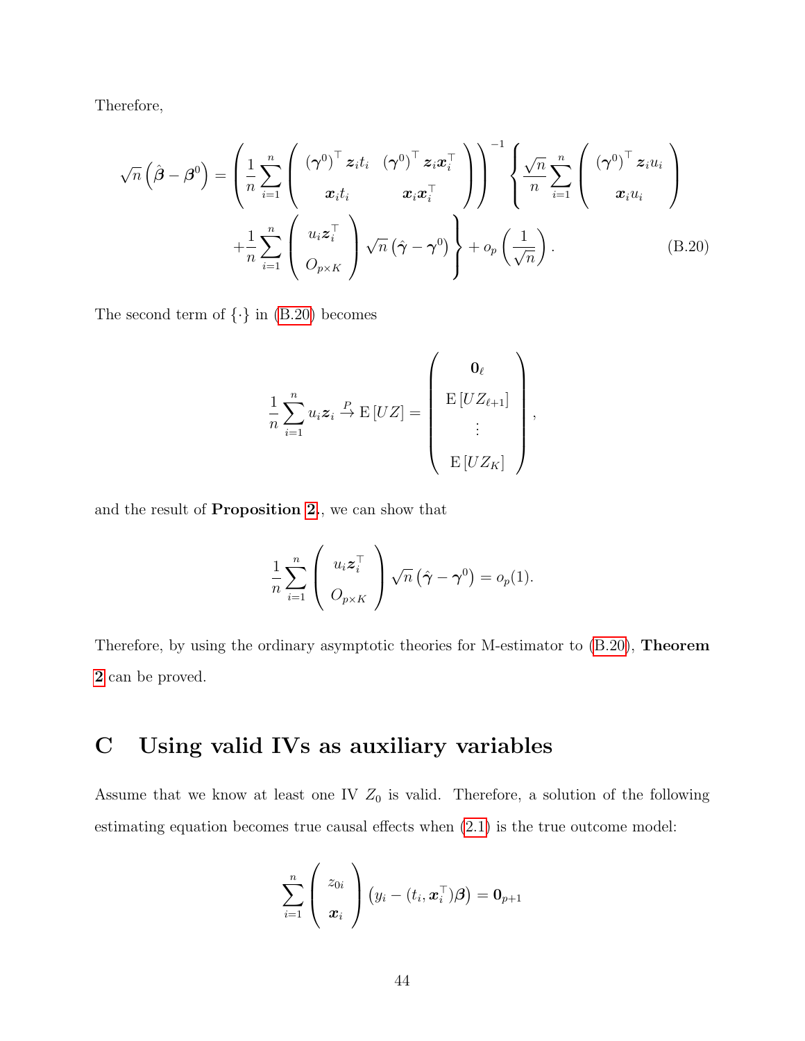Therefore,

$$
\sqrt{n}\left(\hat{\boldsymbol{\beta}}-\boldsymbol{\beta}^{0}\right)=\left(\frac{1}{n}\sum_{i=1}^{n}\begin{pmatrix}\left(\boldsymbol{\gamma}^{0}\right)^{\top}\boldsymbol{z}_i t_i & \left(\boldsymbol{\gamma}^{0}\right)^{\top}\boldsymbol{z}_i\boldsymbol{x}_i^{\top}\\ \boldsymbol{x}_i t_i & \boldsymbol{x}_i\boldsymbol{x}_i^{\top}\end{pmatrix}\right)^{-1}\left\{\frac{\sqrt{n}}{n}\sum_{i=1}^{n}\begin{pmatrix}\left(\boldsymbol{\gamma}^{0}\right)^{\top}\boldsymbol{z}_i u_i\\ \boldsymbol{x}_i u_i\end{pmatrix}\right.
$$

$$
\left.+\frac{1}{n}\sum_{i=1}^{n}\begin{pmatrix}u_i\boldsymbol{z}_i^{\top}\\ O_{p\times K}\end{pmatrix}\sqrt{n}\left(\hat{\boldsymbol{\gamma}}-\boldsymbol{\gamma}^{0}\right)\right\}+o_p\left(\frac{1}{\sqrt{n}}\right). \tag{B.20}
$$

The second term of $\{\cdot\}$ in (B.20) becomes

$$
\frac{1}{n}\sum_{i=1}^{n}u_i\boldsymbol{z}_i\xrightarrow{P}\mathrm{E}\left[UZ\right]=\begin{pmatrix}\mathbf{0}_{\ell}\\ \mathrm{E}\left[UZ_{\ell+1}\right]\\ \vdots\\ \mathrm{E}\left[UZ_K\right]\end{pmatrix},
$$

and the result of **Proposition 2**, we can show that

$$
\frac{1}{n}\sum_{i=1}^{n}\begin{pmatrix}u_i\boldsymbol{z}_i^{\top}\\ O_{p\times K}\end{pmatrix}\sqrt{n}\left(\hat{\boldsymbol{\gamma}}-\boldsymbol{\gamma}^{0}\right)=o_p(1).
$$

Therefore, by using the ordinary asymptotic theories for M-estimator to (B.20), **Theorem 2** can be proved.

# C Using valid IVs as auxiliary variables

Assume that we know at least one IV $Z_0$ is valid. Therefore, a solution of the following estimating equation becomes true causal effects when (2.1) is the true outcome model:

$$
\sum_{i=1}^{n}\begin{pmatrix}z_{0i}\\ \boldsymbol{x}_i\end{pmatrix}\left(y_i-(t_i,\boldsymbol{x}_i^{\top})\boldsymbol{\beta}\right)=\mathbf{0}_{p+1}
$$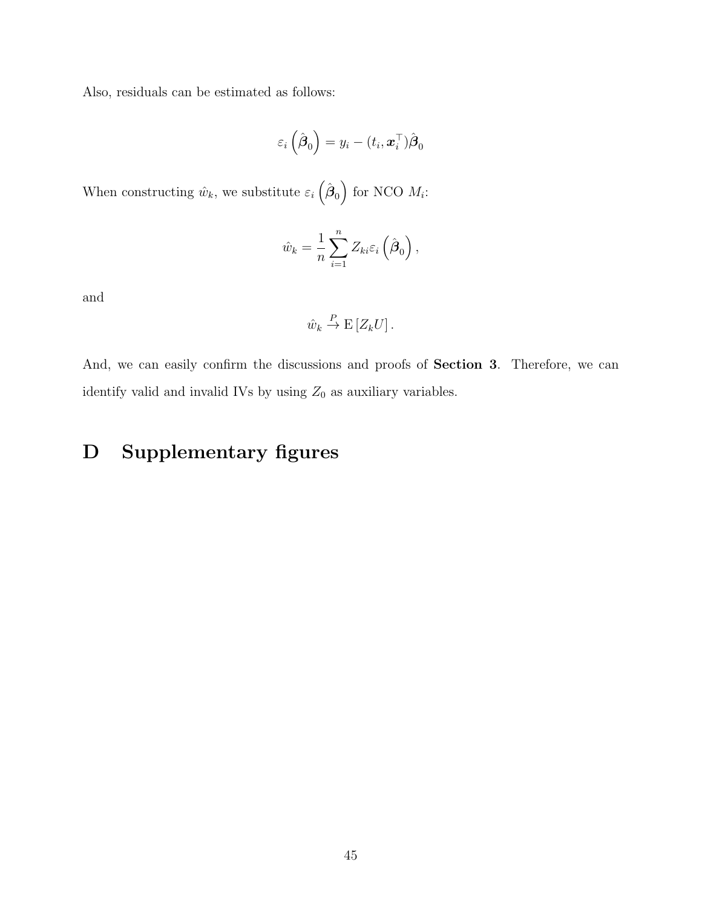Also, residuals can be estimated as follows:

$$\varepsilon_i\left(\hat{\boldsymbol{\beta}}_0\right) = y_i - (t_i, \boldsymbol{x}_i^\top)\hat{\boldsymbol{\beta}}_0$$

When constructing $\hat{w}_k$, we substitute $\varepsilon_i\left(\hat{\boldsymbol{\beta}}_0\right)$ for NCO $M_i$:

$$\hat{w}_k = \frac{1}{n}\sum_{i=1}^{n} Z_{ki}\varepsilon_i\left(\hat{\boldsymbol{\beta}}_0\right),$$

and

$$\hat{w}_k \xrightarrow{P} \mathrm{E}\left[Z_k U\right].$$

And, we can easily confirm the discussions and proofs of **Section 3**. Therefore, we can identify valid and invalid IVs by using $Z_0$ as auxiliary variables.

# D Supplementary figures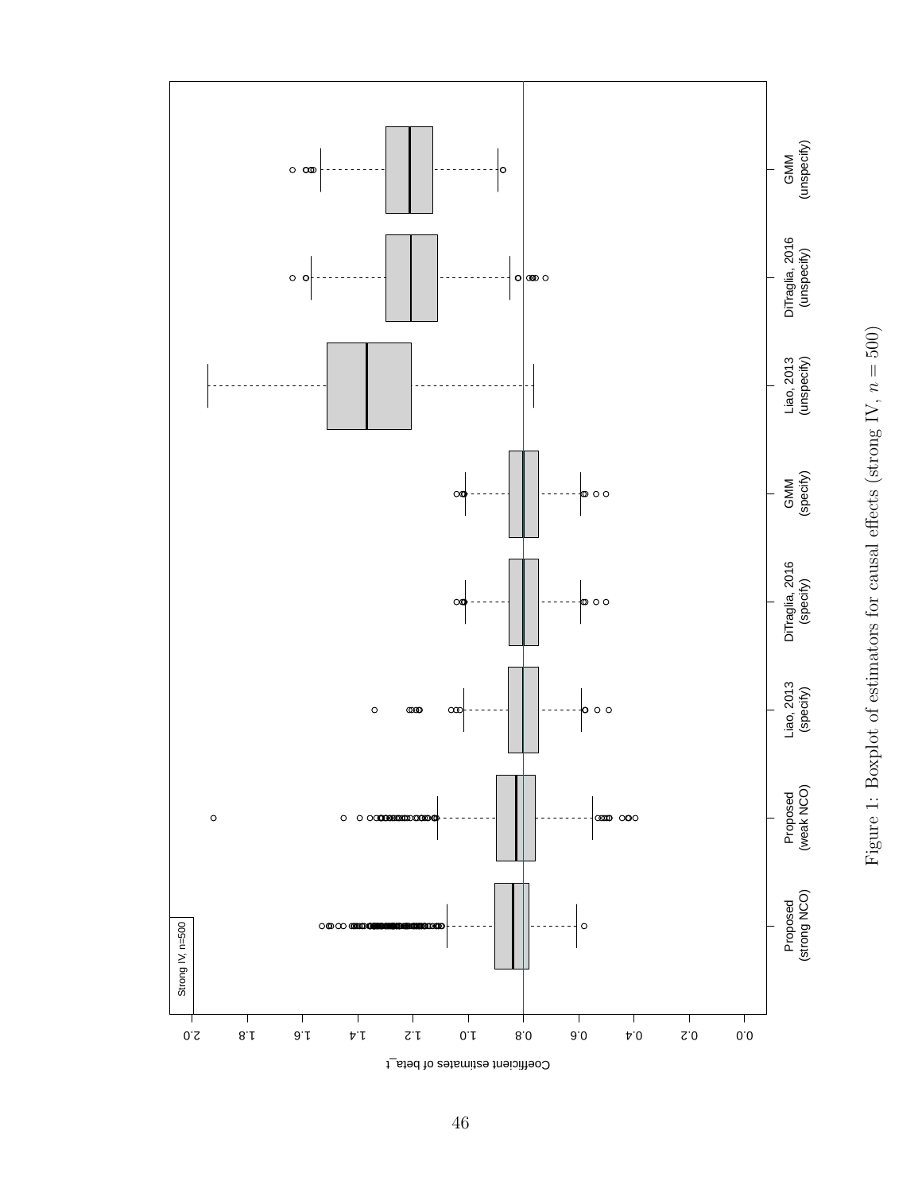Figure 1: Boxplot of estimators for causal effects (strong IV, $n = 500$)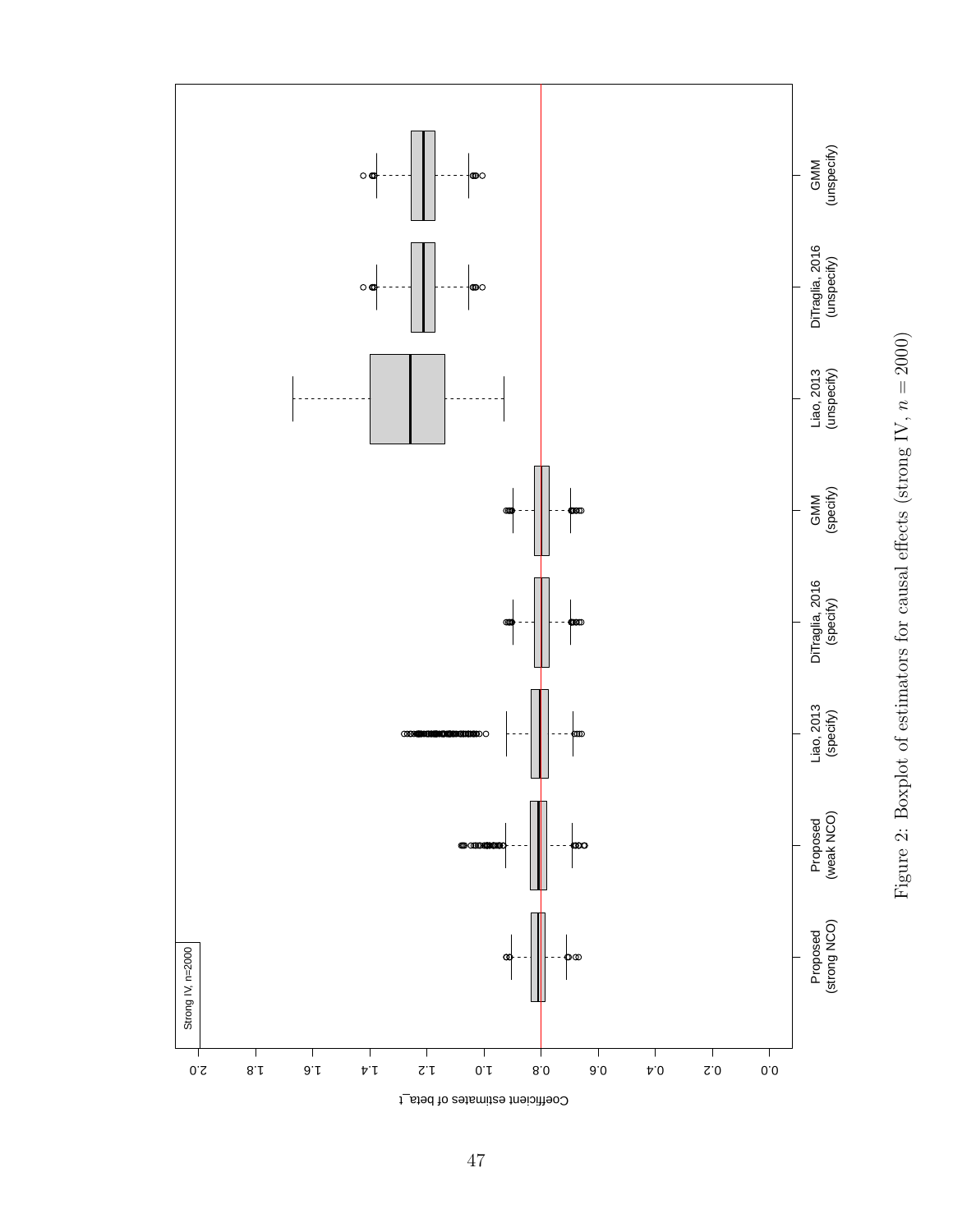Figure 2: Boxplot of estimators for causal effects (strong IV, $n = 2000$)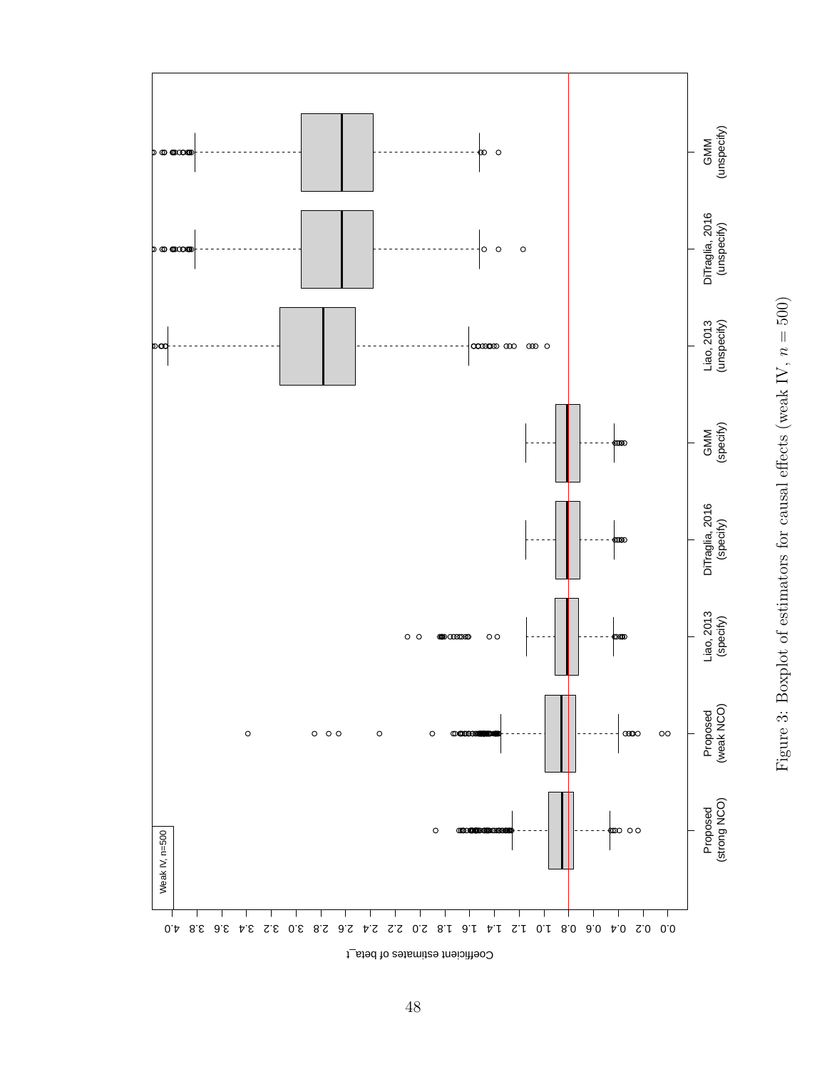Figure 3: Boxplot of estimators for causal effects (weak IV, $n = 500$)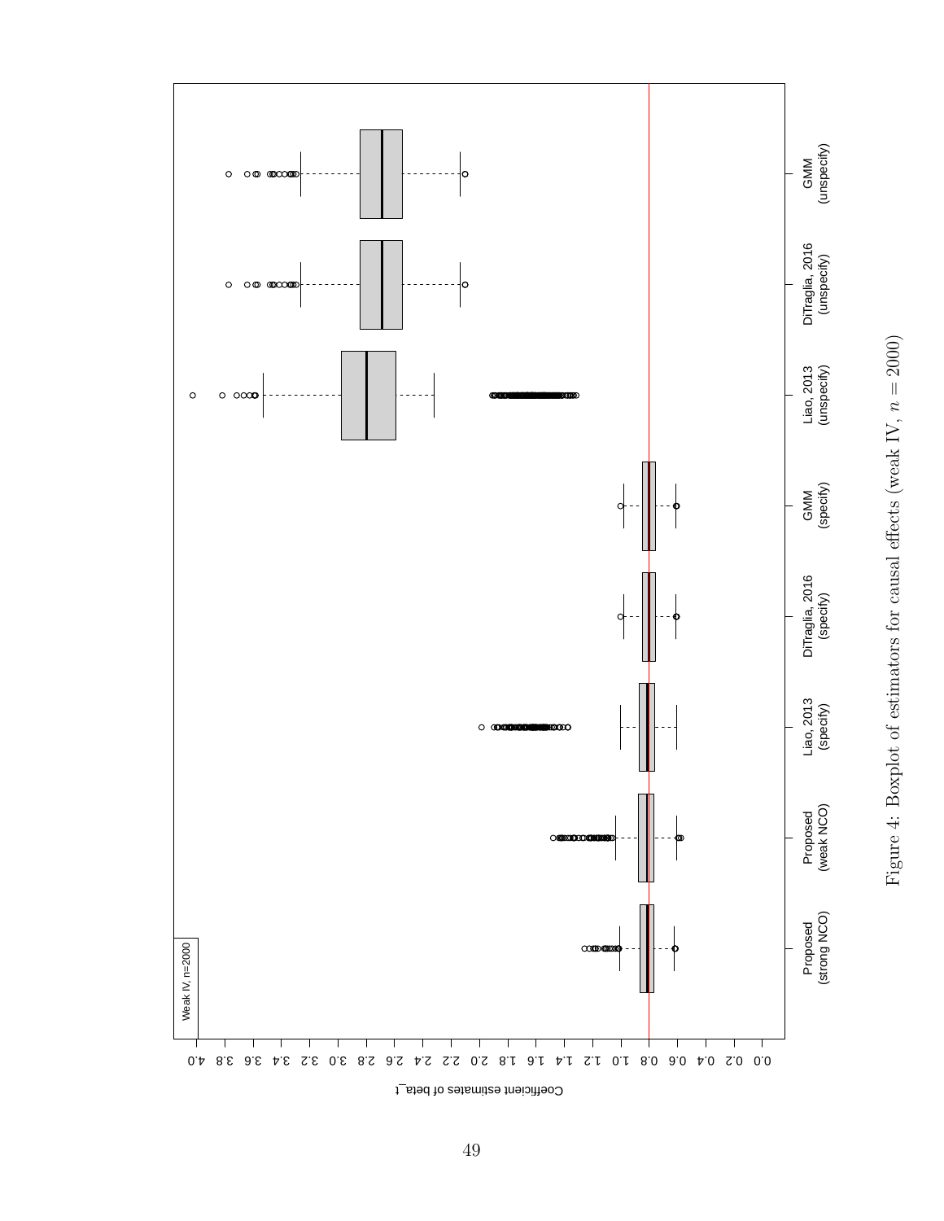Weak IV, n=2000

Coefficient estimates of beta_t

4.0
3.8
3.6
3.4
3.2
3.0
2.8
2.6
2.4
2.2
2.0
1.8
1.6
1.4
1.2
1.0
0.8
0.6
0.4
0.2
0.0

Proposed (strong NCO)

Proposed (weak NCO)

Liao, 2013 (specify)

DiTraglia, 2016 (specify)

GMM (specify)

Liao, 2013 (unspecify)

DiTraglia, 2016 (unspecify)

GMM (unspecify)

Figure 4: Boxplot of estimators for causal effects (weak IV, $n = 2000$)